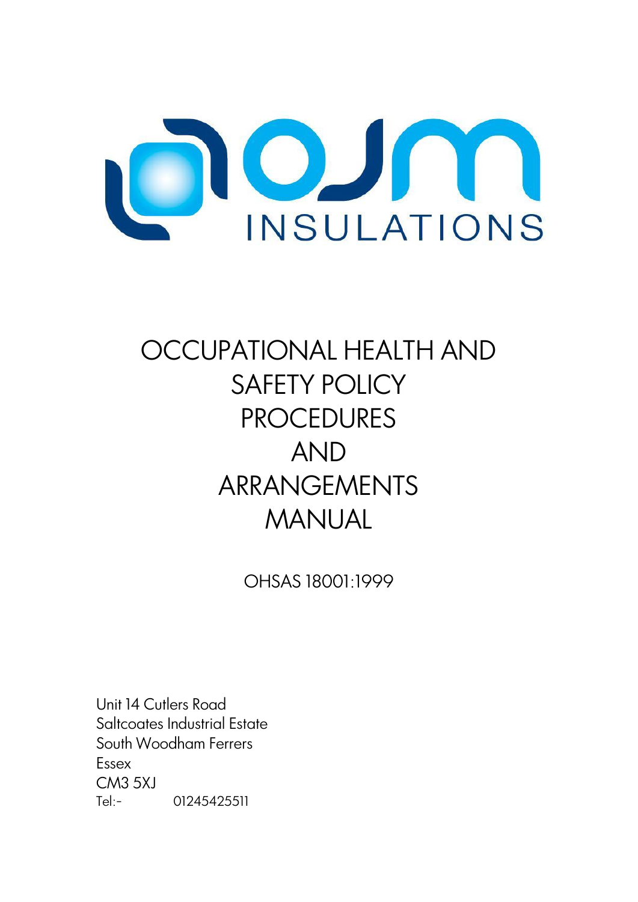OJM INSULATIONS

# OCCUPATIONAL HEALTH AND SAFETY POLICY PROCEDURES AND ARRANGEMENTS MANUAL

OHSAS 18001:1999

Unit 14 Cutlers Road
Saltcoates Industrial Estate
South Woodham Ferrers
Essex
CM3 5XJ
Tel:- 01245425511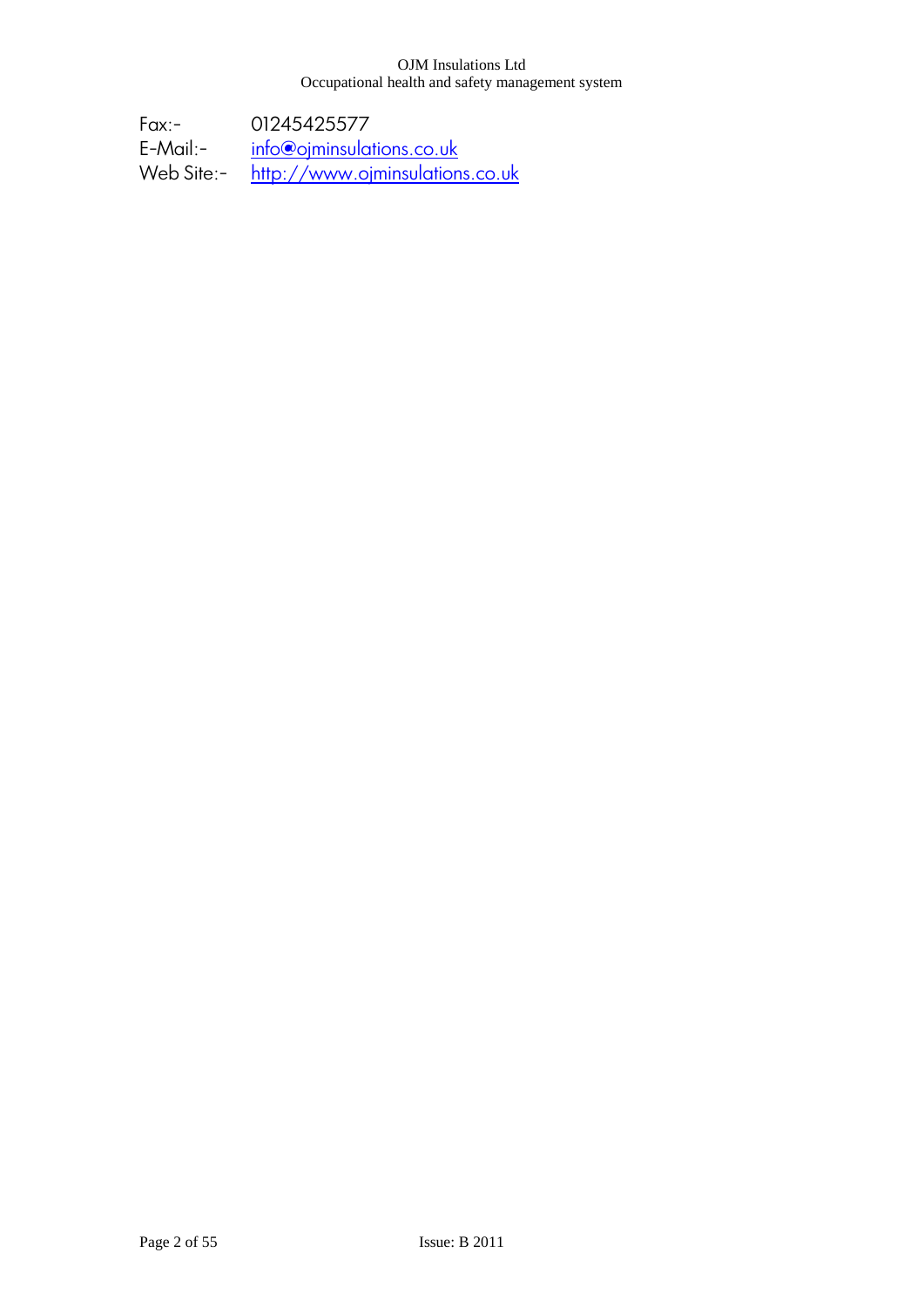| | |
|---|---|
| Fax:- | 01245425577 |
| E-Mail:- | info@ojminsulations.co.uk |
| Web Site:- | http://www.ojminsulations.co.uk |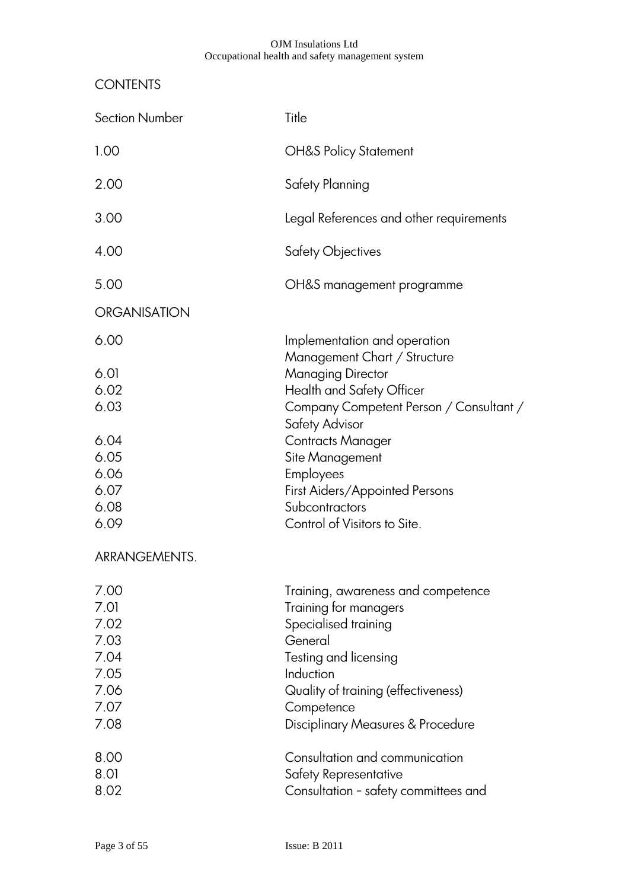# CONTENTS

| Section Number | Title |
|---|---|
| 1.00 | OH&S Policy Statement |
| 2.00 | Safety Planning |
| 3.00 | Legal References and other requirements |
| 4.00 | Safety Objectives |
| 5.00 | OH&S management programme |

## ORGANISATION

| | |
|---|---|
| 6.00 | Implementation and operation<br>Management Chart / Structure |
| 6.01 | Managing Director |
| 6.02 | Health and Safety Officer |
| 6.03 | Company Competent Person / Consultant / Safety Advisor |
| 6.04 | Contracts Manager |
| 6.05 | Site Management |
| 6.06 | Employees |
| 6.07 | First Aiders/Appointed Persons |
| 6.08 | Subcontractors |
| 6.09 | Control of Visitors to Site. |

## ARRANGEMENTS.

| | |
|---|---|
| 7.00 | Training, awareness and competence |
| 7.01 | Training for managers |
| 7.02 | Specialised training |
| 7.03 | General |
| 7.04 | Testing and licensing |
| 7.05 | Induction |
| 7.06 | Quality of training (effectiveness) |
| 7.07 | Competence |
| 7.08 | Disciplinary Measures & Procedure |
| 8.00 | Consultation and communication |
| 8.01 | Safety Representative |
| 8.02 | Consultation - safety committees and |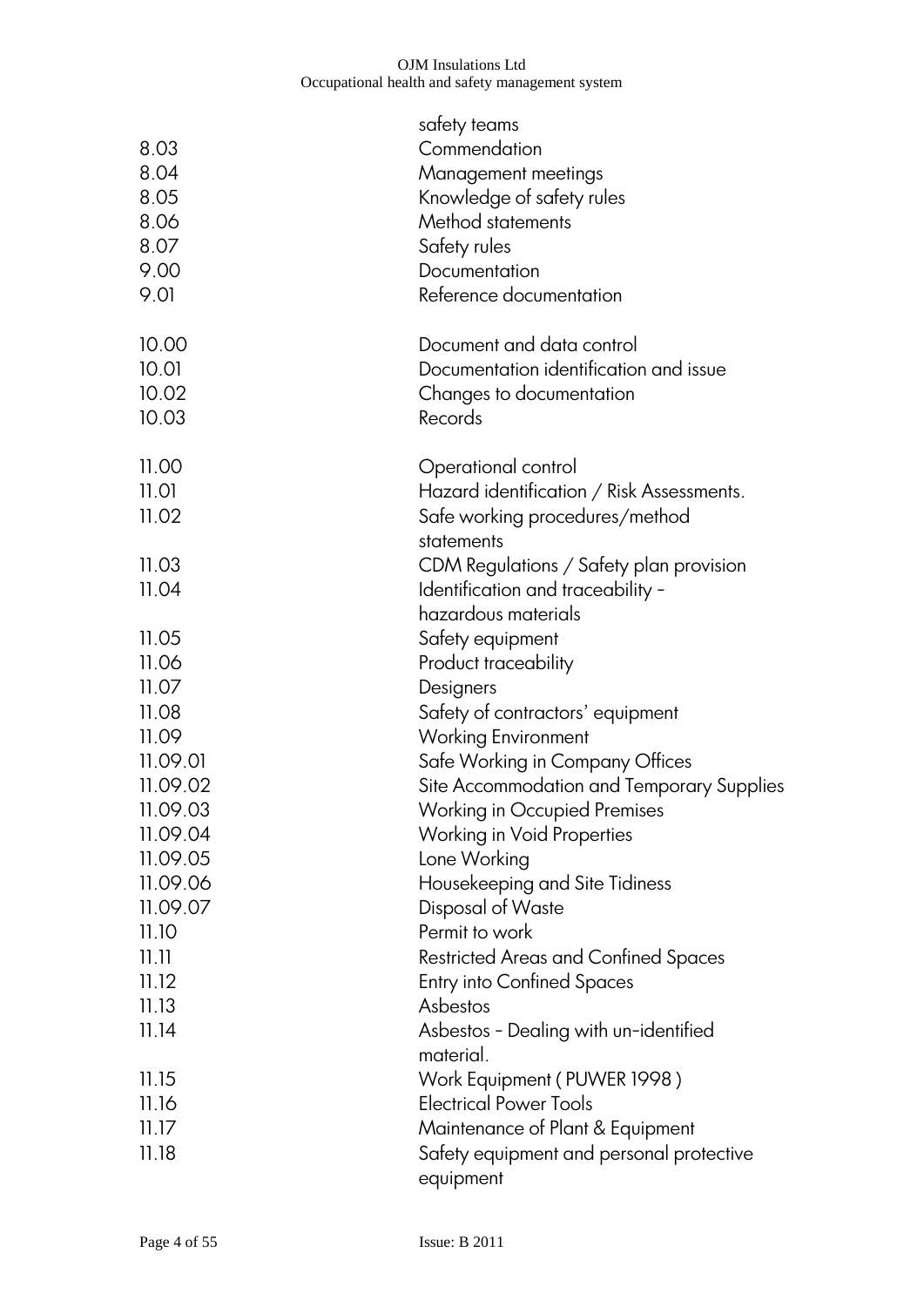| | |
|---|---|
| | safety teams |
| 8.03 | Commendation |
| 8.04 | Management meetings |
| 8.05 | Knowledge of safety rules |
| 8.06 | Method statements |
| 8.07 | Safety rules |
| 9.00 | Documentation |
| 9.01 | Reference documentation |
| 10.00 | Document and data control |
| 10.01 | Documentation identification and issue |
| 10.02 | Changes to documentation |
| 10.03 | Records |
| 11.00 | Operational control |
| 11.01 | Hazard identification / Risk Assessments. |
| 11.02 | Safe working procedures/method statements |
| 11.03 | CDM Regulations / Safety plan provision |
| 11.04 | Identification and traceability - hazardous materials |
| 11.05 | Safety equipment |
| 11.06 | Product traceability |
| 11.07 | Designers |
| 11.08 | Safety of contractors' equipment |
| 11.09 | Working Environment |
| 11.09.01 | Safe Working in Company Offices |
| 11.09.02 | Site Accommodation and Temporary Supplies |
| 11.09.03 | Working in Occupied Premises |
| 11.09.04 | Working in Void Properties |
| 11.09.05 | Lone Working |
| 11.09.06 | Housekeeping and Site Tidiness |
| 11.09.07 | Disposal of Waste |
| 11.10 | Permit to work |
| 11.11 | Restricted Areas and Confined Spaces |
| 11.12 | Entry into Confined Spaces |
| 11.13 | Asbestos |
| 11.14 | Asbestos - Dealing with un-identified material. |
| 11.15 | Work Equipment ( PUWER 1998 ) |
| 11.16 | Electrical Power Tools |
| 11.17 | Maintenance of Plant & Equipment |
| 11.18 | Safety equipment and personal protective equipment |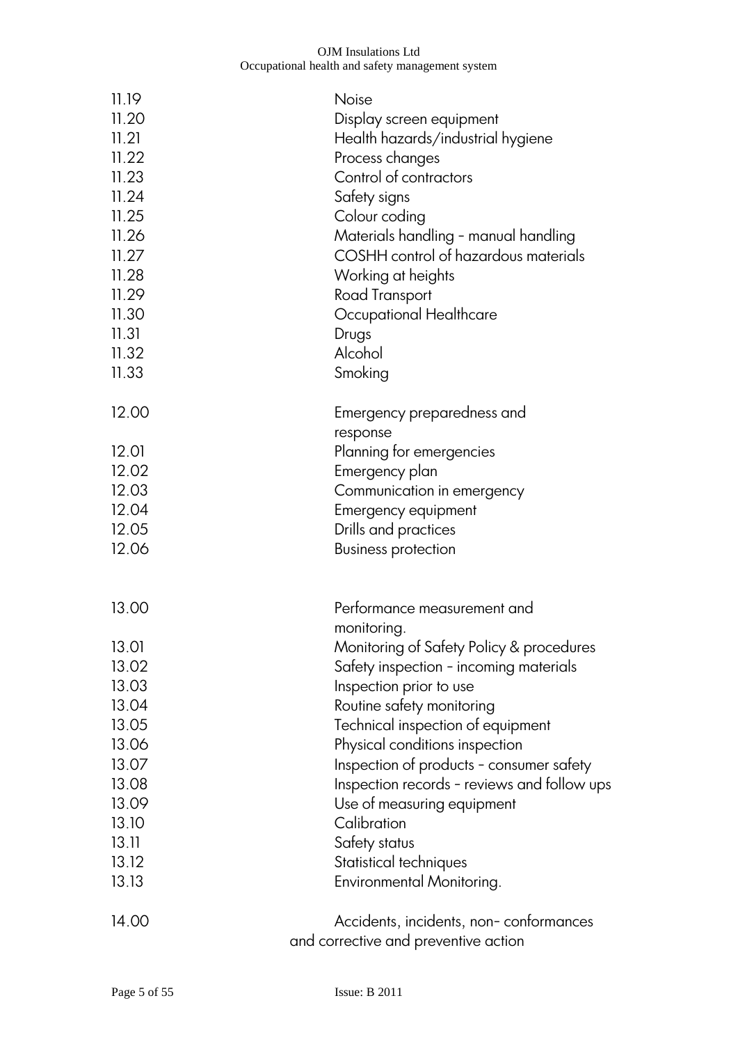| | |
|---|---|
| 11.19 | Noise |
| 11.20 | Display screen equipment |
| 11.21 | Health hazards/industrial hygiene |
| 11.22 | Process changes |
| 11.23 | Control of contractors |
| 11.24 | Safety signs |
| 11.25 | Colour coding |
| 11.26 | Materials handling - manual handling |
| 11.27 | COSHH control of hazardous materials |
| 11.28 | Working at heights |
| 11.29 | Road Transport |
| 11.30 | Occupational Healthcare |
| 11.31 | Drugs |
| 11.32 | Alcohol |
| 11.33 | Smoking |
| | |
| 12.00 | Emergency preparedness and response |
| 12.01 | Planning for emergencies |
| 12.02 | Emergency plan |
| 12.03 | Communication in emergency |
| 12.04 | Emergency equipment |
| 12.05 | Drills and practices |
| 12.06 | Business protection |
| | |
| 13.00 | Performance measurement and monitoring. |
| 13.01 | Monitoring of Safety Policy & procedures |
| 13.02 | Safety inspection - incoming materials |
| 13.03 | Inspection prior to use |
| 13.04 | Routine safety monitoring |
| 13.05 | Technical inspection of equipment |
| 13.06 | Physical conditions inspection |
| 13.07 | Inspection of products - consumer safety |
| 13.08 | Inspection records - reviews and follow ups |
| 13.09 | Use of measuring equipment |
| 13.10 | Calibration |
| 13.11 | Safety status |
| 13.12 | Statistical techniques |
| 13.13 | Environmental Monitoring. |
| | |
| 14.00 | Accidents, incidents, non- conformances and corrective and preventive action |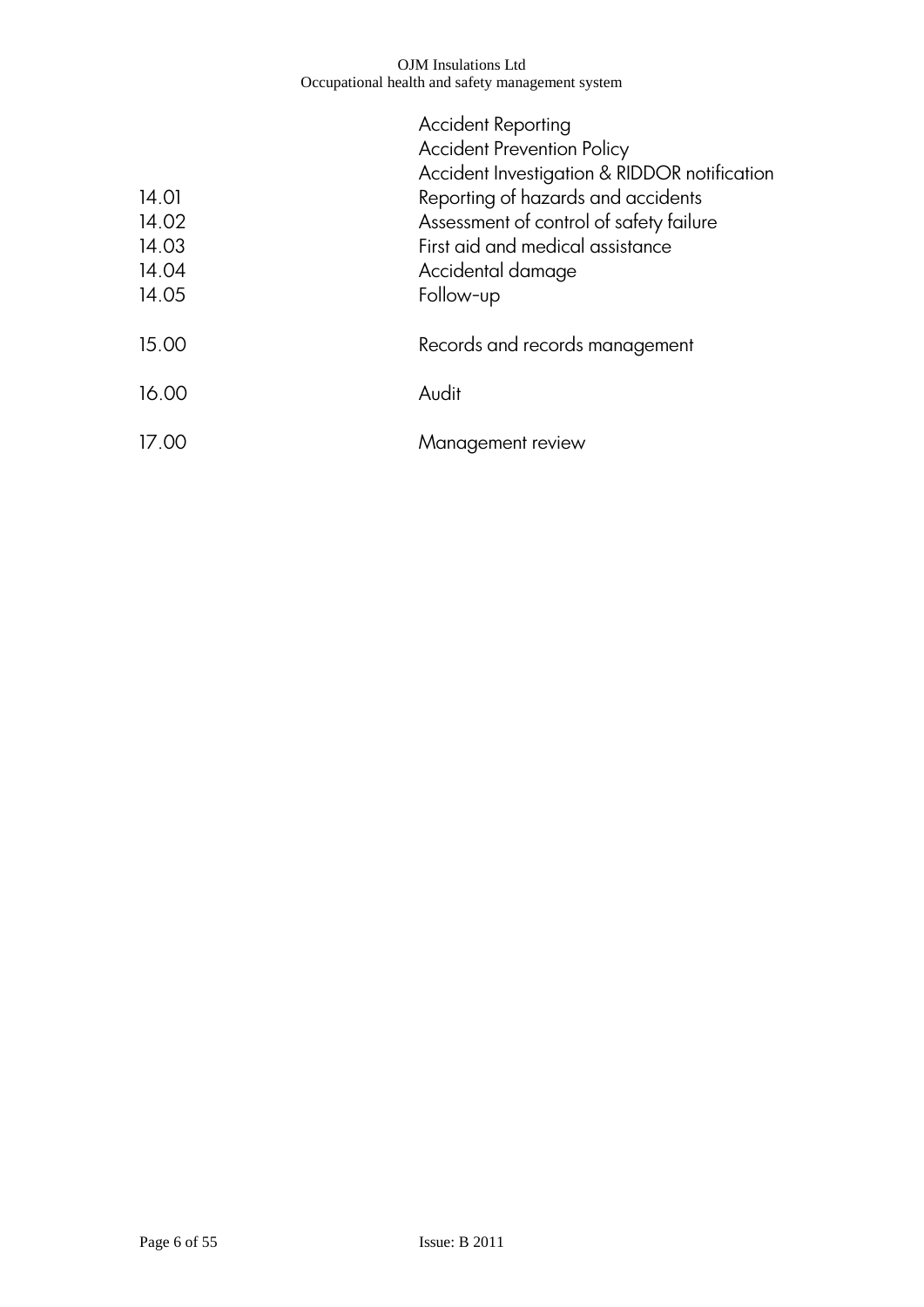| | |
|---|---|
| | Accident Reporting |
| | Accident Prevention Policy |
| | Accident Investigation & RIDDOR notification |
| 14.01 | Reporting of hazards and accidents |
| 14.02 | Assessment of control of safety failure |
| 14.03 | First aid and medical assistance |
| 14.04 | Accidental damage |
| 14.05 | Follow-up |
| 15.00 | Records and records management |
| 16.00 | Audit |
| 17.00 | Management review |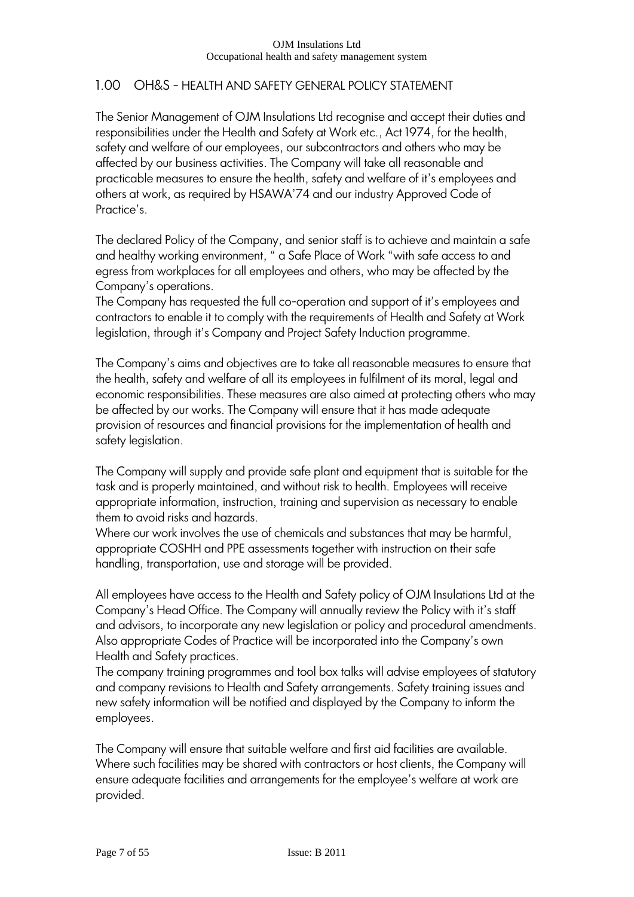## 1.00 OH&S – HEALTH AND SAFETY GENERAL POLICY STATEMENT

The Senior Management of OJM Insulations Ltd recognise and accept their duties and responsibilities under the Health and Safety at Work etc., Act 1974, for the health, safety and welfare of our employees, our subcontractors and others who may be affected by our business activities. The Company will take all reasonable and practicable measures to ensure the health, safety and welfare of it's employees and others at work, as required by HSAWA'74 and our industry Approved Code of Practice's.

The declared Policy of the Company, and senior staff is to achieve and maintain a safe and healthy working environment, " a Safe Place of Work "with safe access to and egress from workplaces for all employees and others, who may be affected by the Company's operations.
The Company has requested the full co-operation and support of it's employees and contractors to enable it to comply with the requirements of Health and Safety at Work legislation, through it's Company and Project Safety Induction programme.

The Company's aims and objectives are to take all reasonable measures to ensure that the health, safety and welfare of all its employees in fulfilment of its moral, legal and economic responsibilities. These measures are also aimed at protecting others who may be affected by our works. The Company will ensure that it has made adequate provision of resources and financial provisions for the implementation of health and safety legislation.

The Company will supply and provide safe plant and equipment that is suitable for the task and is properly maintained, and without risk to health. Employees will receive appropriate information, instruction, training and supervision as necessary to enable them to avoid risks and hazards.
Where our work involves the use of chemicals and substances that may be harmful, appropriate COSHH and PPE assessments together with instruction on their safe handling, transportation, use and storage will be provided.

All employees have access to the Health and Safety policy of OJM Insulations Ltd at the Company's Head Office. The Company will annually review the Policy with it's staff and advisors, to incorporate any new legislation or policy and procedural amendments. Also appropriate Codes of Practice will be incorporated into the Company's own Health and Safety practices.
The company training programmes and tool box talks will advise employees of statutory and company revisions to Health and Safety arrangements. Safety training issues and new safety information will be notified and displayed by the Company to inform the employees.

The Company will ensure that suitable welfare and first aid facilities are available. Where such facilities may be shared with contractors or host clients, the Company will ensure adequate facilities and arrangements for the employee's welfare at work are provided.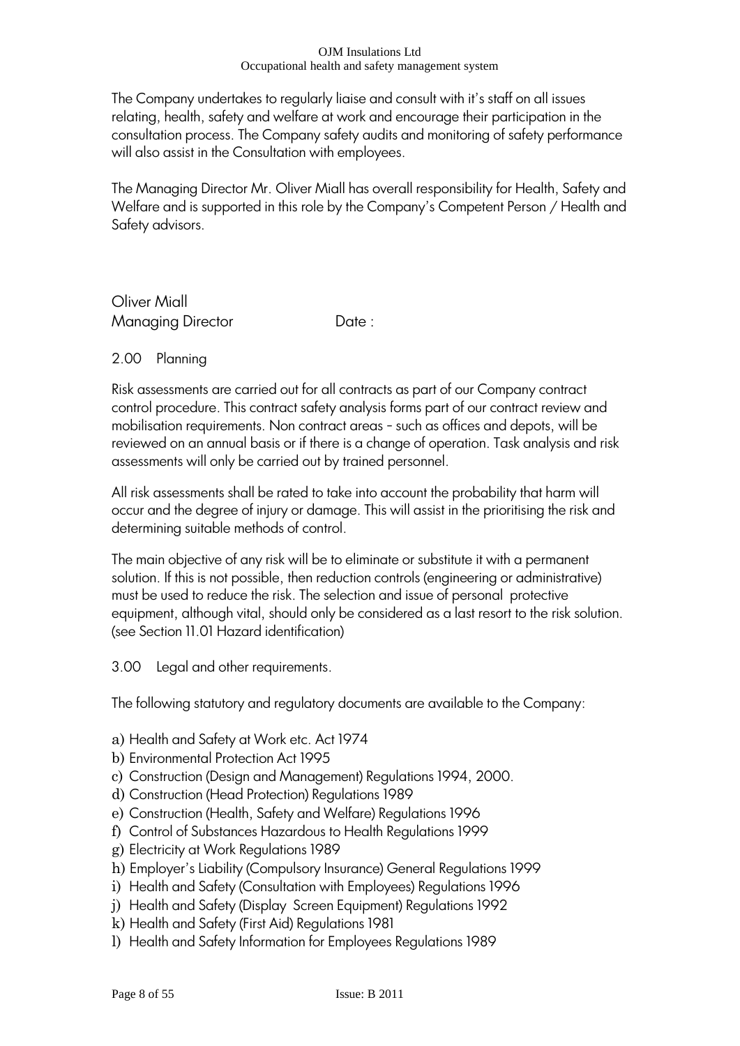The Company undertakes to regularly liaise and consult with it's staff on all issues relating, health, safety and welfare at work and encourage their participation in the consultation process. The Company safety audits and monitoring of safety performance will also assist in the Consultation with employees.

The Managing Director Mr. Oliver Miall has overall responsibility for Health, Safety and Welfare and is supported in this role by the Company's Competent Person / Health and Safety advisors.

Oliver Miall
Managing Director Date :

## 2.00 Planning

Risk assessments are carried out for all contracts as part of our Company contract control procedure. This contract safety analysis forms part of our contract review and mobilisation requirements. Non contract areas - such as offices and depots, will be reviewed on an annual basis or if there is a change of operation. Task analysis and risk assessments will only be carried out by trained personnel.

All risk assessments shall be rated to take into account the probability that harm will occur and the degree of injury or damage. This will assist in the prioritising the risk and determining suitable methods of control.

The main objective of any risk will be to eliminate or substitute it with a permanent solution. If this is not possible, then reduction controls (engineering or administrative) must be used to reduce the risk. The selection and issue of personal protective equipment, although vital, should only be considered as a last resort to the risk solution. (see Section 11.01 Hazard identification)

## 3.00 Legal and other requirements.

The following statutory and regulatory documents are available to the Company:

a) Health and Safety at Work etc. Act 1974
b) Environmental Protection Act 1995
c) Construction (Design and Management) Regulations 1994, 2000.
d) Construction (Head Protection) Regulations 1989
e) Construction (Health, Safety and Welfare) Regulations 1996
f) Control of Substances Hazardous to Health Regulations 1999
g) Electricity at Work Regulations 1989
h) Employer's Liability (Compulsory Insurance) General Regulations 1999
i) Health and Safety (Consultation with Employees) Regulations 1996
j) Health and Safety (Display Screen Equipment) Regulations 1992
k) Health and Safety (First Aid) Regulations 1981
l) Health and Safety Information for Employees Regulations 1989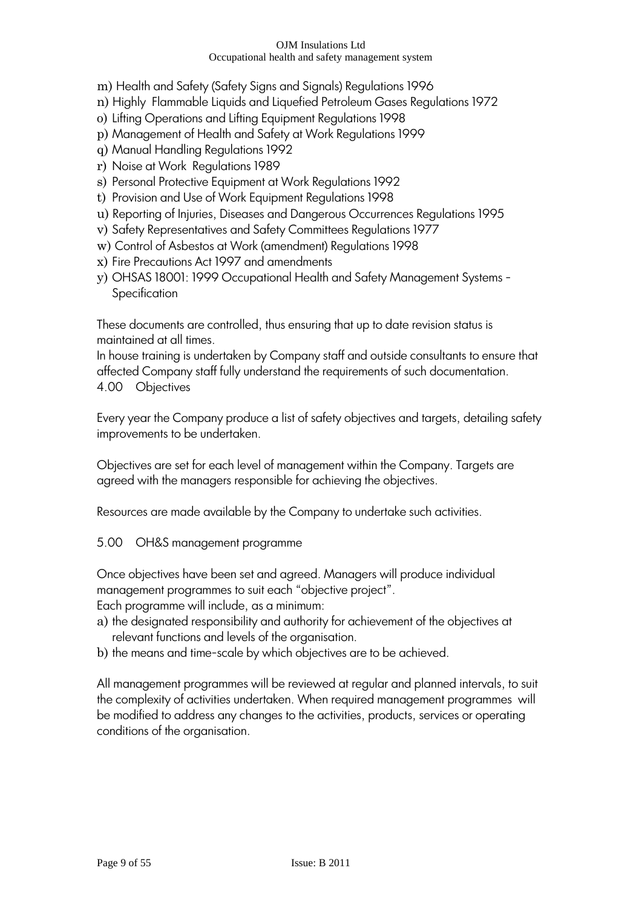m) Health and Safety (Safety Signs and Signals) Regulations 1996
n) Highly Flammable Liquids and Liquefied Petroleum Gases Regulations 1972
o) Lifting Operations and Lifting Equipment Regulations 1998
p) Management of Health and Safety at Work Regulations 1999
q) Manual Handling Regulations 1992
r) Noise at Work Regulations 1989
s) Personal Protective Equipment at Work Regulations 1992
t) Provision and Use of Work Equipment Regulations 1998
u) Reporting of Injuries, Diseases and Dangerous Occurrences Regulations 1995
v) Safety Representatives and Safety Committees Regulations 1977
w) Control of Asbestos at Work (amendment) Regulations 1998
x) Fire Precautions Act 1997 and amendments
y) OHSAS 18001: 1999 Occupational Health and Safety Management Systems - Specification

These documents are controlled, thus ensuring that up to date revision status is maintained at all times.
In house training is undertaken by Company staff and outside consultants to ensure that affected Company staff fully understand the requirements of such documentation.

## 4.00 Objectives

Every year the Company produce a list of safety objectives and targets, detailing safety improvements to be undertaken.

Objectives are set for each level of management within the Company. Targets are agreed with the managers responsible for achieving the objectives.

Resources are made available by the Company to undertake such activities.

## 5.00 OH&S management programme

Once objectives have been set and agreed. Managers will produce individual management programmes to suit each "objective project".
Each programme will include, as a minimum:

a) the designated responsibility and authority for achievement of the objectives at relevant functions and levels of the organisation.
b) the means and time-scale by which objectives are to be achieved.

All management programmes will be reviewed at regular and planned intervals, to suit the complexity of activities undertaken. When required management programmes will be modified to address any changes to the activities, products, services or operating conditions of the organisation.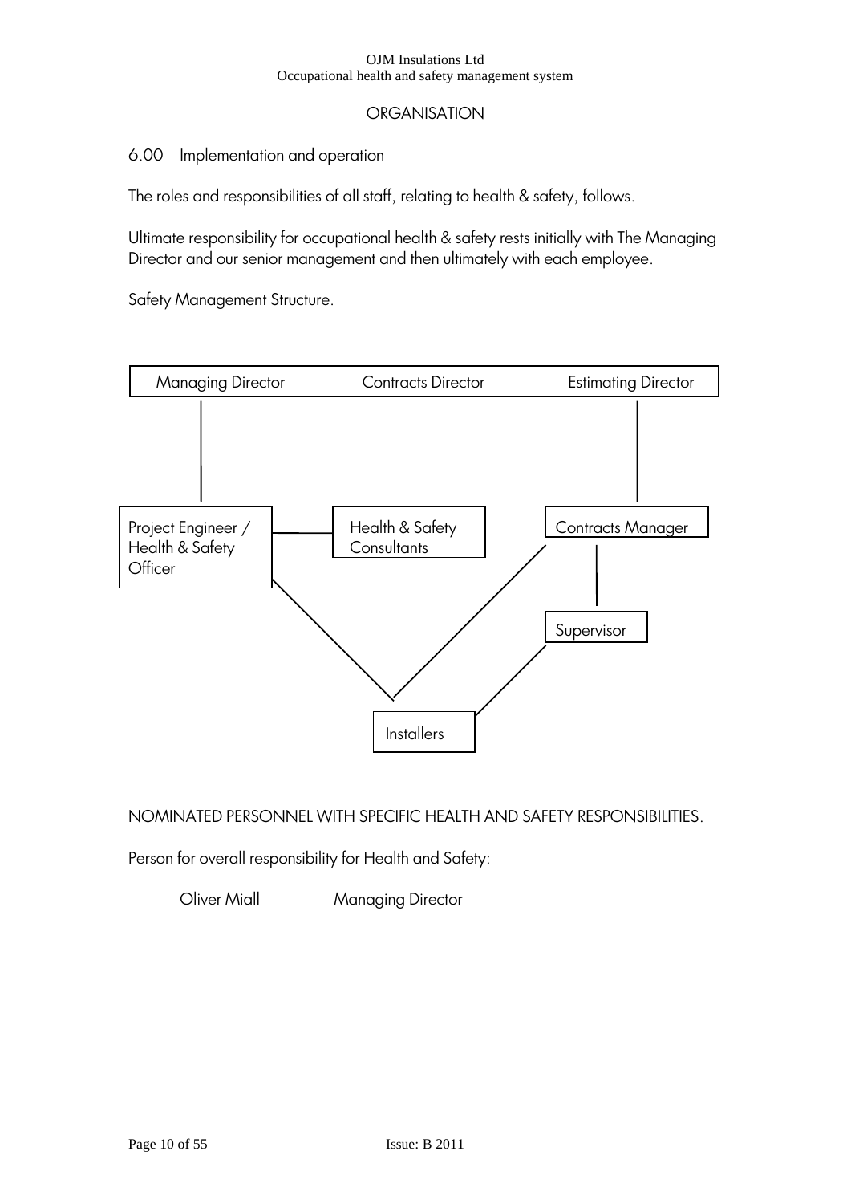## ORGANISATION

### 6.00 Implementation and operation

The roles and responsibilities of all staff, relating to health & safety, follows.

Ultimate responsibility for occupational health & safety rests initially with The Managing Director and our senior management and then ultimately with each employee.

Safety Management Structure.

Managing Director    Contracts Director    Estimating Director

Project Engineer / Health & Safety Officer

Health & Safety Consultants

Contracts Manager

Supervisor

Installers

NOMINATED PERSONNEL WITH SPECIFIC HEALTH AND SAFETY RESPONSIBILITIES.

Person for overall responsibility for Health and Safety:

Oliver Miall    Managing Director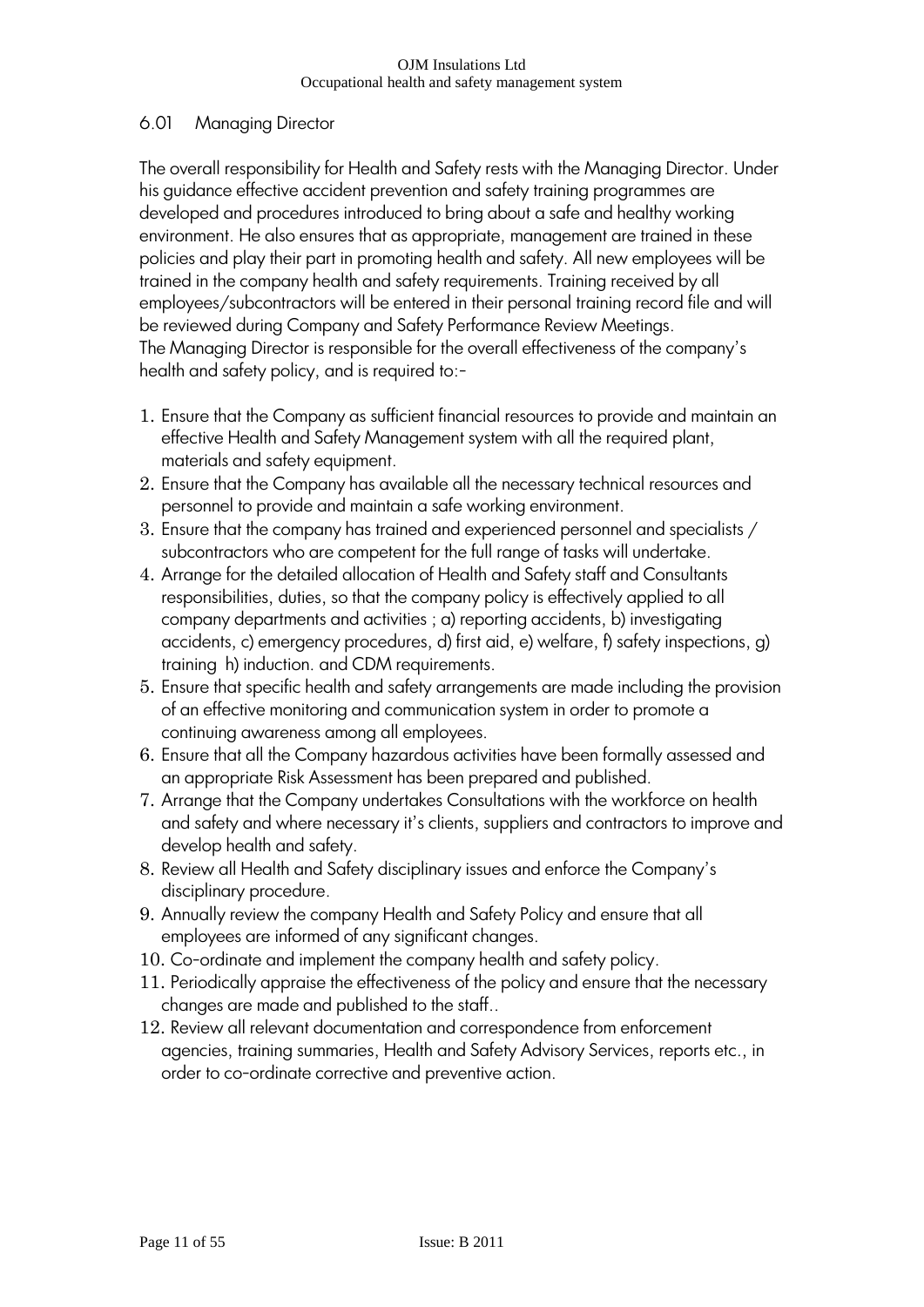## 6.01 Managing Director

The overall responsibility for Health and Safety rests with the Managing Director. Under his guidance effective accident prevention and safety training programmes are developed and procedures introduced to bring about a safe and healthy working environment. He also ensures that as appropriate, management are trained in these policies and play their part in promoting health and safety. All new employees will be trained in the company health and safety requirements. Training received by all employees/subcontractors will be entered in their personal training record file and will be reviewed during Company and Safety Performance Review Meetings.
The Managing Director is responsible for the overall effectiveness of the company's health and safety policy, and is required to:-

1. Ensure that the Company as sufficient financial resources to provide and maintain an effective Health and Safety Management system with all the required plant, materials and safety equipment.
2. Ensure that the Company has available all the necessary technical resources and personnel to provide and maintain a safe working environment.
3. Ensure that the company has trained and experienced personnel and specialists / subcontractors who are competent for the full range of tasks will undertake.
4. Arrange for the detailed allocation of Health and Safety staff and Consultants responsibilities, duties, so that the company policy is effectively applied to all company departments and activities ; a) reporting accidents, b) investigating accidents, c) emergency procedures, d) first aid, e) welfare, f) safety inspections, g) training h) induction. and CDM requirements.
5. Ensure that specific health and safety arrangements are made including the provision of an effective monitoring and communication system in order to promote a continuing awareness among all employees.
6. Ensure that all the Company hazardous activities have been formally assessed and an appropriate Risk Assessment has been prepared and published.
7. Arrange that the Company undertakes Consultations with the workforce on health and safety and where necessary it's clients, suppliers and contractors to improve and develop health and safety.
8. Review all Health and Safety disciplinary issues and enforce the Company's disciplinary procedure.
9. Annually review the company Health and Safety Policy and ensure that all employees are informed of any significant changes.
10. Co-ordinate and implement the company health and safety policy.
11. Periodically appraise the effectiveness of the policy and ensure that the necessary changes are made and published to the staff..
12. Review all relevant documentation and correspondence from enforcement agencies, training summaries, Health and Safety Advisory Services, reports etc., in order to co-ordinate corrective and preventive action.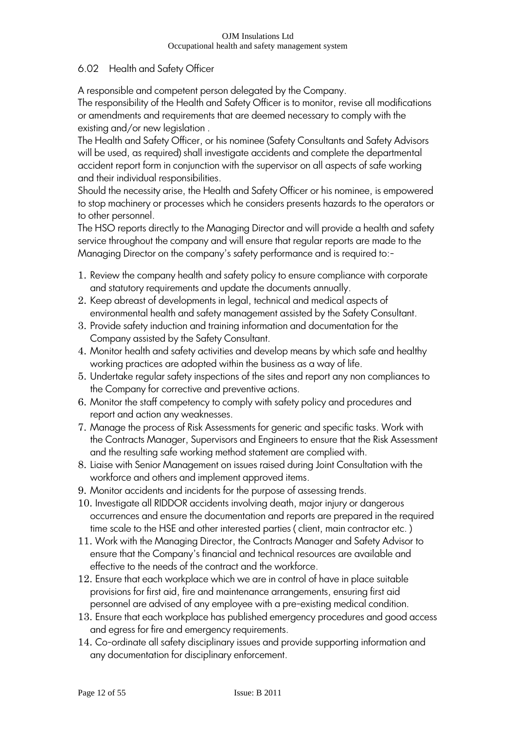## 6.02 Health and Safety Officer

A responsible and competent person delegated by the Company.

The responsibility of the Health and Safety Officer is to monitor, revise all modifications or amendments and requirements that are deemed necessary to comply with the existing and/or new legislation .

The Health and Safety Officer, or his nominee (Safety Consultants and Safety Advisors will be used, as required) shall investigate accidents and complete the departmental accident report form in conjunction with the supervisor on all aspects of safe working and their individual responsibilities.

Should the necessity arise, the Health and Safety Officer or his nominee, is empowered to stop machinery or processes which he considers presents hazards to the operators or to other personnel.

The HSO reports directly to the Managing Director and will provide a health and safety service throughout the company and will ensure that regular reports are made to the Managing Director on the company's safety performance and is required to:-

1. Review the company health and safety policy to ensure compliance with corporate and statutory requirements and update the documents annually.
2. Keep abreast of developments in legal, technical and medical aspects of environmental health and safety management assisted by the Safety Consultant.
3. Provide safety induction and training information and documentation for the Company assisted by the Safety Consultant.
4. Monitor health and safety activities and develop means by which safe and healthy working practices are adopted within the business as a way of life.
5. Undertake regular safety inspections of the sites and report any non compliances to the Company for corrective and preventive actions.
6. Monitor the staff competency to comply with safety policy and procedures and report and action any weaknesses.
7. Manage the process of Risk Assessments for generic and specific tasks. Work with the Contracts Manager, Supervisors and Engineers to ensure that the Risk Assessment and the resulting safe working method statement are complied with.
8. Liaise with Senior Management on issues raised during Joint Consultation with the workforce and others and implement approved items.
9. Monitor accidents and incidents for the purpose of assessing trends.
10. Investigate all RIDDOR accidents involving death, major injury or dangerous occurrences and ensure the documentation and reports are prepared in the required time scale to the HSE and other interested parties ( client, main contractor etc. )
11. Work with the Managing Director, the Contracts Manager and Safety Advisor to ensure that the Company's financial and technical resources are available and effective to the needs of the contract and the workforce.
12. Ensure that each workplace which we are in control of have in place suitable provisions for first aid, fire and maintenance arrangements, ensuring first aid personnel are advised of any employee with a pre-existing medical condition.
13. Ensure that each workplace has published emergency procedures and good access and egress for fire and emergency requirements.
14. Co-ordinate all safety disciplinary issues and provide supporting information and any documentation for disciplinary enforcement.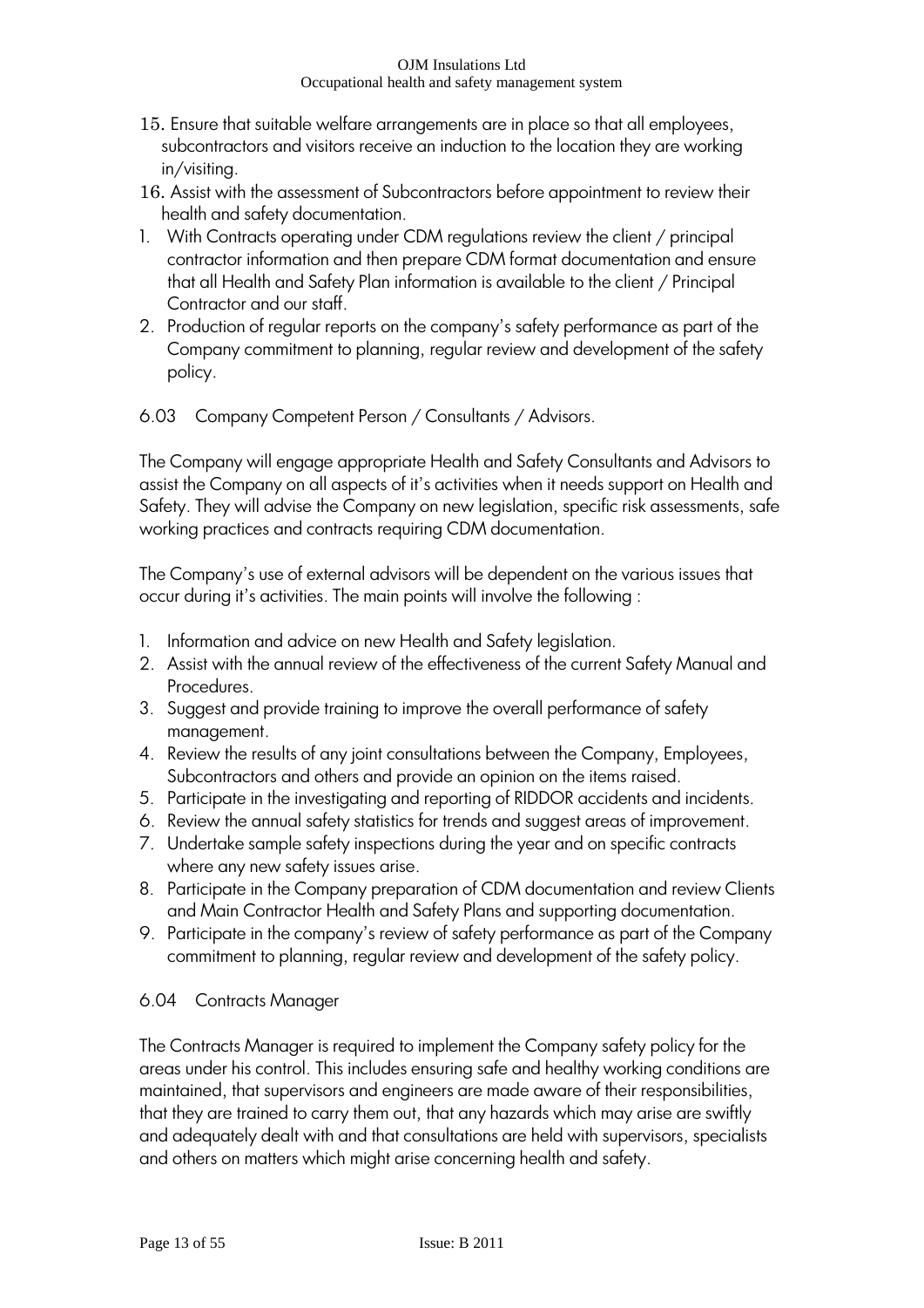15. Ensure that suitable welfare arrangements are in place so that all employees, subcontractors and visitors receive an induction to the location they are working in/visiting.
16. Assist with the assessment of Subcontractors before appointment to review their health and safety documentation.
1. With Contracts operating under CDM regulations review the client / principal contractor information and then prepare CDM format documentation and ensure that all Health and Safety Plan information is available to the client / Principal Contractor and our staff.
2. Production of regular reports on the company's safety performance as part of the Company commitment to planning, regular review and development of the safety policy.

## 6.03 Company Competent Person / Consultants / Advisors.

The Company will engage appropriate Health and Safety Consultants and Advisors to assist the Company on all aspects of it's activities when it needs support on Health and Safety. They will advise the Company on new legislation, specific risk assessments, safe working practices and contracts requiring CDM documentation.

The Company's use of external advisors will be dependent on the various issues that occur during it's activities. The main points will involve the following :

1. Information and advice on new Health and Safety legislation.
2. Assist with the annual review of the effectiveness of the current Safety Manual and Procedures.
3. Suggest and provide training to improve the overall performance of safety management.
4. Review the results of any joint consultations between the Company, Employees, Subcontractors and others and provide an opinion on the items raised.
5. Participate in the investigating and reporting of RIDDOR accidents and incidents.
6. Review the annual safety statistics for trends and suggest areas of improvement.
7. Undertake sample safety inspections during the year and on specific contracts where any new safety issues arise.
8. Participate in the Company preparation of CDM documentation and review Clients and Main Contractor Health and Safety Plans and supporting documentation.
9. Participate in the company's review of safety performance as part of the Company commitment to planning, regular review and development of the safety policy.

## 6.04 Contracts Manager

The Contracts Manager is required to implement the Company safety policy for the areas under his control. This includes ensuring safe and healthy working conditions are maintained, that supervisors and engineers are made aware of their responsibilities, that they are trained to carry them out, that any hazards which may arise are swiftly and adequately dealt with and that consultations are held with supervisors, specialists and others on matters which might arise concerning health and safety.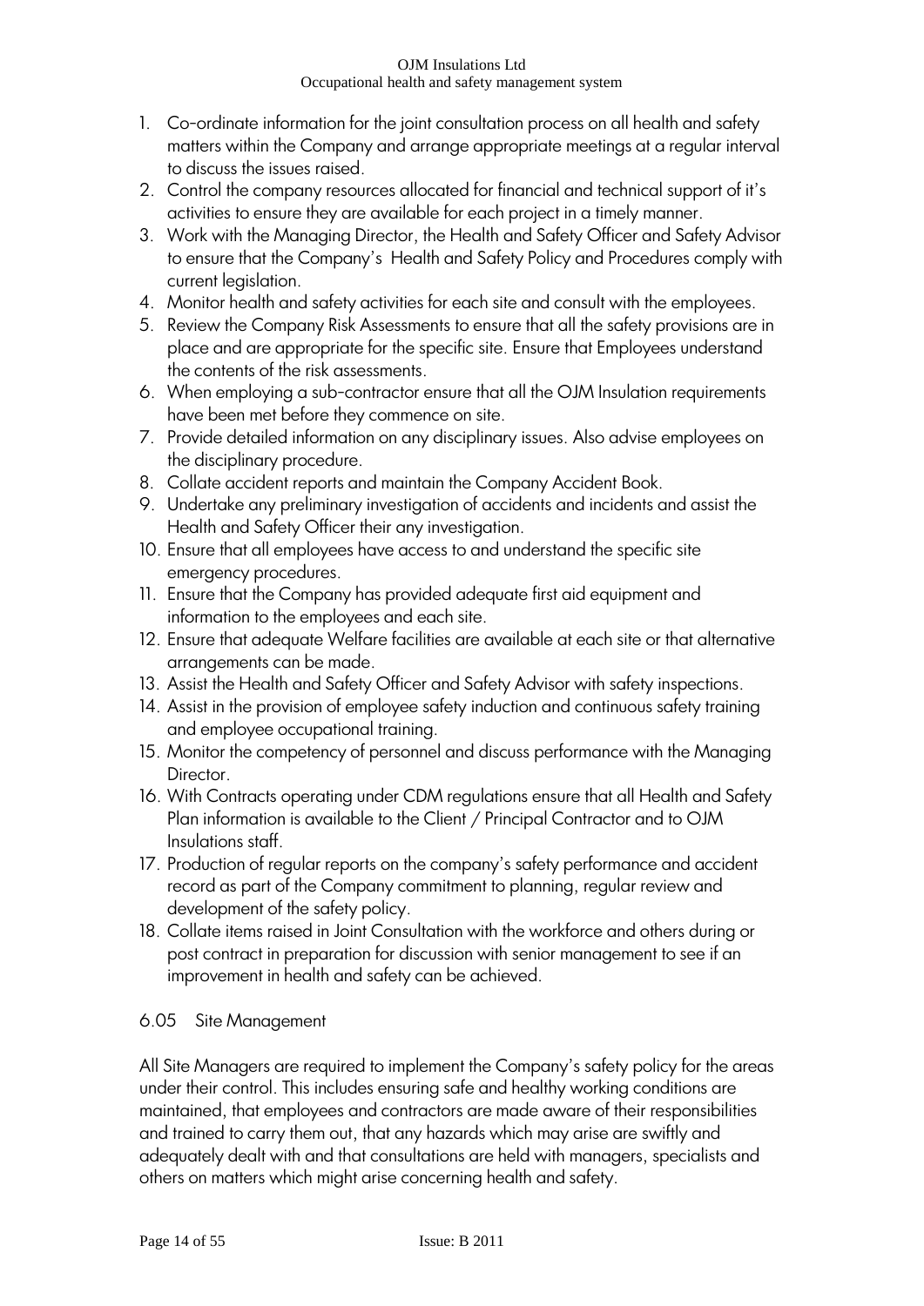1. Co-ordinate information for the joint consultation process on all health and safety matters within the Company and arrange appropriate meetings at a regular interval to discuss the issues raised.
2. Control the company resources allocated for financial and technical support of it's activities to ensure they are available for each project in a timely manner.
3. Work with the Managing Director, the Health and Safety Officer and Safety Advisor to ensure that the Company's Health and Safety Policy and Procedures comply with current legislation.
4. Monitor health and safety activities for each site and consult with the employees.
5. Review the Company Risk Assessments to ensure that all the safety provisions are in place and are appropriate for the specific site. Ensure that Employees understand the contents of the risk assessments.
6. When employing a sub-contractor ensure that all the OJM Insulation requirements have been met before they commence on site.
7. Provide detailed information on any disciplinary issues. Also advise employees on the disciplinary procedure.
8. Collate accident reports and maintain the Company Accident Book.
9. Undertake any preliminary investigation of accidents and incidents and assist the Health and Safety Officer their any investigation.
10. Ensure that all employees have access to and understand the specific site emergency procedures.
11. Ensure that the Company has provided adequate first aid equipment and information to the employees and each site.
12. Ensure that adequate Welfare facilities are available at each site or that alternative arrangements can be made.
13. Assist the Health and Safety Officer and Safety Advisor with safety inspections.
14. Assist in the provision of employee safety induction and continuous safety training and employee occupational training.
15. Monitor the competency of personnel and discuss performance with the Managing Director.
16. With Contracts operating under CDM regulations ensure that all Health and Safety Plan information is available to the Client / Principal Contractor and to OJM Insulations staff.
17. Production of regular reports on the company's safety performance and accident record as part of the Company commitment to planning, regular review and development of the safety policy.
18. Collate items raised in Joint Consultation with the workforce and others during or post contract in preparation for discussion with senior management to see if an improvement in health and safety can be achieved.

### 6.05 Site Management

All Site Managers are required to implement the Company's safety policy for the areas under their control. This includes ensuring safe and healthy working conditions are maintained, that employees and contractors are made aware of their responsibilities and trained to carry them out, that any hazards which may arise are swiftly and adequately dealt with and that consultations are held with managers, specialists and others on matters which might arise concerning health and safety.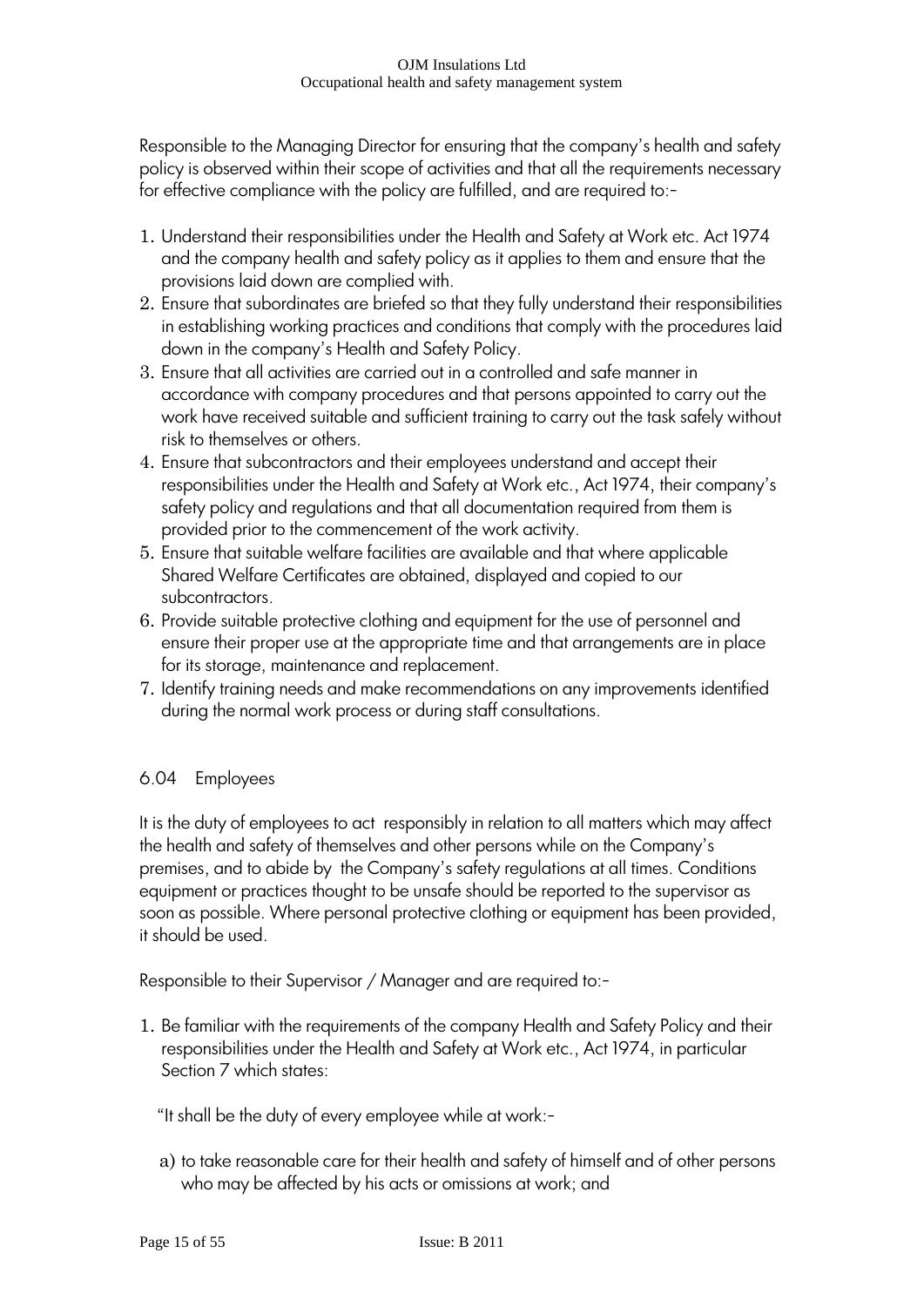Responsible to the Managing Director for ensuring that the company's health and safety policy is observed within their scope of activities and that all the requirements necessary for effective compliance with the policy are fulfilled, and are required to:-

1. Understand their responsibilities under the Health and Safety at Work etc. Act 1974 and the company health and safety policy as it applies to them and ensure that the provisions laid down are complied with.
2. Ensure that subordinates are briefed so that they fully understand their responsibilities in establishing working practices and conditions that comply with the procedures laid down in the company's Health and Safety Policy.
3. Ensure that all activities are carried out in a controlled and safe manner in accordance with company procedures and that persons appointed to carry out the work have received suitable and sufficient training to carry out the task safely without risk to themselves or others.
4. Ensure that subcontractors and their employees understand and accept their responsibilities under the Health and Safety at Work etc., Act 1974, their company's safety policy and regulations and that all documentation required from them is provided prior to the commencement of the work activity.
5. Ensure that suitable welfare facilities are available and that where applicable Shared Welfare Certificates are obtained, displayed and copied to our subcontractors.
6. Provide suitable protective clothing and equipment for the use of personnel and ensure their proper use at the appropriate time and that arrangements are in place for its storage, maintenance and replacement.
7. Identify training needs and make recommendations on any improvements identified during the normal work process or during staff consultations.

## 6.04 Employees

It is the duty of employees to act responsibly in relation to all matters which may affect the health and safety of themselves and other persons while on the Company's premises, and to abide by the Company's safety regulations at all times. Conditions equipment or practices thought to be unsafe should be reported to the supervisor as soon as possible. Where personal protective clothing or equipment has been provided, it should be used.

Responsible to their Supervisor / Manager and are required to:-

1. Be familiar with the requirements of the company Health and Safety Policy and their responsibilities under the Health and Safety at Work etc., Act 1974, in particular Section 7 which states:

   "It shall be the duty of every employee while at work:-

   a) to take reasonable care for their health and safety of himself and of other persons who may be affected by his acts or omissions at work; and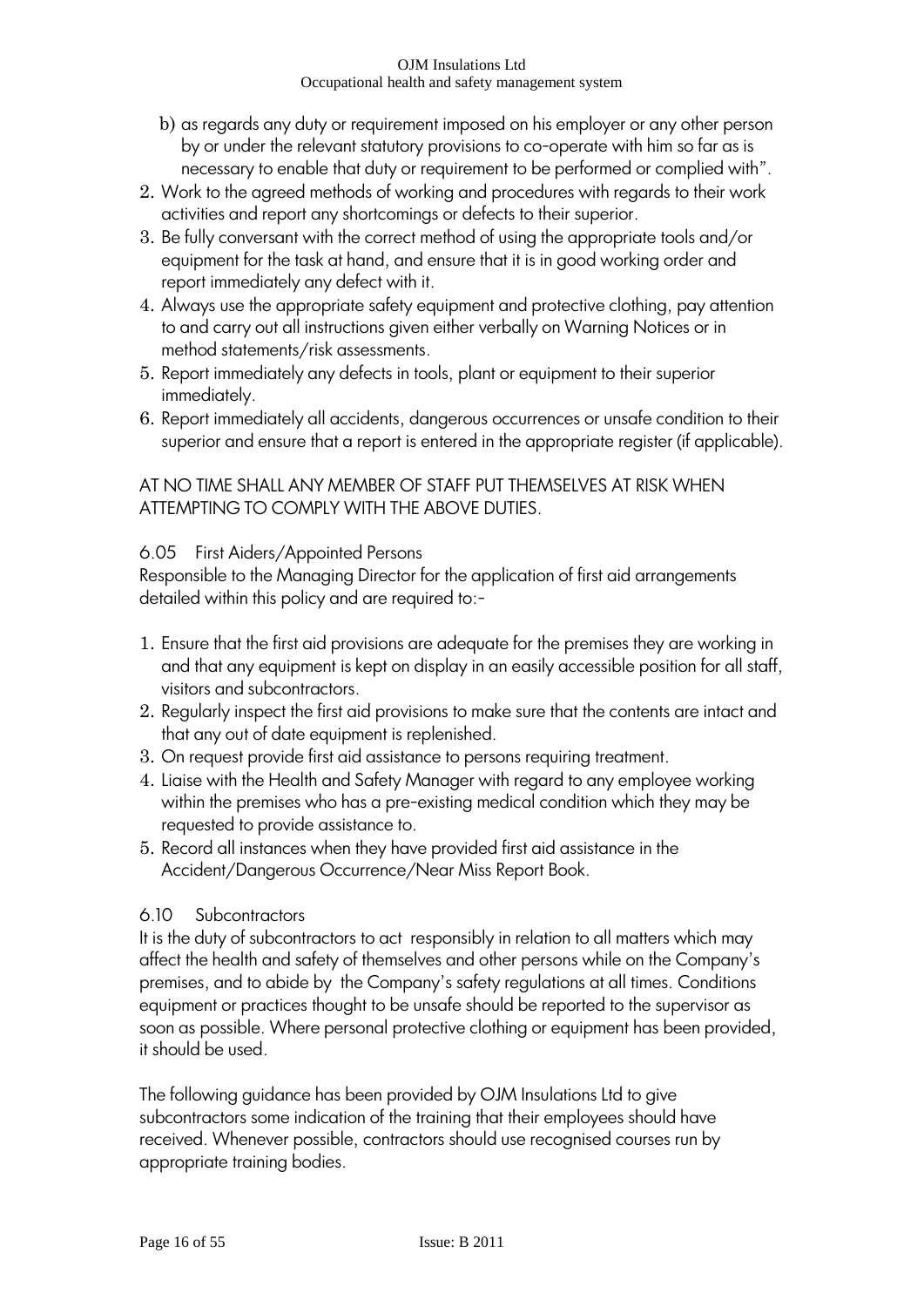b) as regards any duty or requirement imposed on his employer or any other person by or under the relevant statutory provisions to co-operate with him so far as is necessary to enable that duty or requirement to be performed or complied with".

2. Work to the agreed methods of working and procedures with regards to their work activities and report any shortcomings or defects to their superior.
3. Be fully conversant with the correct method of using the appropriate tools and/or equipment for the task at hand, and ensure that it is in good working order and report immediately any defect with it.
4. Always use the appropriate safety equipment and protective clothing, pay attention to and carry out all instructions given either verbally on Warning Notices or in method statements/risk assessments.
5. Report immediately any defects in tools, plant or equipment to their superior immediately.
6. Report immediately all accidents, dangerous occurrences or unsafe condition to their superior and ensure that a report is entered in the appropriate register (if applicable).

AT NO TIME SHALL ANY MEMBER OF STAFF PUT THEMSELVES AT RISK WHEN ATTEMPTING TO COMPLY WITH THE ABOVE DUTIES.

### 6.05 First Aiders/Appointed Persons

Responsible to the Managing Director for the application of first aid arrangements detailed within this policy and are required to:-

1. Ensure that the first aid provisions are adequate for the premises they are working in and that any equipment is kept on display in an easily accessible position for all staff, visitors and subcontractors.
2. Regularly inspect the first aid provisions to make sure that the contents are intact and that any out of date equipment is replenished.
3. On request provide first aid assistance to persons requiring treatment.
4. Liaise with the Health and Safety Manager with regard to any employee working within the premises who has a pre-existing medical condition which they may be requested to provide assistance to.
5. Record all instances when they have provided first aid assistance in the Accident/Dangerous Occurrence/Near Miss Report Book.

### 6.10 Subcontractors

It is the duty of subcontractors to act responsibly in relation to all matters which may affect the health and safety of themselves and other persons while on the Company's premises, and to abide by the Company's safety regulations at all times. Conditions equipment or practices thought to be unsafe should be reported to the supervisor as soon as possible. Where personal protective clothing or equipment has been provided, it should be used.

The following guidance has been provided by OJM Insulations Ltd to give subcontractors some indication of the training that their employees should have received. Whenever possible, contractors should use recognised courses run by appropriate training bodies.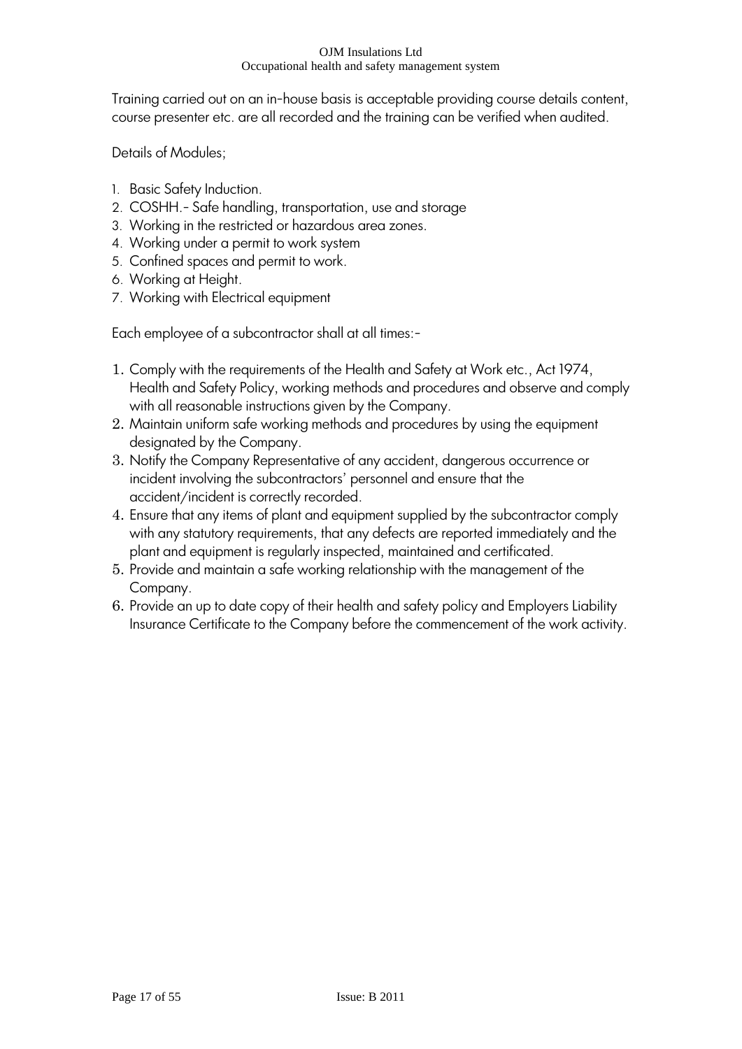Training carried out on an in-house basis is acceptable providing course details content, course presenter etc. are all recorded and the training can be verified when audited.

Details of Modules;

1. Basic Safety Induction.
2. COSHH.- Safe handling, transportation, use and storage
3. Working in the restricted or hazardous area zones.
4. Working under a permit to work system
5. Confined spaces and permit to work.
6. Working at Height.
7. Working with Electrical equipment

Each employee of a subcontractor shall at all times:-

1. Comply with the requirements of the Health and Safety at Work etc., Act 1974, Health and Safety Policy, working methods and procedures and observe and comply with all reasonable instructions given by the Company.
2. Maintain uniform safe working methods and procedures by using the equipment designated by the Company.
3. Notify the Company Representative of any accident, dangerous occurrence or incident involving the subcontractors' personnel and ensure that the accident/incident is correctly recorded.
4. Ensure that any items of plant and equipment supplied by the subcontractor comply with any statutory requirements, that any defects are reported immediately and the plant and equipment is regularly inspected, maintained and certificated.
5. Provide and maintain a safe working relationship with the management of the Company.
6. Provide an up to date copy of their health and safety policy and Employers Liability Insurance Certificate to the Company before the commencement of the work activity.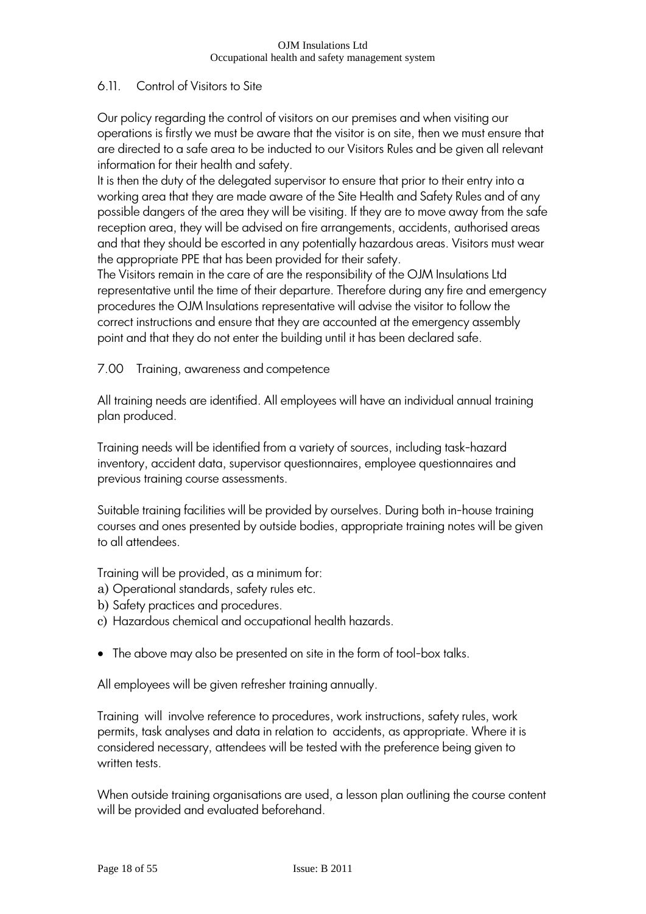## 6.11. Control of Visitors to Site

Our policy regarding the control of visitors on our premises and when visiting our operations is firstly we must be aware that the visitor is on site, then we must ensure that are directed to a safe area to be inducted to our Visitors Rules and be given all relevant information for their health and safety.
It is then the duty of the delegated supervisor to ensure that prior to their entry into a working area that they are made aware of the Site Health and Safety Rules and of any possible dangers of the area they will be visiting. If they are to move away from the safe reception area, they will be advised on fire arrangements, accidents, authorised areas and that they should be escorted in any potentially hazardous areas. Visitors must wear the appropriate PPE that has been provided for their safety.
The Visitors remain in the care of are the responsibility of the OJM Insulations Ltd representative until the time of their departure. Therefore during any fire and emergency procedures the OJM Insulations representative will advise the visitor to follow the correct instructions and ensure that they are accounted at the emergency assembly point and that they do not enter the building until it has been declared safe.

## 7.00 Training, awareness and competence

All training needs are identified. All employees will have an individual annual training plan produced.

Training needs will be identified from a variety of sources, including task-hazard inventory, accident data, supervisor questionnaires, employee questionnaires and previous training course assessments.

Suitable training facilities will be provided by ourselves. During both in-house training courses and ones presented by outside bodies, appropriate training notes will be given to all attendees.

Training will be provided, as a minimum for:
a) Operational standards, safety rules etc.
b) Safety practices and procedures.
c) Hazardous chemical and occupational health hazards.

- The above may also be presented on site in the form of tool-box talks.

All employees will be given refresher training annually.

Training will involve reference to procedures, work instructions, safety rules, work permits, task analyses and data in relation to accidents, as appropriate. Where it is considered necessary, attendees will be tested with the preference being given to written tests.

When outside training organisations are used, a lesson plan outlining the course content will be provided and evaluated beforehand.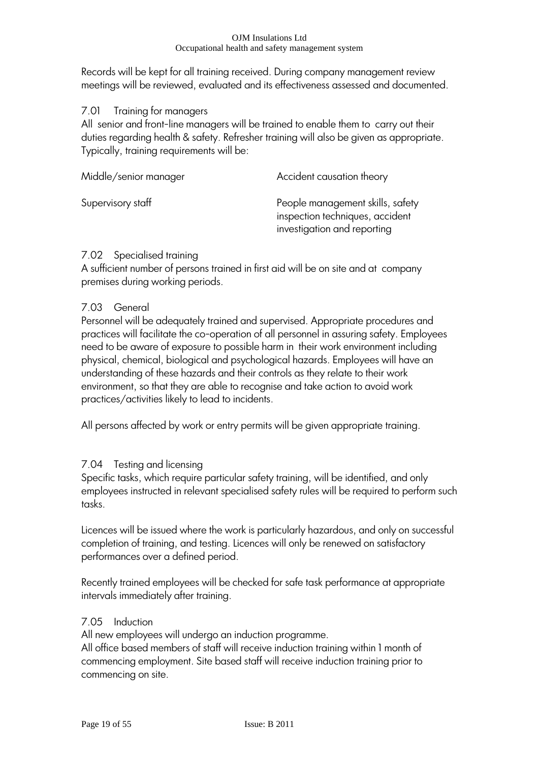Records will be kept for all training received. During company management review meetings will be reviewed, evaluated and its effectiveness assessed and documented.

### 7.01 Training for managers

All senior and front-line managers will be trained to enable them to carry out their duties regarding health & safety. Refresher training will also be given as appropriate. Typically, training requirements will be:

| | |
|---|---|
| Middle/senior manager | Accident causation theory |
| Supervisory staff | People management skills, safety inspection techniques, accident investigation and reporting |

### 7.02 Specialised training

A sufficient number of persons trained in first aid will be on site and at company premises during working periods.

### 7.03 General

Personnel will be adequately trained and supervised. Appropriate procedures and practices will facilitate the co-operation of all personnel in assuring safety. Employees need to be aware of exposure to possible harm in their work environment including physical, chemical, biological and psychological hazards. Employees will have an understanding of these hazards and their controls as they relate to their work environment, so that they are able to recognise and take action to avoid work practices/activities likely to lead to incidents.

All persons affected by work or entry permits will be given appropriate training.

### 7.04 Testing and licensing

Specific tasks, which require particular safety training, will be identified, and only employees instructed in relevant specialised safety rules will be required to perform such tasks.

Licences will be issued where the work is particularly hazardous, and only on successful completion of training, and testing. Licences will only be renewed on satisfactory performances over a defined period.

Recently trained employees will be checked for safe task performance at appropriate intervals immediately after training.

### 7.05 Induction

All new employees will undergo an induction programme.
All office based members of staff will receive induction training within 1 month of commencing employment. Site based staff will receive induction training prior to commencing on site.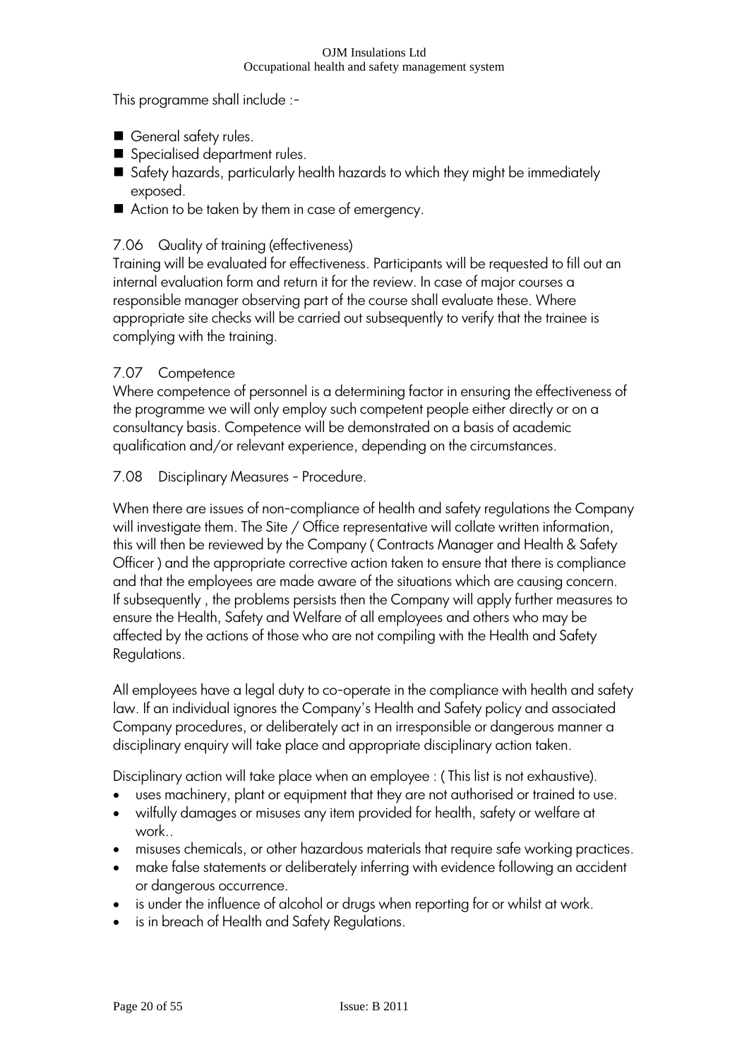This programme shall include :-

- General safety rules.
- Specialised department rules.
- Safety hazards, particularly health hazards to which they might be immediately exposed.
- Action to be taken by them in case of emergency.

7.06 Quality of training (effectiveness)

Training will be evaluated for effectiveness. Participants will be requested to fill out an internal evaluation form and return it for the review. In case of major courses a responsible manager observing part of the course shall evaluate these. Where appropriate site checks will be carried out subsequently to verify that the trainee is complying with the training.

7.07 Competence

Where competence of personnel is a determining factor in ensuring the effectiveness of the programme we will only employ such competent people either directly or on a consultancy basis. Competence will be demonstrated on a basis of academic qualification and/or relevant experience, depending on the circumstances.

7.08 Disciplinary Measures - Procedure.

When there are issues of non-compliance of health and safety regulations the Company will investigate them. The Site / Office representative will collate written information, this will then be reviewed by the Company ( Contracts Manager and Health & Safety Officer ) and the appropriate corrective action taken to ensure that there is compliance and that the employees are made aware of the situations which are causing concern. If subsequently , the problems persists then the Company will apply further measures to ensure the Health, Safety and Welfare of all employees and others who may be affected by the actions of those who are not compiling with the Health and Safety Regulations.

All employees have a legal duty to co-operate in the compliance with health and safety law. If an individual ignores the Company's Health and Safety policy and associated Company procedures, or deliberately act in an irresponsible or dangerous manner a disciplinary enquiry will take place and appropriate disciplinary action taken.

Disciplinary action will take place when an employee : ( This list is not exhaustive).

- uses machinery, plant or equipment that they are not authorised or trained to use.
- wilfully damages or misuses any item provided for health, safety or welfare at work..
- misuses chemicals, or other hazardous materials that require safe working practices.
- make false statements or deliberately inferring with evidence following an accident or dangerous occurrence.
- is under the influence of alcohol or drugs when reporting for or whilst at work.
- is in breach of Health and Safety Regulations.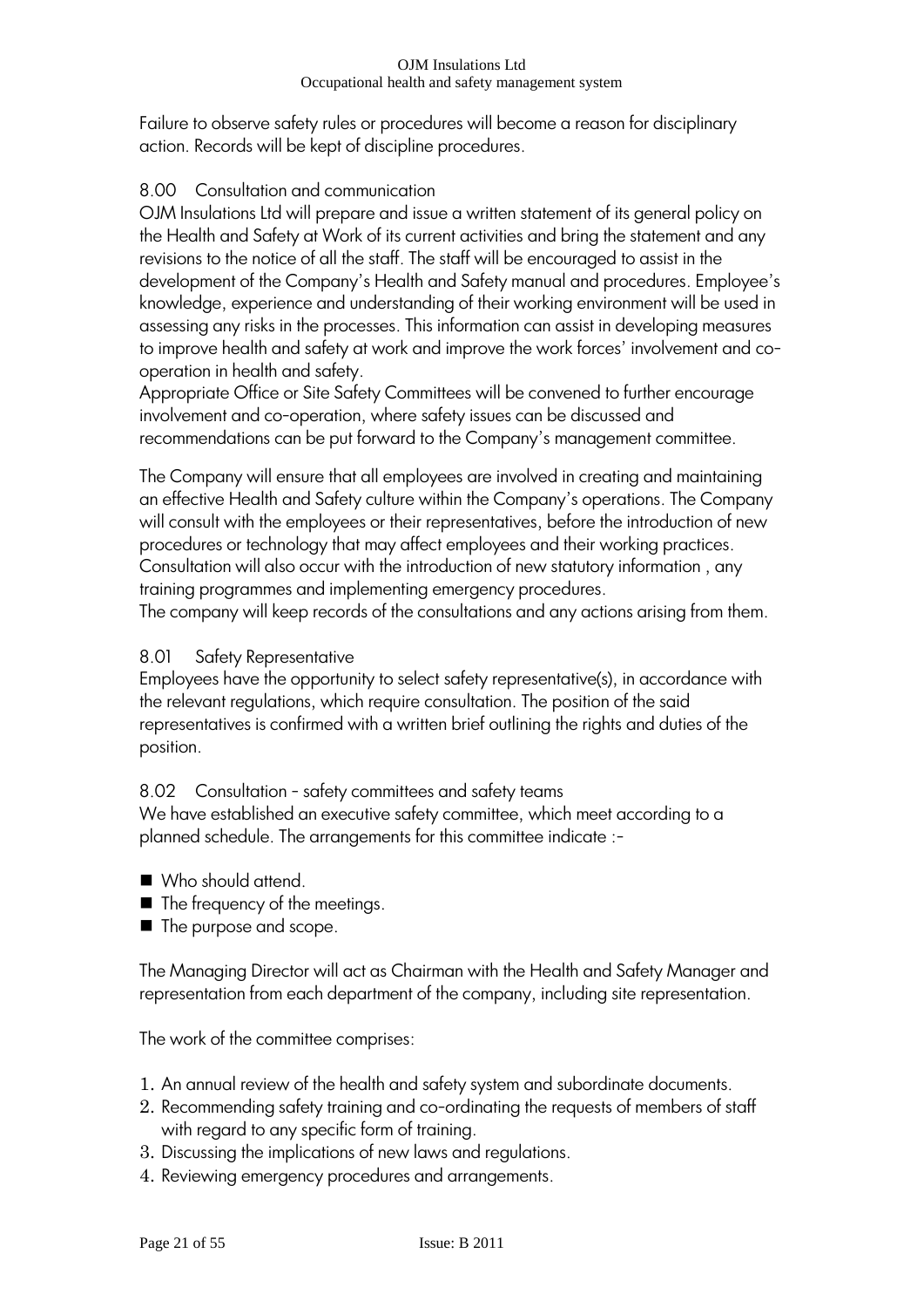Failure to observe safety rules or procedures will become a reason for disciplinary action. Records will be kept of discipline procedures.

## 8.00 Consultation and communication

OJM Insulations Ltd will prepare and issue a written statement of its general policy on the Health and Safety at Work of its current activities and bring the statement and any revisions to the notice of all the staff. The staff will be encouraged to assist in the development of the Company's Health and Safety manual and procedures. Employee's knowledge, experience and understanding of their working environment will be used in assessing any risks in the processes. This information can assist in developing measures to improve health and safety at work and improve the work forces' involvement and co-operation in health and safety.

Appropriate Office or Site Safety Committees will be convened to further encourage involvement and co-operation, where safety issues can be discussed and recommendations can be put forward to the Company's management committee.

The Company will ensure that all employees are involved in creating and maintaining an effective Health and Safety culture within the Company's operations. The Company will consult with the employees or their representatives, before the introduction of new procedures or technology that may affect employees and their working practices. Consultation will also occur with the introduction of new statutory information , any training programmes and implementing emergency procedures.

The company will keep records of the consultations and any actions arising from them.

## 8.01 Safety Representative

Employees have the opportunity to select safety representative(s), in accordance with the relevant regulations, which require consultation. The position of the said representatives is confirmed with a written brief outlining the rights and duties of the position.

## 8.02 Consultation - safety committees and safety teams

We have established an executive safety committee, which meet according to a planned schedule. The arrangements for this committee indicate :-

- Who should attend.
- The frequency of the meetings.
- The purpose and scope.

The Managing Director will act as Chairman with the Health and Safety Manager and representation from each department of the company, including site representation.

The work of the committee comprises:

1. An annual review of the health and safety system and subordinate documents.
2. Recommending safety training and co-ordinating the requests of members of staff with regard to any specific form of training.
3. Discussing the implications of new laws and regulations.
4. Reviewing emergency procedures and arrangements.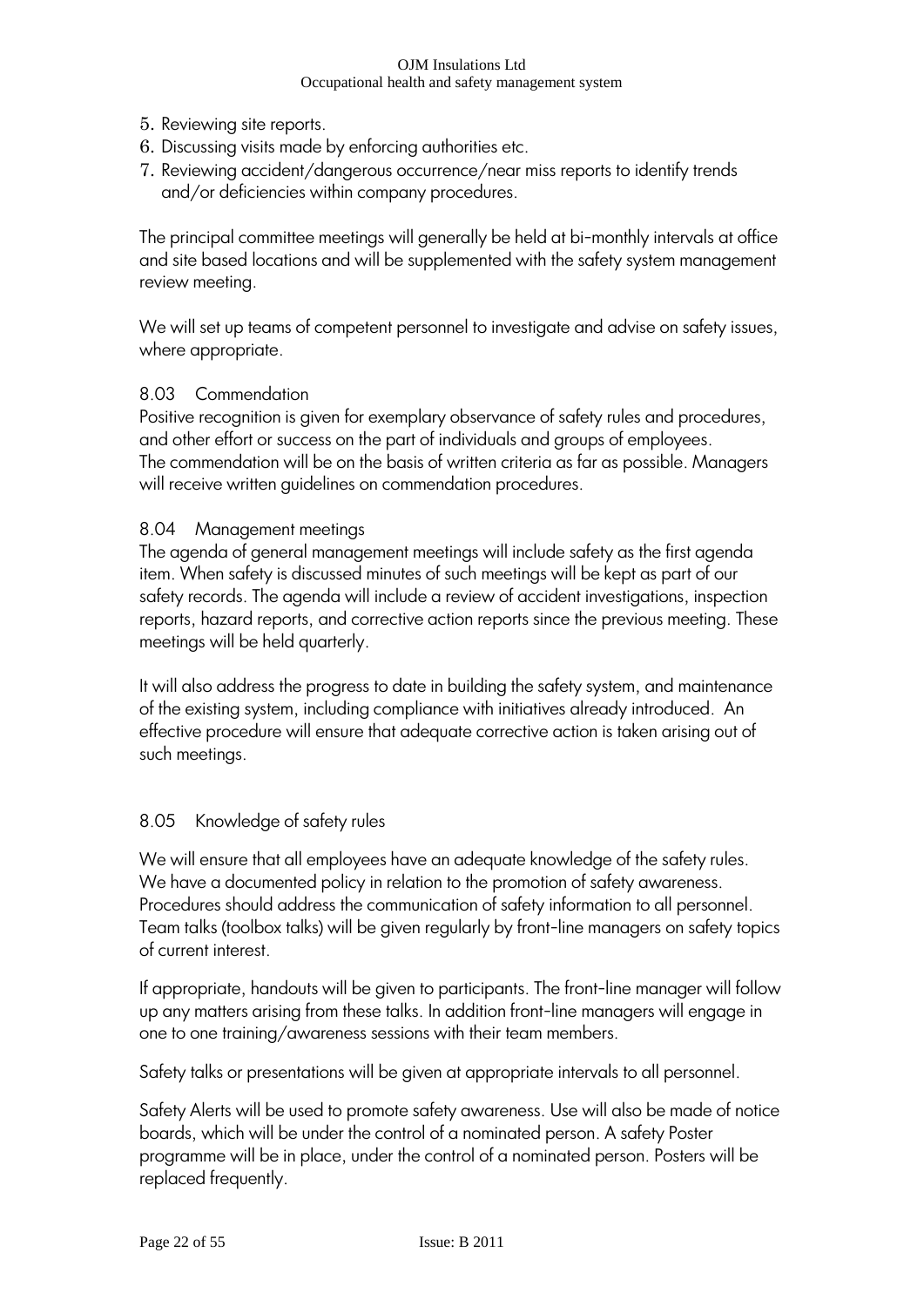5. Reviewing site reports.
6. Discussing visits made by enforcing authorities etc.
7. Reviewing accident/dangerous occurrence/near miss reports to identify trends and/or deficiencies within company procedures.

The principal committee meetings will generally be held at bi-monthly intervals at office and site based locations and will be supplemented with the safety system management review meeting.

We will set up teams of competent personnel to investigate and advise on safety issues, where appropriate.

### 8.03 Commendation

Positive recognition is given for exemplary observance of safety rules and procedures, and other effort or success on the part of individuals and groups of employees. The commendation will be on the basis of written criteria as far as possible. Managers will receive written guidelines on commendation procedures.

### 8.04 Management meetings

The agenda of general management meetings will include safety as the first agenda item. When safety is discussed minutes of such meetings will be kept as part of our safety records. The agenda will include a review of accident investigations, inspection reports, hazard reports, and corrective action reports since the previous meeting. These meetings will be held quarterly.

It will also address the progress to date in building the safety system, and maintenance of the existing system, including compliance with initiatives already introduced. An effective procedure will ensure that adequate corrective action is taken arising out of such meetings.

### 8.05 Knowledge of safety rules

We will ensure that all employees have an adequate knowledge of the safety rules. We have a documented policy in relation to the promotion of safety awareness. Procedures should address the communication of safety information to all personnel. Team talks (toolbox talks) will be given regularly by front-line managers on safety topics of current interest.

If appropriate, handouts will be given to participants. The front-line manager will follow up any matters arising from these talks. In addition front-line managers will engage in one to one training/awareness sessions with their team members.

Safety talks or presentations will be given at appropriate intervals to all personnel.

Safety Alerts will be used to promote safety awareness. Use will also be made of notice boards, which will be under the control of a nominated person. A safety Poster programme will be in place, under the control of a nominated person. Posters will be replaced frequently.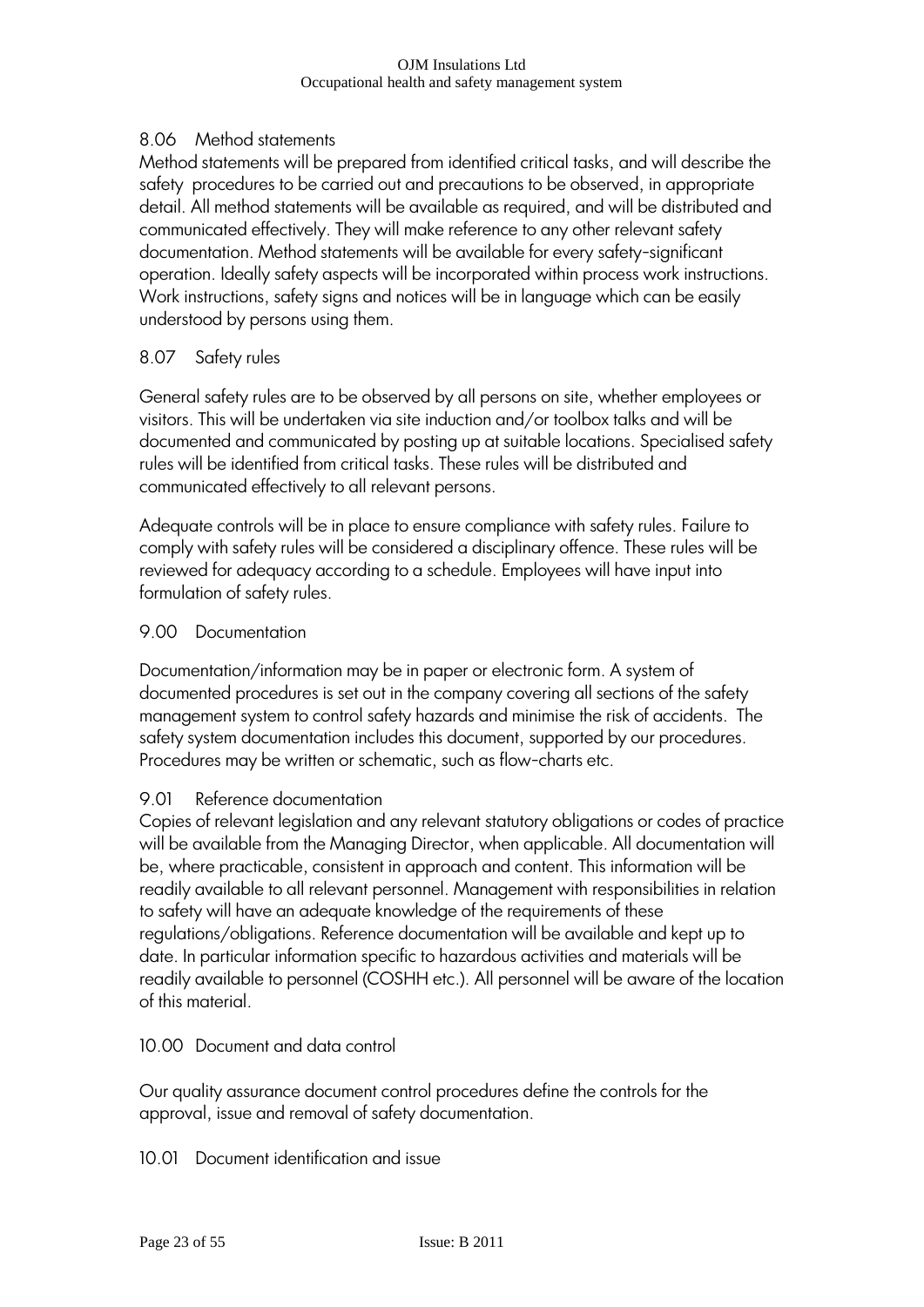## 8.06 Method statements

Method statements will be prepared from identified critical tasks, and will describe the safety procedures to be carried out and precautions to be observed, in appropriate detail. All method statements will be available as required, and will be distributed and communicated effectively. They will make reference to any other relevant safety documentation. Method statements will be available for every safety-significant operation. Ideally safety aspects will be incorporated within process work instructions. Work instructions, safety signs and notices will be in language which can be easily understood by persons using them.

## 8.07 Safety rules

General safety rules are to be observed by all persons on site, whether employees or visitors. This will be undertaken via site induction and/or toolbox talks and will be documented and communicated by posting up at suitable locations. Specialised safety rules will be identified from critical tasks. These rules will be distributed and communicated effectively to all relevant persons.

Adequate controls will be in place to ensure compliance with safety rules. Failure to comply with safety rules will be considered a disciplinary offence. These rules will be reviewed for adequacy according to a schedule. Employees will have input into formulation of safety rules.

## 9.00 Documentation

Documentation/information may be in paper or electronic form. A system of documented procedures is set out in the company covering all sections of the safety management system to control safety hazards and minimise the risk of accidents. The safety system documentation includes this document, supported by our procedures. Procedures may be written or schematic, such as flow-charts etc.

## 9.01 Reference documentation

Copies of relevant legislation and any relevant statutory obligations or codes of practice will be available from the Managing Director, when applicable. All documentation will be, where practicable, consistent in approach and content. This information will be readily available to all relevant personnel. Management with responsibilities in relation to safety will have an adequate knowledge of the requirements of these regulations/obligations. Reference documentation will be available and kept up to date. In particular information specific to hazardous activities and materials will be readily available to personnel (COSHH etc.). All personnel will be aware of the location of this material.

## 10.00 Document and data control

Our quality assurance document control procedures define the controls for the approval, issue and removal of safety documentation.

## 10.01 Document identification and issue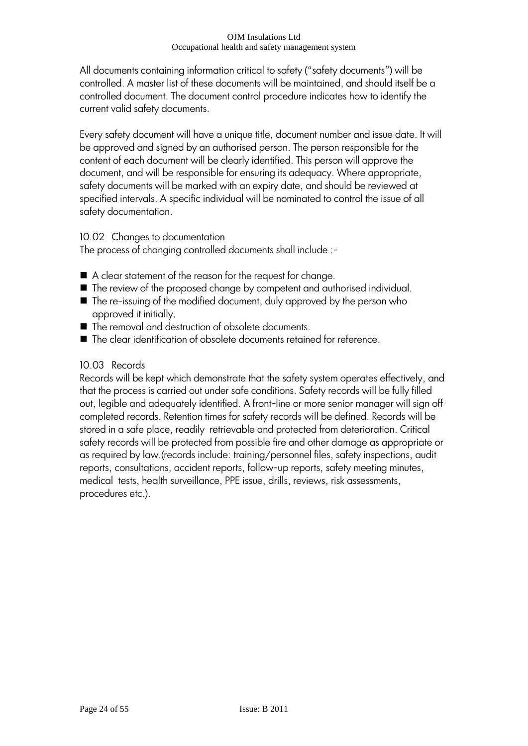All documents containing information critical to safety ("safety documents") will be controlled. A master list of these documents will be maintained, and should itself be a controlled document. The document control procedure indicates how to identify the current valid safety documents.

Every safety document will have a unique title, document number and issue date. It will be approved and signed by an authorised person. The person responsible for the content of each document will be clearly identified. This person will approve the document, and will be responsible for ensuring its adequacy. Where appropriate, safety documents will be marked with an expiry date, and should be reviewed at specified intervals. A specific individual will be nominated to control the issue of all safety documentation.

10.02 Changes to documentation

The process of changing controlled documents shall include :-

- A clear statement of the reason for the request for change.
- The review of the proposed change by competent and authorised individual.
- The re-issuing of the modified document, duly approved by the person who approved it initially.
- The removal and destruction of obsolete documents.
- The clear identification of obsolete documents retained for reference.

10.03 Records

Records will be kept which demonstrate that the safety system operates effectively, and that the process is carried out under safe conditions. Safety records will be fully filled out, legible and adequately identified. A front-line or more senior manager will sign off completed records. Retention times for safety records will be defined. Records will be stored in a safe place, readily retrievable and protected from deterioration. Critical safety records will be protected from possible fire and other damage as appropriate or as required by law.(records include: training/personnel files, safety inspections, audit reports, consultations, accident reports, follow-up reports, safety meeting minutes, medical tests, health surveillance, PPE issue, drills, reviews, risk assessments, procedures etc.).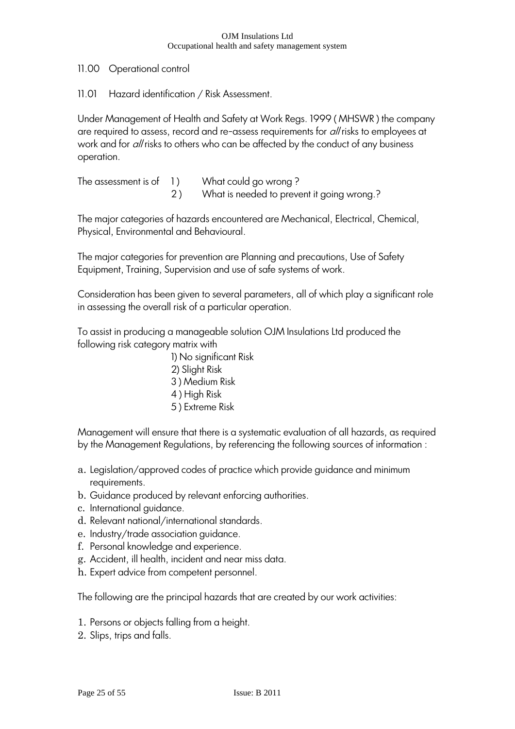## 11.00 Operational control

### 11.01 Hazard identification / Risk Assessment.

Under Management of Health and Safety at Work Regs. 1999 ( MHSWR ) the company are required to assess, record and re-assess requirements for *all* risks to employees at work and for *all* risks to others who can be affected by the conduct of any business operation.

The assessment is of 1 ) What could go wrong ?
2 ) What is needed to prevent it going wrong.?

The major categories of hazards encountered are Mechanical, Electrical, Chemical, Physical, Environmental and Behavioural.

The major categories for prevention are Planning and precautions, Use of Safety Equipment, Training, Supervision and use of safe systems of work.

Consideration has been given to several parameters, all of which play a significant role in assessing the overall risk of a particular operation.

To assist in producing a manageable solution OJM Insulations Ltd produced the following risk category matrix with

1) No significant Risk
2) Slight Risk
3 ) Medium Risk
4 ) High Risk
5 ) Extreme Risk

Management will ensure that there is a systematic evaluation of all hazards, as required by the Management Regulations, by referencing the following sources of information :

a. Legislation/approved codes of practice which provide guidance and minimum requirements.
b. Guidance produced by relevant enforcing authorities.
c. International guidance.
d. Relevant national/international standards.
e. Industry/trade association guidance.
f. Personal knowledge and experience.
g. Accident, ill health, incident and near miss data.
h. Expert advice from competent personnel.

The following are the principal hazards that are created by our work activities:

1. Persons or objects falling from a height.
2. Slips, trips and falls.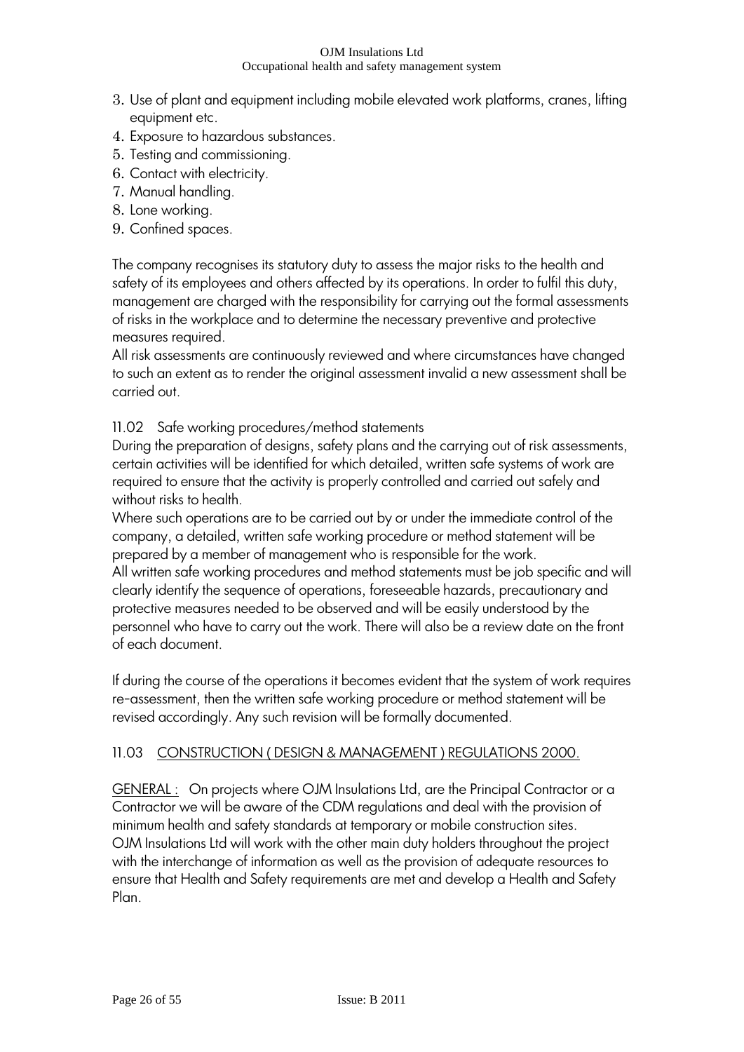3. Use of plant and equipment including mobile elevated work platforms, cranes, lifting equipment etc.
4. Exposure to hazardous substances.
5. Testing and commissioning.
6. Contact with electricity.
7. Manual handling.
8. Lone working.
9. Confined spaces.

The company recognises its statutory duty to assess the major risks to the health and safety of its employees and others affected by its operations. In order to fulfil this duty, management are charged with the responsibility for carrying out the formal assessments of risks in the workplace and to determine the necessary preventive and protective measures required.
All risk assessments are continuously reviewed and where circumstances have changed to such an extent as to render the original assessment invalid a new assessment shall be carried out.

11.02 Safe working procedures/method statements

During the preparation of designs, safety plans and the carrying out of risk assessments, certain activities will be identified for which detailed, written safe systems of work are required to ensure that the activity is properly controlled and carried out safely and without risks to health.
Where such operations are to be carried out by or under the immediate control of the company, a detailed, written safe working procedure or method statement will be prepared by a member of management who is responsible for the work.
All written safe working procedures and method statements must be job specific and will clearly identify the sequence of operations, foreseeable hazards, precautionary and protective measures needed to be observed and will be easily understood by the personnel who have to carry out the work. There will also be a review date on the front of each document.

If during the course of the operations it becomes evident that the system of work requires re-assessment, then the written safe working procedure or method statement will be revised accordingly. Any such revision will be formally documented.

11.03 <u>CONSTRUCTION ( DESIGN & MANAGEMENT ) REGULATIONS 2000.</u>

<u>GENERAL :</u> On projects where OJM Insulations Ltd, are the Principal Contractor or a Contractor we will be aware of the CDM regulations and deal with the provision of minimum health and safety standards at temporary or mobile construction sites.
OJM Insulations Ltd will work with the other main duty holders throughout the project with the interchange of information as well as the provision of adequate resources to ensure that Health and Safety requirements are met and develop a Health and Safety Plan.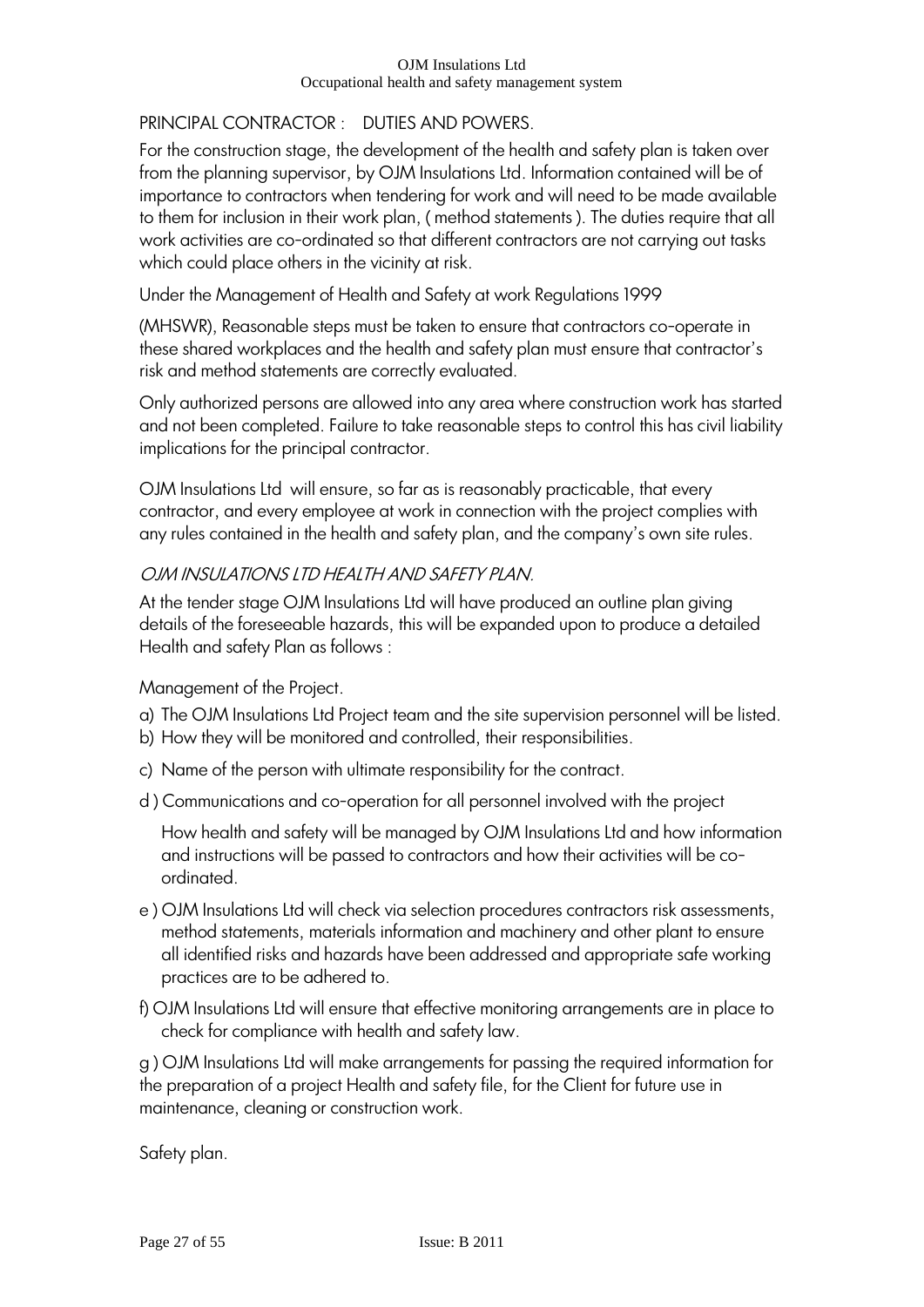## PRINCIPAL CONTRACTOR : DUTIES AND POWERS.

For the construction stage, the development of the health and safety plan is taken over from the planning supervisor, by OJM Insulations Ltd. Information contained will be of importance to contractors when tendering for work and will need to be made available to them for inclusion in their work plan, ( method statements ). The duties require that all work activities are co-ordinated so that different contractors are not carrying out tasks which could place others in the vicinity at risk.

Under the Management of Health and Safety at work Regulations 1999

(MHSWR), Reasonable steps must be taken to ensure that contractors co-operate in these shared workplaces and the health and safety plan must ensure that contractor's risk and method statements are correctly evaluated.

Only authorized persons are allowed into any area where construction work has started and not been completed. Failure to take reasonable steps to control this has civil liability implications for the principal contractor.

OJM Insulations Ltd will ensure, so far as is reasonably practicable, that every contractor, and every employee at work in connection with the project complies with any rules contained in the health and safety plan, and the company's own site rules.

### *OJM INSULATIONS LTD HEALTH AND SAFETY PLAN.*

At the tender stage OJM Insulations Ltd will have produced an outline plan giving details of the foreseeable hazards, this will be expanded upon to produce a detailed Health and safety Plan as follows :

Management of the Project.

a) The OJM Insulations Ltd Project team and the site supervision personnel will be listed.
b) How they will be monitored and controlled, their responsibilities.
c) Name of the person with ultimate responsibility for the contract.
d ) Communications and co-operation for all personnel involved with the project

   How health and safety will be managed by OJM Insulations Ltd and how information and instructions will be passed to contractors and how their activities will be co-ordinated.

e ) OJM Insulations Ltd will check via selection procedures contractors risk assessments, method statements, materials information and machinery and other plant to ensure all identified risks and hazards have been addressed and appropriate safe working practices are to be adhered to.

f) OJM Insulations Ltd will ensure that effective monitoring arrangements are in place to check for compliance with health and safety law.

g ) OJM Insulations Ltd will make arrangements for passing the required information for the preparation of a project Health and safety file, for the Client for future use in maintenance, cleaning or construction work.

Safety plan.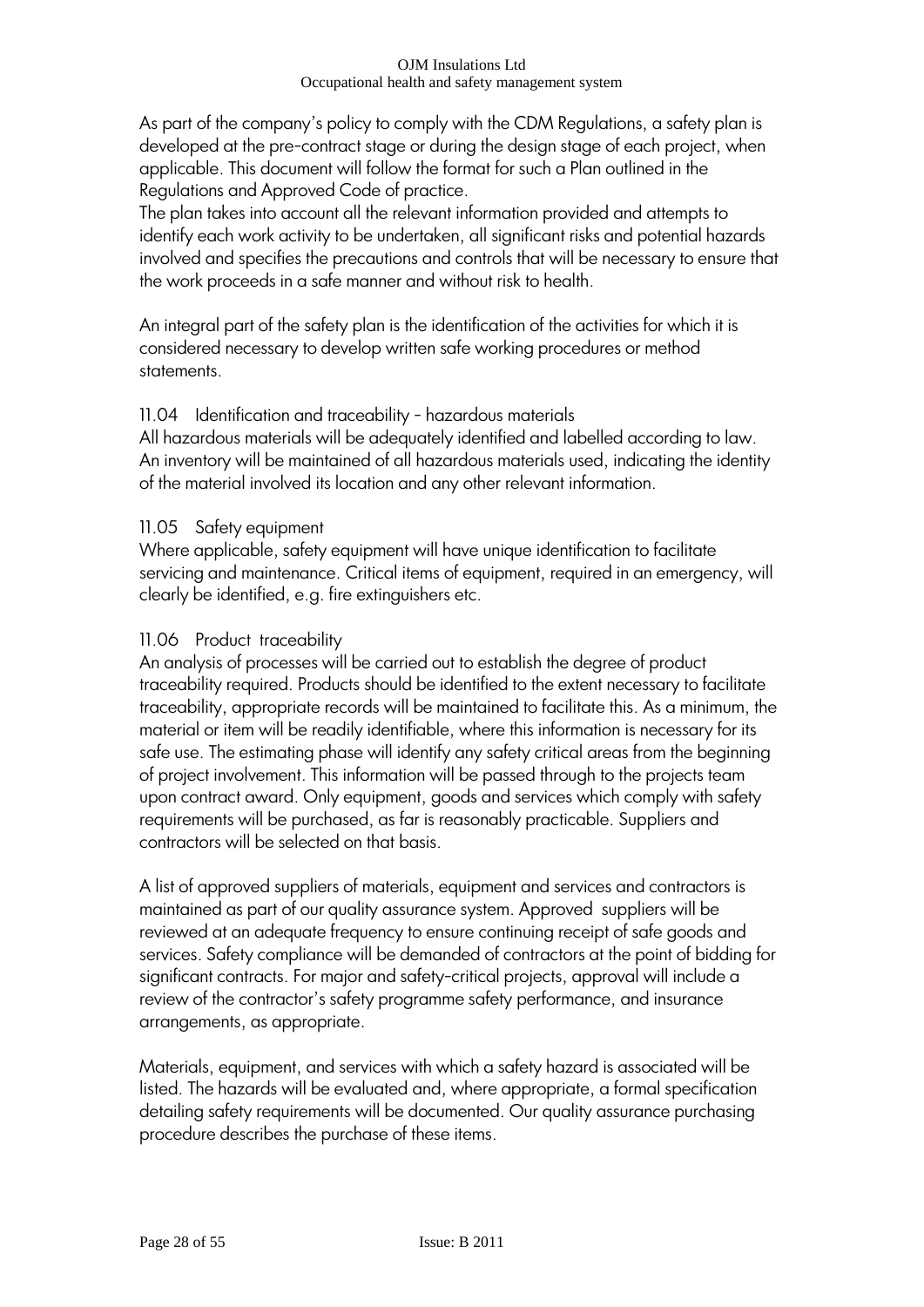As part of the company's policy to comply with the CDM Regulations, a safety plan is developed at the pre-contract stage or during the design stage of each project, when applicable. This document will follow the format for such a Plan outlined in the Regulations and Approved Code of practice.
The plan takes into account all the relevant information provided and attempts to identify each work activity to be undertaken, all significant risks and potential hazards involved and specifies the precautions and controls that will be necessary to ensure that the work proceeds in a safe manner and without risk to health.

An integral part of the safety plan is the identification of the activities for which it is considered necessary to develop written safe working procedures or method statements.

### 11.04 Identification and traceability - hazardous materials

All hazardous materials will be adequately identified and labelled according to law. An inventory will be maintained of all hazardous materials used, indicating the identity of the material involved its location and any other relevant information.

### 11.05 Safety equipment

Where applicable, safety equipment will have unique identification to facilitate servicing and maintenance. Critical items of equipment, required in an emergency, will clearly be identified, e.g. fire extinguishers etc.

### 11.06 Product traceability

An analysis of processes will be carried out to establish the degree of product traceability required. Products should be identified to the extent necessary to facilitate traceability, appropriate records will be maintained to facilitate this. As a minimum, the material or item will be readily identifiable, where this information is necessary for its safe use. The estimating phase will identify any safety critical areas from the beginning of project involvement. This information will be passed through to the projects team upon contract award. Only equipment, goods and services which comply with safety requirements will be purchased, as far is reasonably practicable. Suppliers and contractors will be selected on that basis.

A list of approved suppliers of materials, equipment and services and contractors is maintained as part of our quality assurance system. Approved suppliers will be reviewed at an adequate frequency to ensure continuing receipt of safe goods and services. Safety compliance will be demanded of contractors at the point of bidding for significant contracts. For major and safety-critical projects, approval will include a review of the contractor's safety programme safety performance, and insurance arrangements, as appropriate.

Materials, equipment, and services with which a safety hazard is associated will be listed. The hazards will be evaluated and, where appropriate, a formal specification detailing safety requirements will be documented. Our quality assurance purchasing procedure describes the purchase of these items.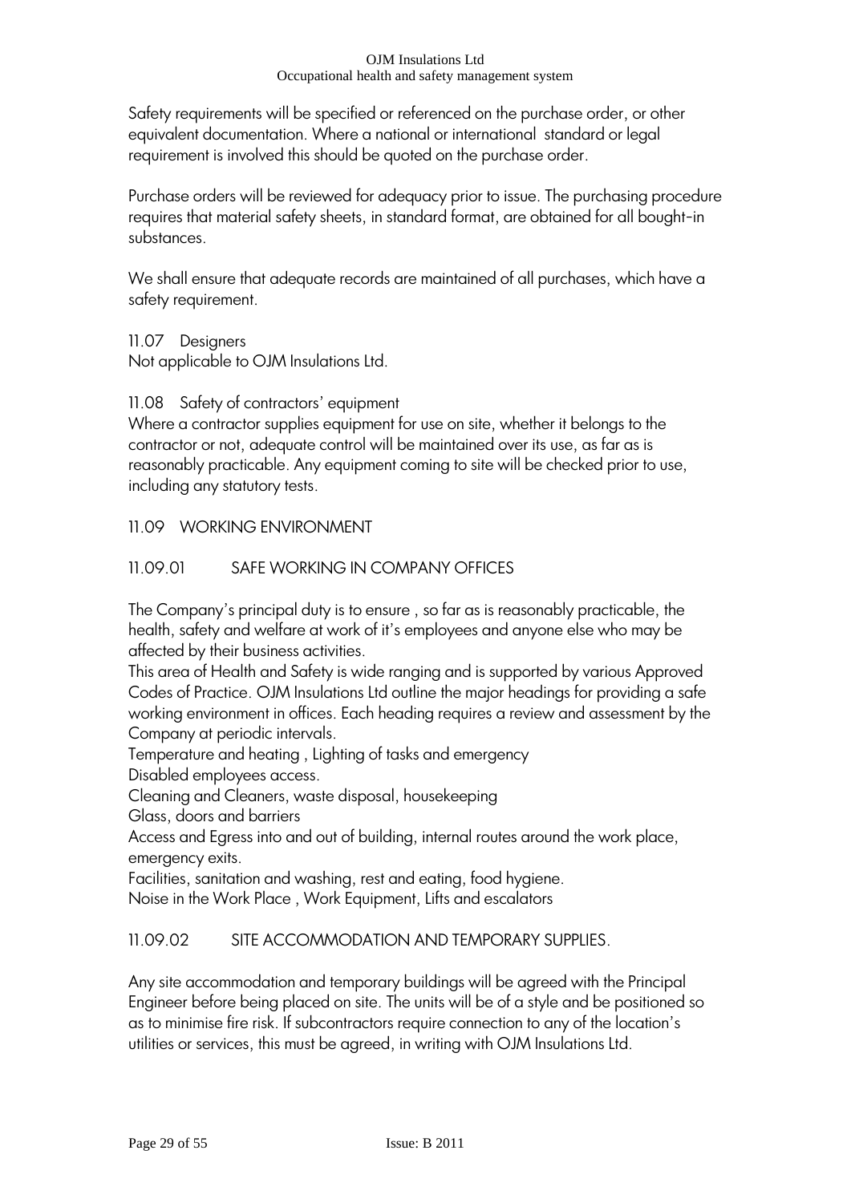Safety requirements will be specified or referenced on the purchase order, or other equivalent documentation. Where a national or international standard or legal requirement is involved this should be quoted on the purchase order.

Purchase orders will be reviewed for adequacy prior to issue. The purchasing procedure requires that material safety sheets, in standard format, are obtained for all bought-in substances.

We shall ensure that adequate records are maintained of all purchases, which have a safety requirement.

### 11.07 Designers

Not applicable to OJM Insulations Ltd.

### 11.08 Safety of contractors' equipment

Where a contractor supplies equipment for use on site, whether it belongs to the contractor or not, adequate control will be maintained over its use, as far as is reasonably practicable. Any equipment coming to site will be checked prior to use, including any statutory tests.

## 11.09 WORKING ENVIRONMENT

### 11.09.01 SAFE WORKING IN COMPANY OFFICES

The Company's principal duty is to ensure , so far as is reasonably practicable, the health, safety and welfare at work of it's employees and anyone else who may be affected by their business activities.
This area of Health and Safety is wide ranging and is supported by various Approved Codes of Practice. OJM Insulations Ltd outline the major headings for providing a safe working environment in offices. Each heading requires a review and assessment by the Company at periodic intervals.
Temperature and heating , Lighting of tasks and emergency
Disabled employees access.
Cleaning and Cleaners, waste disposal, housekeeping
Glass, doors and barriers
Access and Egress into and out of building, internal routes around the work place, emergency exits.
Facilities, sanitation and washing, rest and eating, food hygiene.
Noise in the Work Place , Work Equipment, Lifts and escalators

### 11.09.02 SITE ACCOMMODATION AND TEMPORARY SUPPLIES.

Any site accommodation and temporary buildings will be agreed with the Principal Engineer before being placed on site. The units will be of a style and be positioned so as to minimise fire risk. If subcontractors require connection to any of the location's utilities or services, this must be agreed, in writing with OJM Insulations Ltd.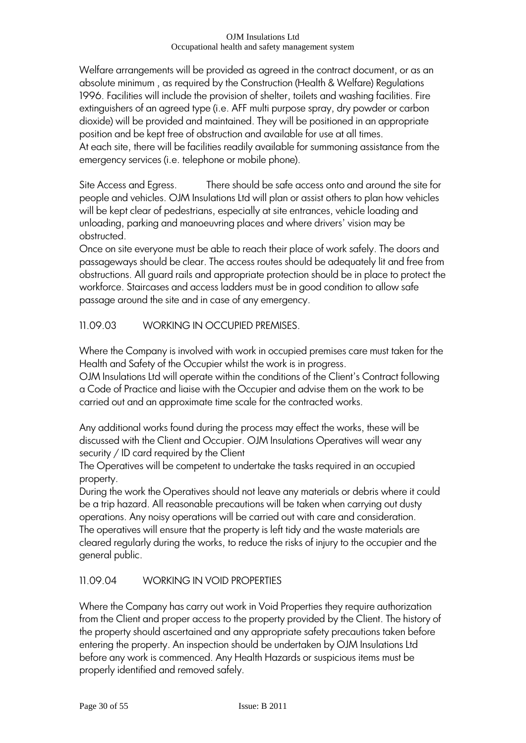Welfare arrangements will be provided as agreed in the contract document, or as an absolute minimum , as required by the Construction (Health & Welfare) Regulations 1996. Facilities will include the provision of shelter, toilets and washing facilities. Fire extinguishers of an agreed type (i.e. AFF multi purpose spray, dry powder or carbon dioxide) will be provided and maintained. They will be positioned in an appropriate position and be kept free of obstruction and available for use at all times.
At each site, there will be facilities readily available for summoning assistance from the emergency services (i.e. telephone or mobile phone).

Site Access and Egress. There should be safe access onto and around the site for people and vehicles. OJM Insulations Ltd will plan or assist others to plan how vehicles will be kept clear of pedestrians, especially at site entrances, vehicle loading and unloading, parking and manoeuvring places and where drivers' vision may be obstructed.
Once on site everyone must be able to reach their place of work safely. The doors and passageways should be clear. The access routes should be adequately lit and free from obstructions. All guard rails and appropriate protection should be in place to protect the workforce. Staircases and access ladders must be in good condition to allow safe passage around the site and in case of any emergency.

## 11.09.03 WORKING IN OCCUPIED PREMISES.

Where the Company is involved with work in occupied premises care must taken for the Health and Safety of the Occupier whilst the work is in progress.
OJM Insulations Ltd will operate within the conditions of the Client's Contract following a Code of Practice and liaise with the Occupier and advise them on the work to be carried out and an approximate time scale for the contracted works.

Any additional works found during the process may effect the works, these will be discussed with the Client and Occupier. OJM Insulations Operatives will wear any security / ID card required by the Client
The Operatives will be competent to undertake the tasks required in an occupied property.
During the work the Operatives should not leave any materials or debris where it could be a trip hazard. All reasonable precautions will be taken when carrying out dusty operations. Any noisy operations will be carried out with care and consideration.
The operatives will ensure that the property is left tidy and the waste materials are cleared regularly during the works, to reduce the risks of injury to the occupier and the general public.

## 11.09.04 WORKING IN VOID PROPERTIES

Where the Company has carry out work in Void Properties they require authorization from the Client and proper access to the property provided by the Client. The history of the property should ascertained and any appropriate safety precautions taken before entering the property. An inspection should be undertaken by OJM Insulations Ltd before any work is commenced. Any Health Hazards or suspicious items must be properly identified and removed safely.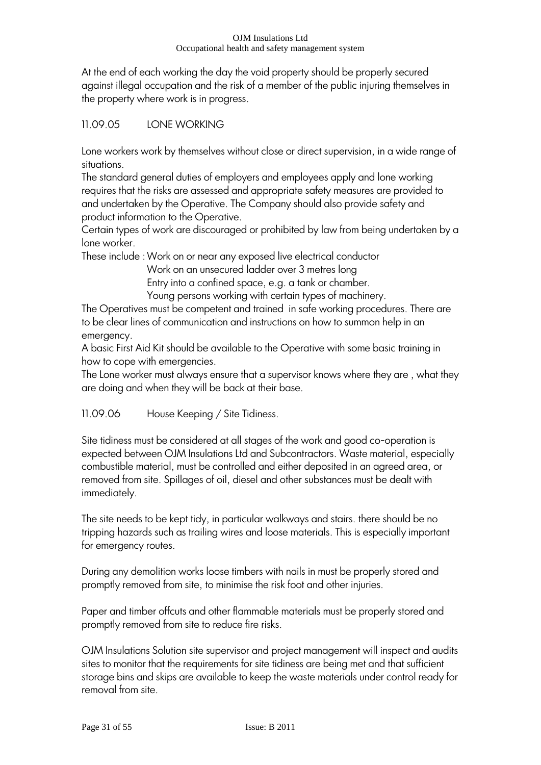At the end of each working the day the void property should be properly secured against illegal occupation and the risk of a member of the public injuring themselves in the property where work is in progress.

### 11.09.05 LONE WORKING

Lone workers work by themselves without close or direct supervision, in a wide range of situations.

The standard general duties of employers and employees apply and lone working requires that the risks are assessed and appropriate safety measures are provided to and undertaken by the Operative. The Company should also provide safety and product information to the Operative.

Certain types of work are discouraged or prohibited by law from being undertaken by a lone worker.

These include : Work on or near any exposed live electrical conductor
Work on an unsecured ladder over 3 metres long
Entry into a confined space, e.g. a tank or chamber.
Young persons working with certain types of machinery.

The Operatives must be competent and trained in safe working procedures. There are to be clear lines of communication and instructions on how to summon help in an emergency.

A basic First Aid Kit should be available to the Operative with some basic training in how to cope with emergencies.

The Lone worker must always ensure that a supervisor knows where they are , what they are doing and when they will be back at their base.

### 11.09.06 House Keeping / Site Tidiness.

Site tidiness must be considered at all stages of the work and good co-operation is expected between OJM Insulations Ltd and Subcontractors. Waste material, especially combustible material, must be controlled and either deposited in an agreed area, or removed from site. Spillages of oil, diesel and other substances must be dealt with immediately.

The site needs to be kept tidy, in particular walkways and stairs. there should be no tripping hazards such as trailing wires and loose materials. This is especially important for emergency routes.

During any demolition works loose timbers with nails in must be properly stored and promptly removed from site, to minimise the risk foot and other injuries.

Paper and timber offcuts and other flammable materials must be properly stored and promptly removed from site to reduce fire risks.

OJM Insulations Solution site supervisor and project management will inspect and audits sites to monitor that the requirements for site tidiness are being met and that sufficient storage bins and skips are available to keep the waste materials under control ready for removal from site.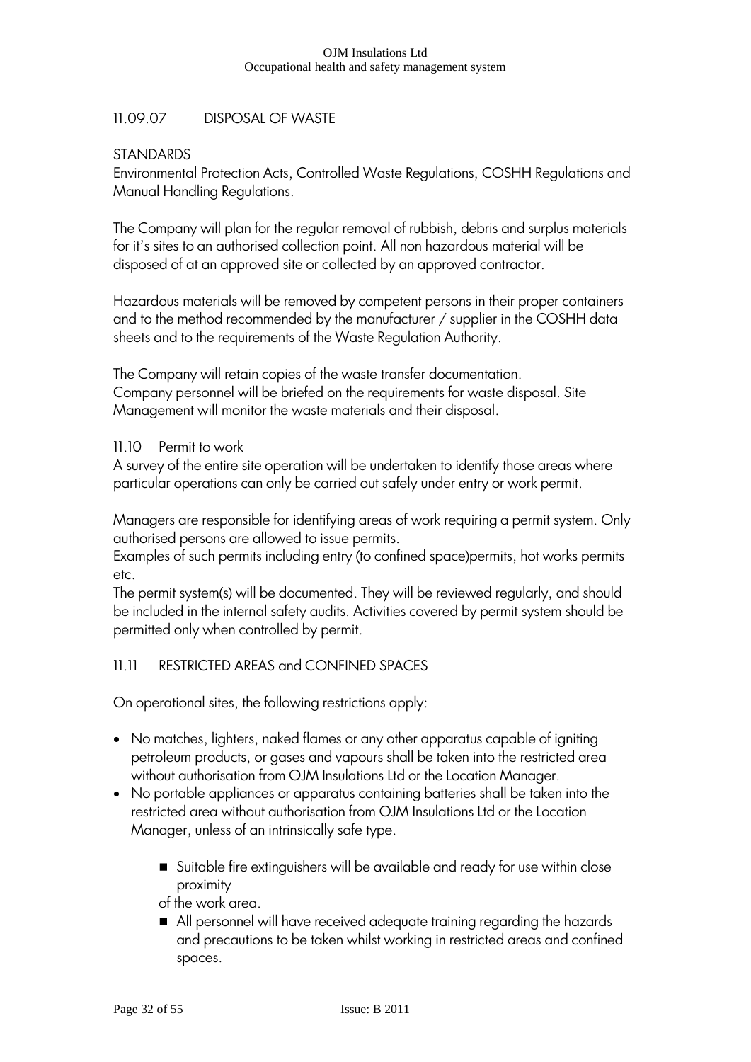## 11.09.07 DISPOSAL OF WASTE

STANDARDS

Environmental Protection Acts, Controlled Waste Regulations, COSHH Regulations and Manual Handling Regulations.

The Company will plan for the regular removal of rubbish, debris and surplus materials for it's sites to an authorised collection point. All non hazardous material will be disposed of at an approved site or collected by an approved contractor.

Hazardous materials will be removed by competent persons in their proper containers and to the method recommended by the manufacturer / supplier in the COSHH data sheets and to the requirements of the Waste Regulation Authority.

The Company will retain copies of the waste transfer documentation.
Company personnel will be briefed on the requirements for waste disposal. Site Management will monitor the waste materials and their disposal.

## 11.10 Permit to work

A survey of the entire site operation will be undertaken to identify those areas where particular operations can only be carried out safely under entry or work permit.

Managers are responsible for identifying areas of work requiring a permit system. Only authorised persons are allowed to issue permits.
Examples of such permits including entry (to confined space)permits, hot works permits etc.
The permit system(s) will be documented. They will be reviewed regularly, and should be included in the internal safety audits. Activities covered by permit system should be permitted only when controlled by permit.

## 11.11 RESTRICTED AREAS and CONFINED SPACES

On operational sites, the following restrictions apply:

- No matches, lighters, naked flames or any other apparatus capable of igniting petroleum products, or gases and vapours shall be taken into the restricted area without authorisation from OJM Insulations Ltd or the Location Manager.
- No portable appliances or apparatus containing batteries shall be taken into the restricted area without authorisation from OJM Insulations Ltd or the Location Manager, unless of an intrinsically safe type.
  - Suitable fire extinguishers will be available and ready for use within close proximity of the work area.
  - All personnel will have received adequate training regarding the hazards and precautions to be taken whilst working in restricted areas and confined spaces.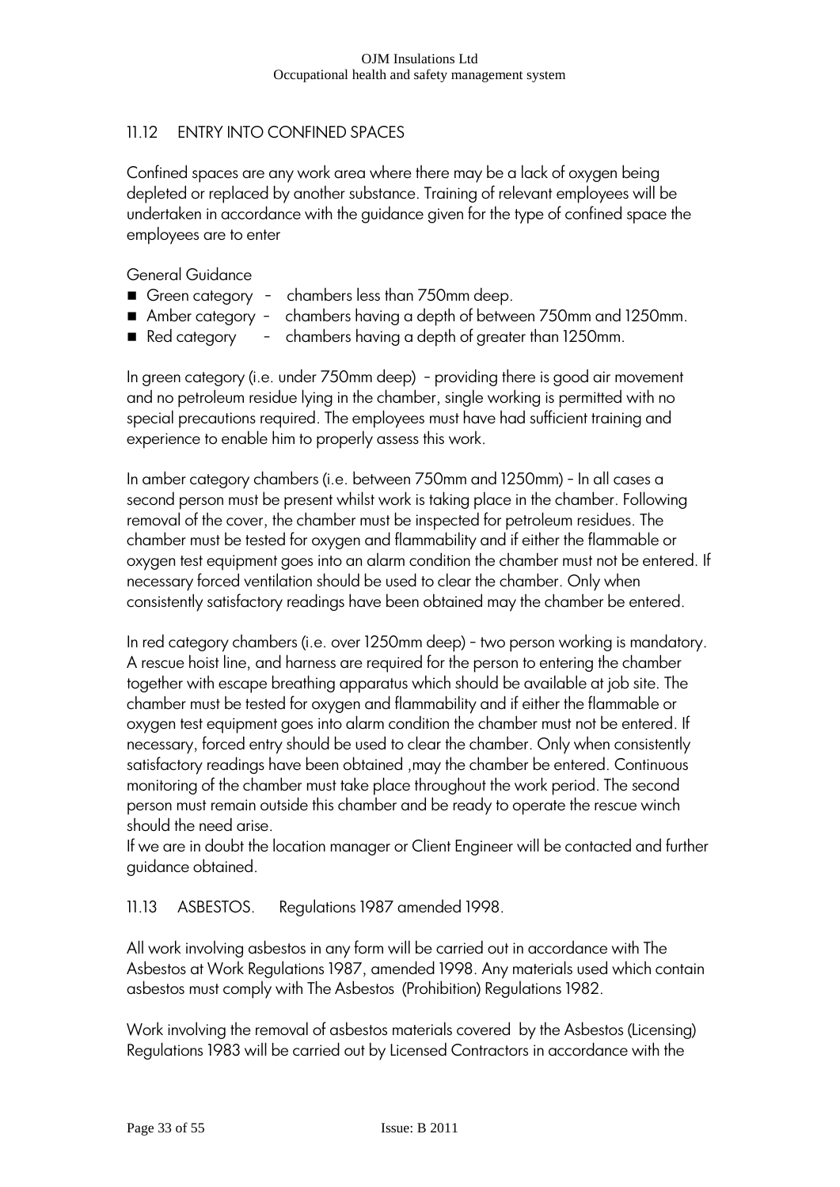## 11.12 ENTRY INTO CONFINED SPACES

Confined spaces are any work area where there may be a lack of oxygen being depleted or replaced by another substance. Training of relevant employees will be undertaken in accordance with the guidance given for the type of confined space the employees are to enter

General Guidance

- Green category – chambers less than 750mm deep.
- Amber category – chambers having a depth of between 750mm and 1250mm.
- Red category – chambers having a depth of greater than 1250mm.

In green category (i.e. under 750mm deep) – providing there is good air movement and no petroleum residue lying in the chamber, single working is permitted with no special precautions required. The employees must have had sufficient training and experience to enable him to properly assess this work.

In amber category chambers (i.e. between 750mm and 1250mm) – In all cases a second person must be present whilst work is taking place in the chamber. Following removal of the cover, the chamber must be inspected for petroleum residues. The chamber must be tested for oxygen and flammability and if either the flammable or oxygen test equipment goes into an alarm condition the chamber must not be entered. If necessary forced ventilation should be used to clear the chamber. Only when consistently satisfactory readings have been obtained may the chamber be entered.

In red category chambers (i.e. over 1250mm deep) – two person working is mandatory. A rescue hoist line, and harness are required for the person to entering the chamber together with escape breathing apparatus which should be available at job site. The chamber must be tested for oxygen and flammability and if either the flammable or oxygen test equipment goes into alarm condition the chamber must not be entered. If necessary, forced entry should be used to clear the chamber. Only when consistently satisfactory readings have been obtained ,may the chamber be entered. Continuous monitoring of the chamber must take place throughout the work period. The second person must remain outside this chamber and be ready to operate the rescue winch should the need arise.
If we are in doubt the location manager or Client Engineer will be contacted and further guidance obtained.

## 11.13 ASBESTOS. Regulations 1987 amended 1998.

All work involving asbestos in any form will be carried out in accordance with The Asbestos at Work Regulations 1987, amended 1998. Any materials used which contain asbestos must comply with The Asbestos (Prohibition) Regulations 1982.

Work involving the removal of asbestos materials covered by the Asbestos (Licensing) Regulations 1983 will be carried out by Licensed Contractors in accordance with the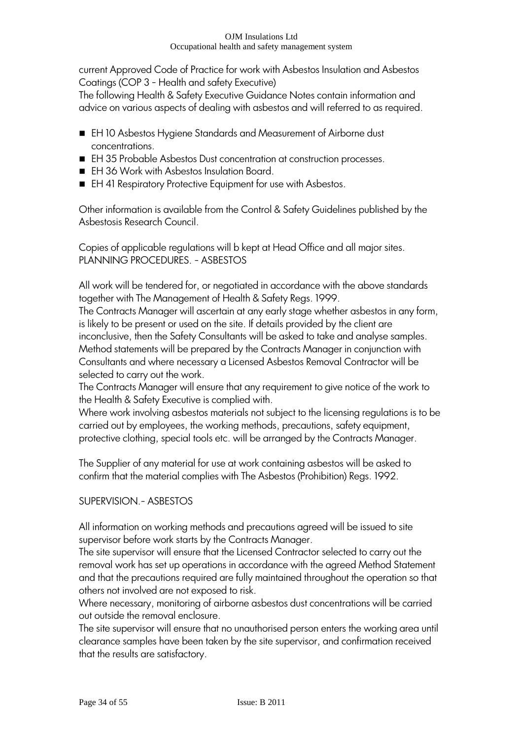current Approved Code of Practice for work with Asbestos Insulation and Asbestos Coatings (COP 3 – Health and safety Executive)
The following Health & Safety Executive Guidance Notes contain information and advice on various aspects of dealing with asbestos and will referred to as required.

- EH 10 Asbestos Hygiene Standards and Measurement of Airborne dust concentrations.
- EH 35 Probable Asbestos Dust concentration at construction processes.
- EH 36 Work with Asbestos Insulation Board.
- EH 41 Respiratory Protective Equipment for use with Asbestos.

Other information is available from the Control & Safety Guidelines published by the Asbestosis Research Council.

Copies of applicable regulations will b kept at Head Office and all major sites.
PLANNING PROCEDURES. – ASBESTOS

All work will be tendered for, or negotiated in accordance with the above standards together with The Management of Health & Safety Regs. 1999.
The Contracts Manager will ascertain at any early stage whether asbestos in any form, is likely to be present or used on the site. If details provided by the client are inconclusive, then the Safety Consultants will be asked to take and analyse samples.
Method statements will be prepared by the Contracts Manager in conjunction with Consultants and where necessary a Licensed Asbestos Removal Contractor will be selected to carry out the work.
The Contracts Manager will ensure that any requirement to give notice of the work to the Health & Safety Executive is complied with.
Where work involving asbestos materials not subject to the licensing regulations is to be carried out by employees, the working methods, precautions, safety equipment, protective clothing, special tools etc. will be arranged by the Contracts Manager.

The Supplier of any material for use at work containing asbestos will be asked to confirm that the material complies with The Asbestos (Prohibition) Regs. 1992.

SUPERVISION.– ASBESTOS

All information on working methods and precautions agreed will be issued to site supervisor before work starts by the Contracts Manager.
The site supervisor will ensure that the Licensed Contractor selected to carry out the removal work has set up operations in accordance with the agreed Method Statement and that the precautions required are fully maintained throughout the operation so that others not involved are not exposed to risk.
Where necessary, monitoring of airborne asbestos dust concentrations will be carried out outside the removal enclosure.
The site supervisor will ensure that no unauthorised person enters the working area until clearance samples have been taken by the site supervisor, and confirmation received that the results are satisfactory.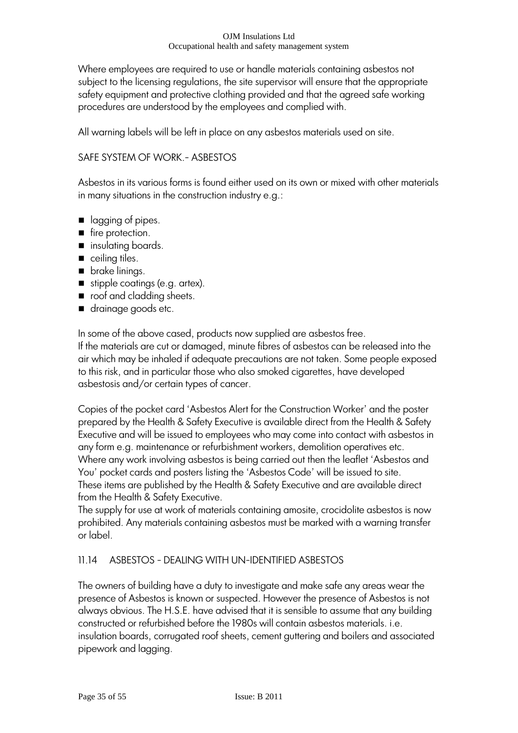Where employees are required to use or handle materials containing asbestos not subject to the licensing regulations, the site supervisor will ensure that the appropriate safety equipment and protective clothing provided and that the agreed safe working procedures are understood by the employees and complied with.

All warning labels will be left in place on any asbestos materials used on site.

## SAFE SYSTEM OF WORK.- ASBESTOS

Asbestos in its various forms is found either used on its own or mixed with other materials in many situations in the construction industry e.g.:

- lagging of pipes.
- fire protection.
- insulating boards.
- ceiling tiles.
- brake linings.
- stipple coatings (e.g. artex).
- roof and cladding sheets.
- drainage goods etc.

In some of the above cased, products now supplied are asbestos free.
If the materials are cut or damaged, minute fibres of asbestos can be released into the air which may be inhaled if adequate precautions are not taken. Some people exposed to this risk, and in particular those who also smoked cigarettes, have developed asbestosis and/or certain types of cancer.

Copies of the pocket card 'Asbestos Alert for the Construction Worker' and the poster prepared by the Health & Safety Executive is available direct from the Health & Safety Executive and will be issued to employees who may come into contact with asbestos in any form e.g. maintenance or refurbishment workers, demolition operatives etc.
Where any work involving asbestos is being carried out then the leaflet 'Asbestos and You' pocket cards and posters listing the 'Asbestos Code' will be issued to site.
These items are published by the Health & Safety Executive and are available direct from the Health & Safety Executive.
The supply for use at work of materials containing amosite, crocidolite asbestos is now prohibited. Any materials containing asbestos must be marked with a warning transfer or label.

## 11.14 ASBESTOS - DEALING WITH UN-IDENTIFIED ASBESTOS

The owners of building have a duty to investigate and make safe any areas wear the presence of Asbestos is known or suspected. However the presence of Asbestos is not always obvious. The H.S.E. have advised that it is sensible to assume that any building constructed or refurbished before the 1980s will contain asbestos materials. i.e. insulation boards, corrugated roof sheets, cement guttering and boilers and associated pipework and lagging.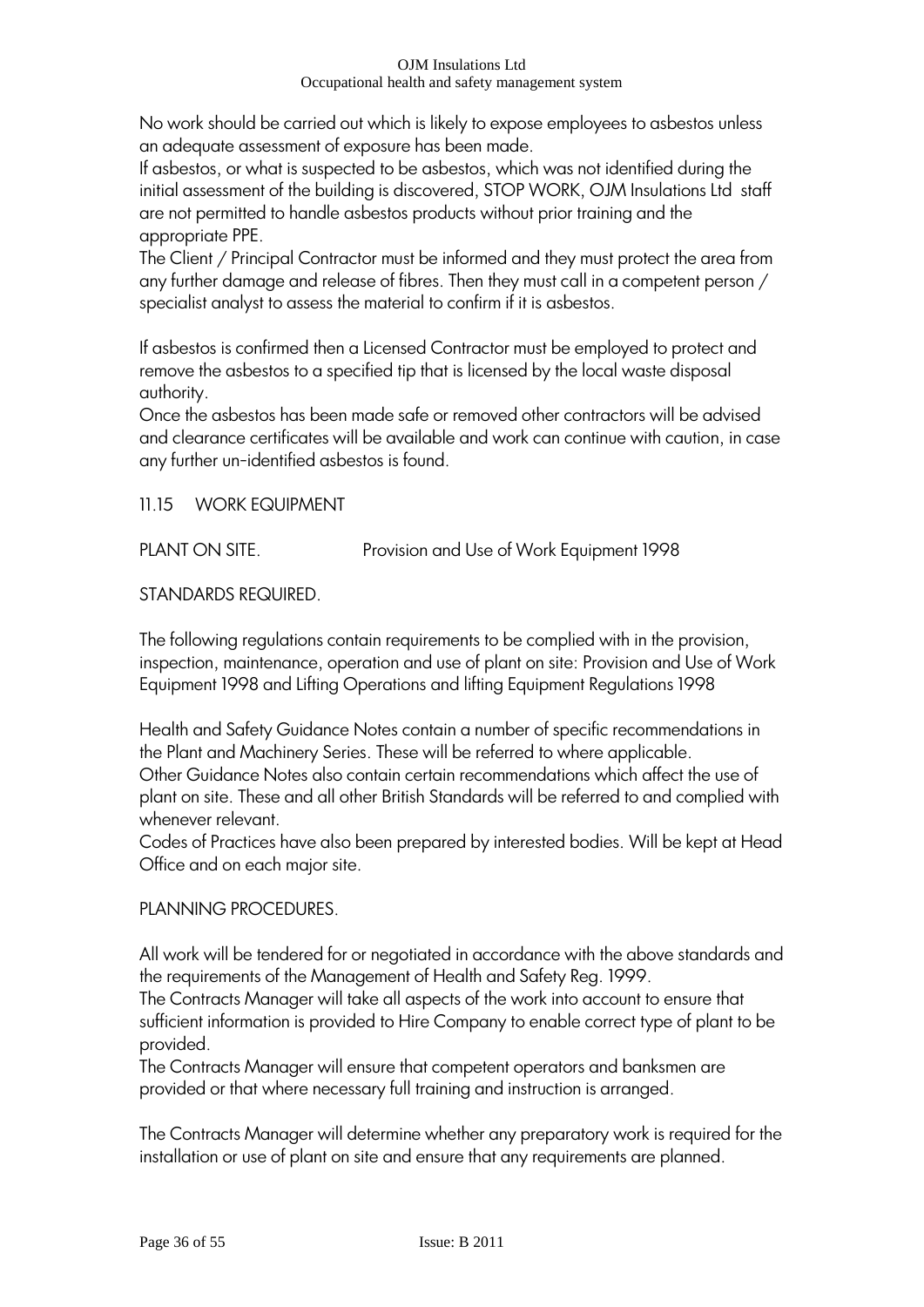No work should be carried out which is likely to expose employees to asbestos unless an adequate assessment of exposure has been made.
If asbestos, or what is suspected to be asbestos, which was not identified during the initial assessment of the building is discovered, STOP WORK, OJM Insulations Ltd staff are not permitted to handle asbestos products without prior training and the appropriate PPE.
The Client / Principal Contractor must be informed and they must protect the area from any further damage and release of fibres. Then they must call in a competent person / specialist analyst to assess the material to confirm if it is asbestos.

If asbestos is confirmed then a Licensed Contractor must be employed to protect and remove the asbestos to a specified tip that is licensed by the local waste disposal authority.
Once the asbestos has been made safe or removed other contractors will be advised and clearance certificates will be available and work can continue with caution, in case any further un-identified asbestos is found.

## 11.15 WORK EQUIPMENT

PLANT ON SITE. Provision and Use of Work Equipment 1998

STANDARDS REQUIRED.

The following regulations contain requirements to be complied with in the provision, inspection, maintenance, operation and use of plant on site: Provision and Use of Work Equipment 1998 and Lifting Operations and lifting Equipment Regulations 1998

Health and Safety Guidance Notes contain a number of specific recommendations in the Plant and Machinery Series. These will be referred to where applicable.
Other Guidance Notes also contain certain recommendations which affect the use of plant on site. These and all other British Standards will be referred to and complied with whenever relevant.
Codes of Practices have also been prepared by interested bodies. Will be kept at Head Office and on each major site.

PLANNING PROCEDURES.

All work will be tendered for or negotiated in accordance with the above standards and the requirements of the Management of Health and Safety Reg. 1999.
The Contracts Manager will take all aspects of the work into account to ensure that sufficient information is provided to Hire Company to enable correct type of plant to be provided.
The Contracts Manager will ensure that competent operators and banksmen are provided or that where necessary full training and instruction is arranged.

The Contracts Manager will determine whether any preparatory work is required for the installation or use of plant on site and ensure that any requirements are planned.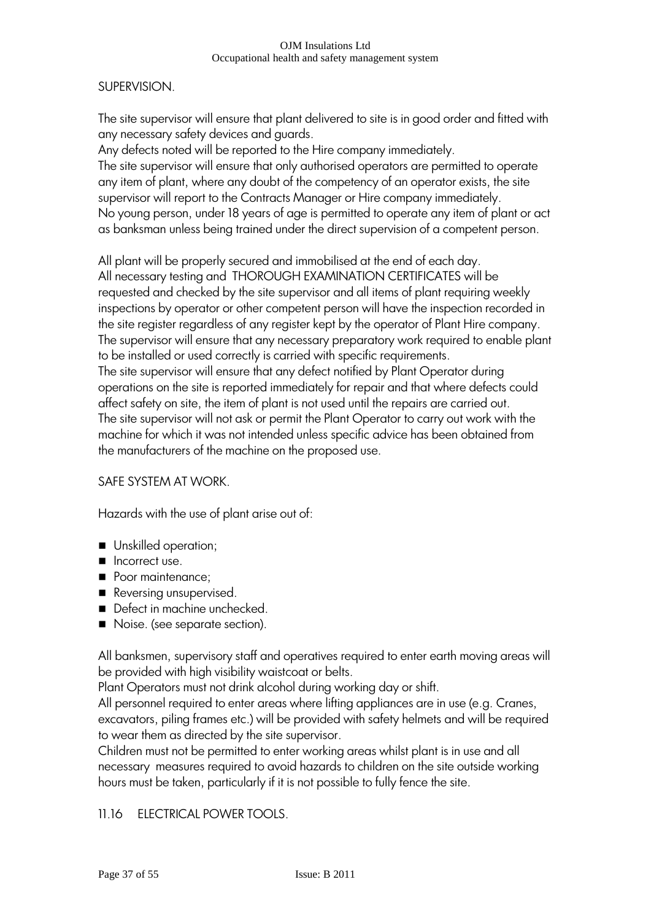SUPERVISION.

The site supervisor will ensure that plant delivered to site is in good order and fitted with any necessary safety devices and guards.
Any defects noted will be reported to the Hire company immediately.
The site supervisor will ensure that only authorised operators are permitted to operate any item of plant, where any doubt of the competency of an operator exists, the site supervisor will report to the Contracts Manager or Hire company immediately.
No young person, under 18 years of age is permitted to operate any item of plant or act as banksman unless being trained under the direct supervision of a competent person.

All plant will be properly secured and immobilised at the end of each day.
All necessary testing and THOROUGH EXAMINATION CERTIFICATES will be requested and checked by the site supervisor and all items of plant requiring weekly inspections by operator or other competent person will have the inspection recorded in the site register regardless of any register kept by the operator of Plant Hire company.
The supervisor will ensure that any necessary preparatory work required to enable plant to be installed or used correctly is carried with specific requirements.
The site supervisor will ensure that any defect notified by Plant Operator during operations on the site is reported immediately for repair and that where defects could affect safety on site, the item of plant is not used until the repairs are carried out.
The site supervisor will not ask or permit the Plant Operator to carry out work with the machine for which it was not intended unless specific advice has been obtained from the manufacturers of the machine on the proposed use.

SAFE SYSTEM AT WORK.

Hazards with the use of plant arise out of:

- Unskilled operation;
- Incorrect use.
- Poor maintenance;
- Reversing unsupervised.
- Defect in machine unchecked.
- Noise. (see separate section).

All banksmen, supervisory staff and operatives required to enter earth moving areas will be provided with high visibility waistcoat or belts.
Plant Operators must not drink alcohol during working day or shift.
All personnel required to enter areas where lifting appliances are in use (e.g. Cranes, excavators, piling frames etc.) will be provided with safety helmets and will be required to wear them as directed by the site supervisor.
Children must not be permitted to enter working areas whilst plant is in use and all necessary measures required to avoid hazards to children on the site outside working hours must be taken, particularly if it is not possible to fully fence the site.

11.16 ELECTRICAL POWER TOOLS.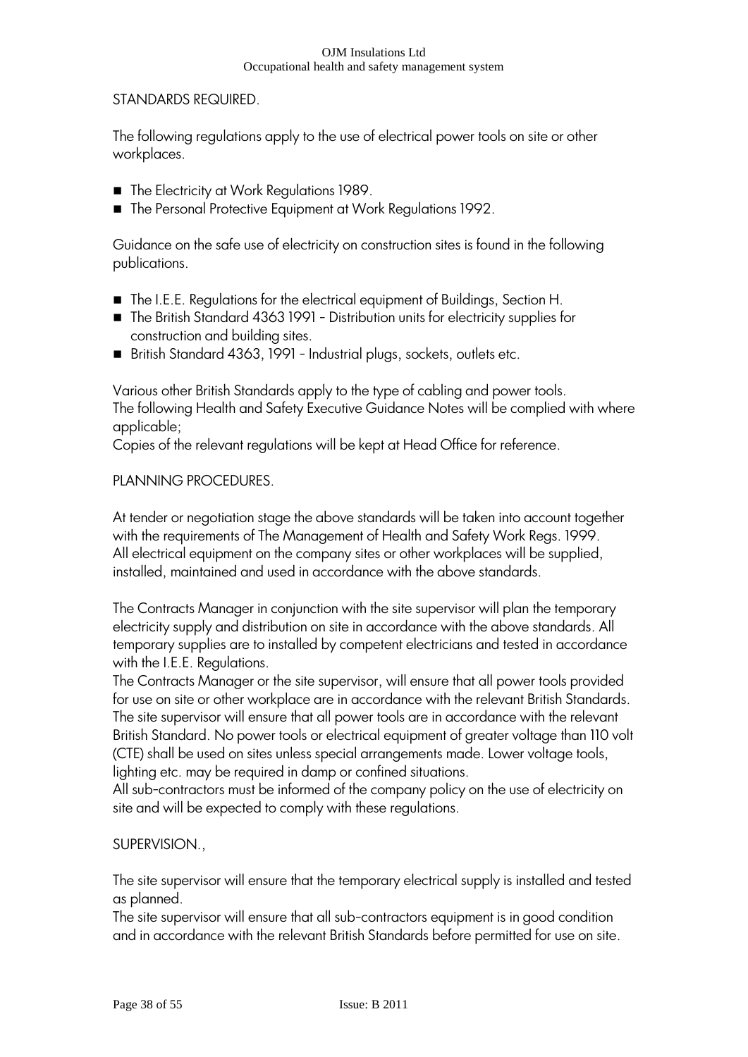STANDARDS REQUIRED.

The following regulations apply to the use of electrical power tools on site or other workplaces.

- The Electricity at Work Regulations 1989.
- The Personal Protective Equipment at Work Regulations 1992.

Guidance on the safe use of electricity on construction sites is found in the following publications.

- The I.E.E. Regulations for the electrical equipment of Buildings, Section H.
- The British Standard 4363 1991 - Distribution units for electricity supplies for construction and building sites.
- British Standard 4363, 1991 - Industrial plugs, sockets, outlets etc.

Various other British Standards apply to the type of cabling and power tools.
The following Health and Safety Executive Guidance Notes will be complied with where applicable;
Copies of the relevant regulations will be kept at Head Office for reference.

PLANNING PROCEDURES.

At tender or negotiation stage the above standards will be taken into account together with the requirements of The Management of Health and Safety Work Regs. 1999.
All electrical equipment on the company sites or other workplaces will be supplied, installed, maintained and used in accordance with the above standards.

The Contracts Manager in conjunction with the site supervisor will plan the temporary electricity supply and distribution on site in accordance with the above standards. All temporary supplies are to installed by competent electricians and tested in accordance with the I.E.E. Regulations.
The Contracts Manager or the site supervisor, will ensure that all power tools provided for use on site or other workplace are in accordance with the relevant British Standards.
The site supervisor will ensure that all power tools are in accordance with the relevant British Standard. No power tools or electrical equipment of greater voltage than 110 volt (CTE) shall be used on sites unless special arrangements made. Lower voltage tools, lighting etc. may be required in damp or confined situations.
All sub-contractors must be informed of the company policy on the use of electricity on site and will be expected to comply with these regulations.

SUPERVISION.,

The site supervisor will ensure that the temporary electrical supply is installed and tested as planned.
The site supervisor will ensure that all sub-contractors equipment is in good condition and in accordance with the relevant British Standards before permitted for use on site.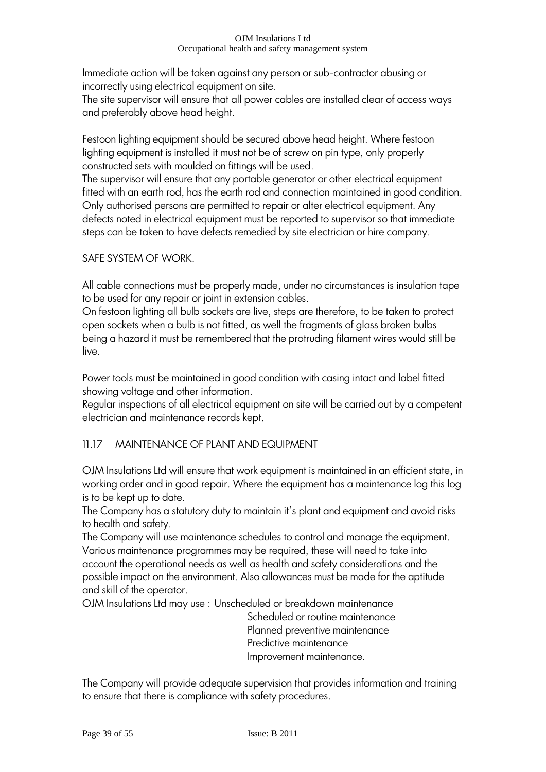Immediate action will be taken against any person or sub-contractor abusing or incorrectly using electrical equipment on site.
The site supervisor will ensure that all power cables are installed clear of access ways and preferably above head height.

Festoon lighting equipment should be secured above head height. Where festoon lighting equipment is installed it must not be of screw on pin type, only properly constructed sets with moulded on fittings will be used.
The supervisor will ensure that any portable generator or other electrical equipment fitted with an earth rod, has the earth rod and connection maintained in good condition. Only authorised persons are permitted to repair or alter electrical equipment. Any defects noted in electrical equipment must be reported to supervisor so that immediate steps can be taken to have defects remedied by site electrician or hire company.

SAFE SYSTEM OF WORK.

All cable connections must be properly made, under no circumstances is insulation tape to be used for any repair or joint in extension cables.
On festoon lighting all bulb sockets are live, steps are therefore, to be taken to protect open sockets when a bulb is not fitted, as well the fragments of glass broken bulbs being a hazard it must be remembered that the protruding filament wires would still be live.

Power tools must be maintained in good condition with casing intact and label fitted showing voltage and other information.
Regular inspections of all electrical equipment on site will be carried out by a competent electrician and maintenance records kept.

## 11.17 MAINTENANCE OF PLANT AND EQUIPMENT

OJM Insulations Ltd will ensure that work equipment is maintained in an efficient state, in working order and in good repair. Where the equipment has a maintenance log this log is to be kept up to date.
The Company has a statutory duty to maintain it's plant and equipment and avoid risks to health and safety.
The Company will use maintenance schedules to control and manage the equipment. Various maintenance programmes may be required, these will need to take into account the operational needs as well as health and safety considerations and the possible impact on the environment. Also allowances must be made for the aptitude and skill of the operator.
OJM Insulations Ltd may use :
- Unscheduled or breakdown maintenance
- Scheduled or routine maintenance
- Planned preventive maintenance
- Predictive maintenance
- Improvement maintenance.

The Company will provide adequate supervision that provides information and training to ensure that there is compliance with safety procedures.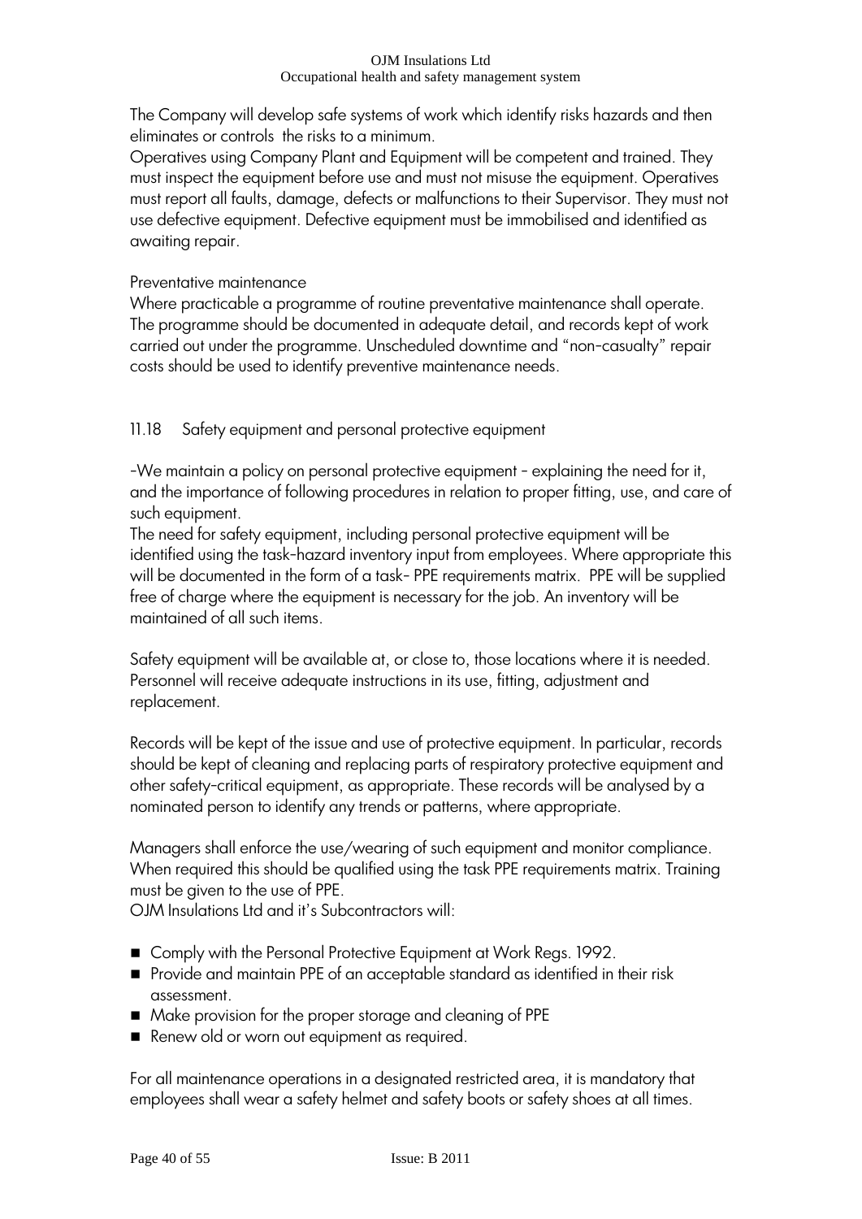The Company will develop safe systems of work which identify risks hazards and then eliminates or controls the risks to a minimum.
Operatives using Company Plant and Equipment will be competent and trained. They must inspect the equipment before use and must not misuse the equipment. Operatives must report all faults, damage, defects or malfunctions to their Supervisor. They must not use defective equipment. Defective equipment must be immobilised and identified as awaiting repair.

Preventative maintenance
Where practicable a programme of routine preventative maintenance shall operate. The programme should be documented in adequate detail, and records kept of work carried out under the programme. Unscheduled downtime and "non-casualty" repair costs should be used to identify preventive maintenance needs.

## 11.18 Safety equipment and personal protective equipment

-We maintain a policy on personal protective equipment - explaining the need for it, and the importance of following procedures in relation to proper fitting, use, and care of such equipment.
The need for safety equipment, including personal protective equipment will be identified using the task-hazard inventory input from employees. Where appropriate this will be documented in the form of a task- PPE requirements matrix. PPE will be supplied free of charge where the equipment is necessary for the job. An inventory will be maintained of all such items.

Safety equipment will be available at, or close to, those locations where it is needed. Personnel will receive adequate instructions in its use, fitting, adjustment and replacement.

Records will be kept of the issue and use of protective equipment. In particular, records should be kept of cleaning and replacing parts of respiratory protective equipment and other safety-critical equipment, as appropriate. These records will be analysed by a nominated person to identify any trends or patterns, where appropriate.

Managers shall enforce the use/wearing of such equipment and monitor compliance. When required this should be qualified using the task PPE requirements matrix. Training must be given to the use of PPE.
OJM Insulations Ltd and it's Subcontractors will:

- Comply with the Personal Protective Equipment at Work Regs. 1992.
- Provide and maintain PPE of an acceptable standard as identified in their risk assessment.
- Make provision for the proper storage and cleaning of PPE
- Renew old or worn out equipment as required.

For all maintenance operations in a designated restricted area, it is mandatory that employees shall wear a safety helmet and safety boots or safety shoes at all times.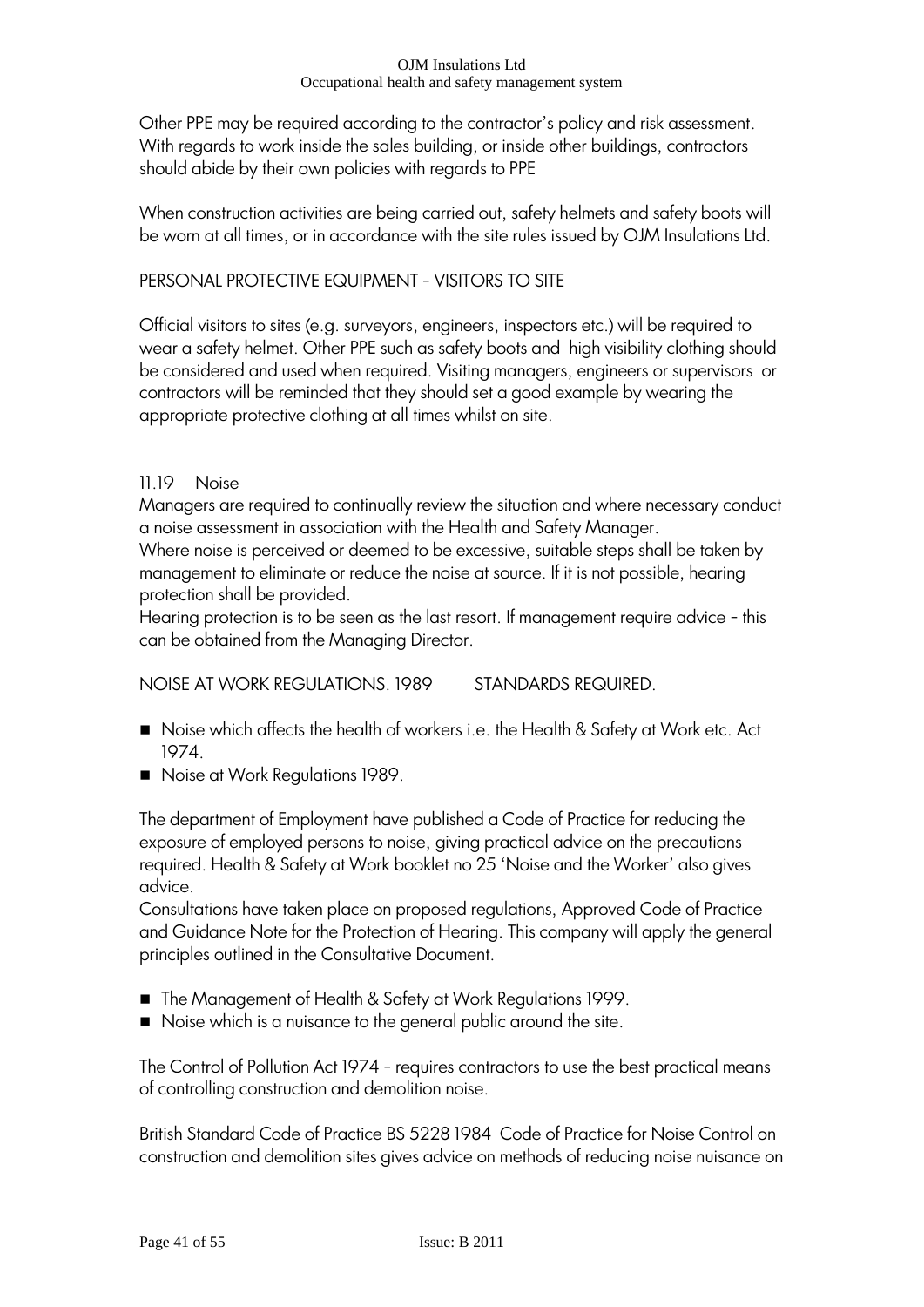Other PPE may be required according to the contractor's policy and risk assessment. With regards to work inside the sales building, or inside other buildings, contractors should abide by their own policies with regards to PPE

When construction activities are being carried out, safety helmets and safety boots will be worn at all times, or in accordance with the site rules issued by OJM Insulations Ltd.

PERSONAL PROTECTIVE EQUIPMENT – VISITORS TO SITE

Official visitors to sites (e.g. surveyors, engineers, inspectors etc.) will be required to wear a safety helmet. Other PPE such as safety boots and high visibility clothing should be considered and used when required. Visiting managers, engineers or supervisors or contractors will be reminded that they should set a good example by wearing the appropriate protective clothing at all times whilst on site.

## 11.19 Noise

Managers are required to continually review the situation and where necessary conduct a noise assessment in association with the Health and Safety Manager.
Where noise is perceived or deemed to be excessive, suitable steps shall be taken by management to eliminate or reduce the noise at source. If it is not possible, hearing protection shall be provided.
Hearing protection is to be seen as the last resort. If management require advice – this can be obtained from the Managing Director.

NOISE AT WORK REGULATIONS. 1989 STANDARDS REQUIRED.

- Noise which affects the health of workers i.e. the Health & Safety at Work etc. Act 1974.
- Noise at Work Regulations 1989.

The department of Employment have published a Code of Practice for reducing the exposure of employed persons to noise, giving practical advice on the precautions required. Health & Safety at Work booklet no 25 'Noise and the Worker' also gives advice.
Consultations have taken place on proposed regulations, Approved Code of Practice and Guidance Note for the Protection of Hearing. This company will apply the general principles outlined in the Consultative Document.

- The Management of Health & Safety at Work Regulations 1999.
- Noise which is a nuisance to the general public around the site.

The Control of Pollution Act 1974 – requires contractors to use the best practical means of controlling construction and demolition noise.

British Standard Code of Practice BS 5228 1984 Code of Practice for Noise Control on construction and demolition sites gives advice on methods of reducing noise nuisance on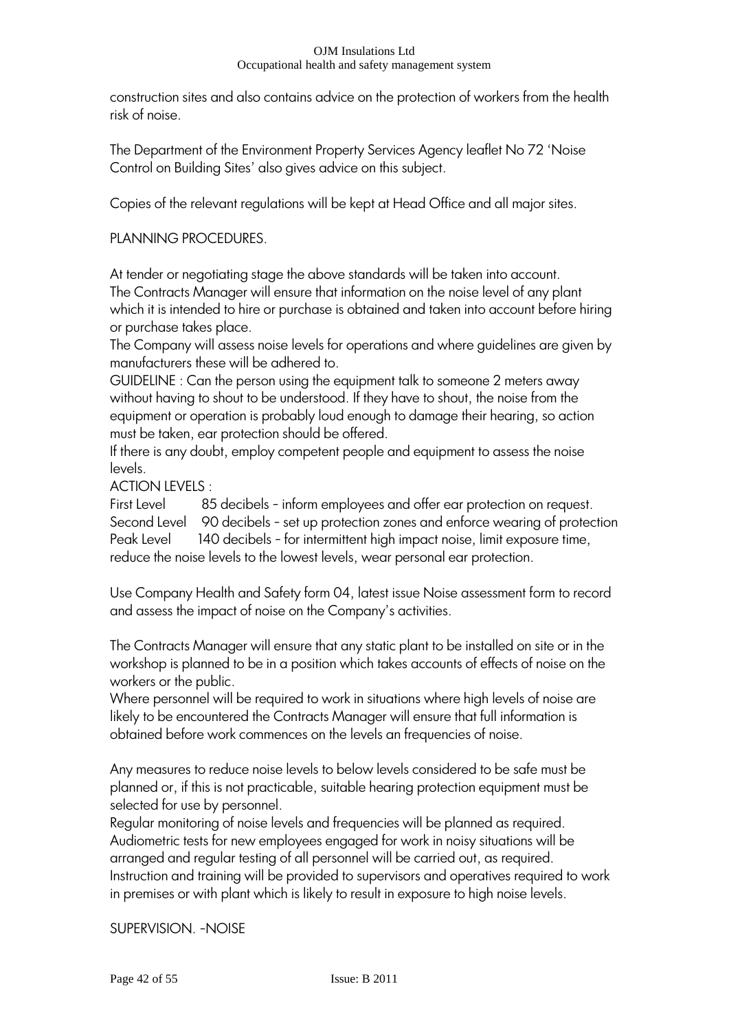construction sites and also contains advice on the protection of workers from the health risk of noise.

The Department of the Environment Property Services Agency leaflet No 72 'Noise Control on Building Sites' also gives advice on this subject.

Copies of the relevant regulations will be kept at Head Office and all major sites.

PLANNING PROCEDURES.

At tender or negotiating stage the above standards will be taken into account.
The Contracts Manager will ensure that information on the noise level of any plant which it is intended to hire or purchase is obtained and taken into account before hiring or purchase takes place.
The Company will assess noise levels for operations and where guidelines are given by manufacturers these will be adhered to.
GUIDELINE : Can the person using the equipment talk to someone 2 meters away without having to shout to be understood. If they have to shout, the noise from the equipment or operation is probably loud enough to damage their hearing, so action must be taken, ear protection should be offered.
If there is any doubt, employ competent people and equipment to assess the noise levels.
ACTION LEVELS :
First Level 85 decibels - inform employees and offer ear protection on request.
Second Level 90 decibels - set up protection zones and enforce wearing of protection
Peak Level 140 decibels - for intermittent high impact noise, limit exposure time, reduce the noise levels to the lowest levels, wear personal ear protection.

Use Company Health and Safety form 04, latest issue Noise assessment form to record and assess the impact of noise on the Company's activities.

The Contracts Manager will ensure that any static plant to be installed on site or in the workshop is planned to be in a position which takes accounts of effects of noise on the workers or the public.
Where personnel will be required to work in situations where high levels of noise are likely to be encountered the Contracts Manager will ensure that full information is obtained before work commences on the levels an frequencies of noise.

Any measures to reduce noise levels to below levels considered to be safe must be planned or, if this is not practicable, suitable hearing protection equipment must be selected for use by personnel.
Regular monitoring of noise levels and frequencies will be planned as required.
Audiometric tests for new employees engaged for work in noisy situations will be arranged and regular testing of all personnel will be carried out, as required.
Instruction and training will be provided to supervisors and operatives required to work in premises or with plant which is likely to result in exposure to high noise levels.

SUPERVISION. -NOISE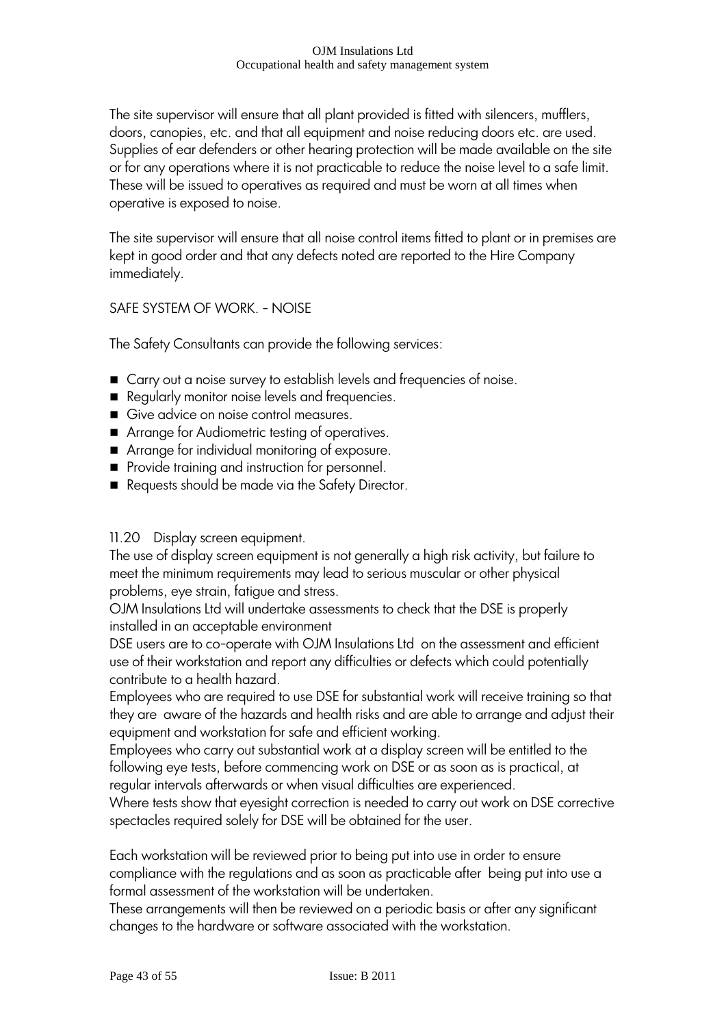The site supervisor will ensure that all plant provided is fitted with silencers, mufflers, doors, canopies, etc. and that all equipment and noise reducing doors etc. are used. Supplies of ear defenders or other hearing protection will be made available on the site or for any operations where it is not practicable to reduce the noise level to a safe limit. These will be issued to operatives as required and must be worn at all times when operative is exposed to noise.

The site supervisor will ensure that all noise control items fitted to plant or in premises are kept in good order and that any defects noted are reported to the Hire Company immediately.

SAFE SYSTEM OF WORK. - NOISE

The Safety Consultants can provide the following services:

- Carry out a noise survey to establish levels and frequencies of noise.
- Regularly monitor noise levels and frequencies.
- Give advice on noise control measures.
- Arrange for Audiometric testing of operatives.
- Arrange for individual monitoring of exposure.
- Provide training and instruction for personnel.
- Requests should be made via the Safety Director.

11.20 Display screen equipment.

The use of display screen equipment is not generally a high risk activity, but failure to meet the minimum requirements may lead to serious muscular or other physical problems, eye strain, fatigue and stress.

OJM Insulations Ltd will undertake assessments to check that the DSE is properly installed in an acceptable environment

DSE users are to co-operate with OJM Insulations Ltd on the assessment and efficient use of their workstation and report any difficulties or defects which could potentially contribute to a health hazard.

Employees who are required to use DSE for substantial work will receive training so that they are aware of the hazards and health risks and are able to arrange and adjust their equipment and workstation for safe and efficient working.

Employees who carry out substantial work at a display screen will be entitled to the following eye tests, before commencing work on DSE or as soon as is practical, at regular intervals afterwards or when visual difficulties are experienced.

Where tests show that eyesight correction is needed to carry out work on DSE corrective spectacles required solely for DSE will be obtained for the user.

Each workstation will be reviewed prior to being put into use in order to ensure compliance with the regulations and as soon as practicable after being put into use a formal assessment of the workstation will be undertaken.

These arrangements will then be reviewed on a periodic basis or after any significant changes to the hardware or software associated with the workstation.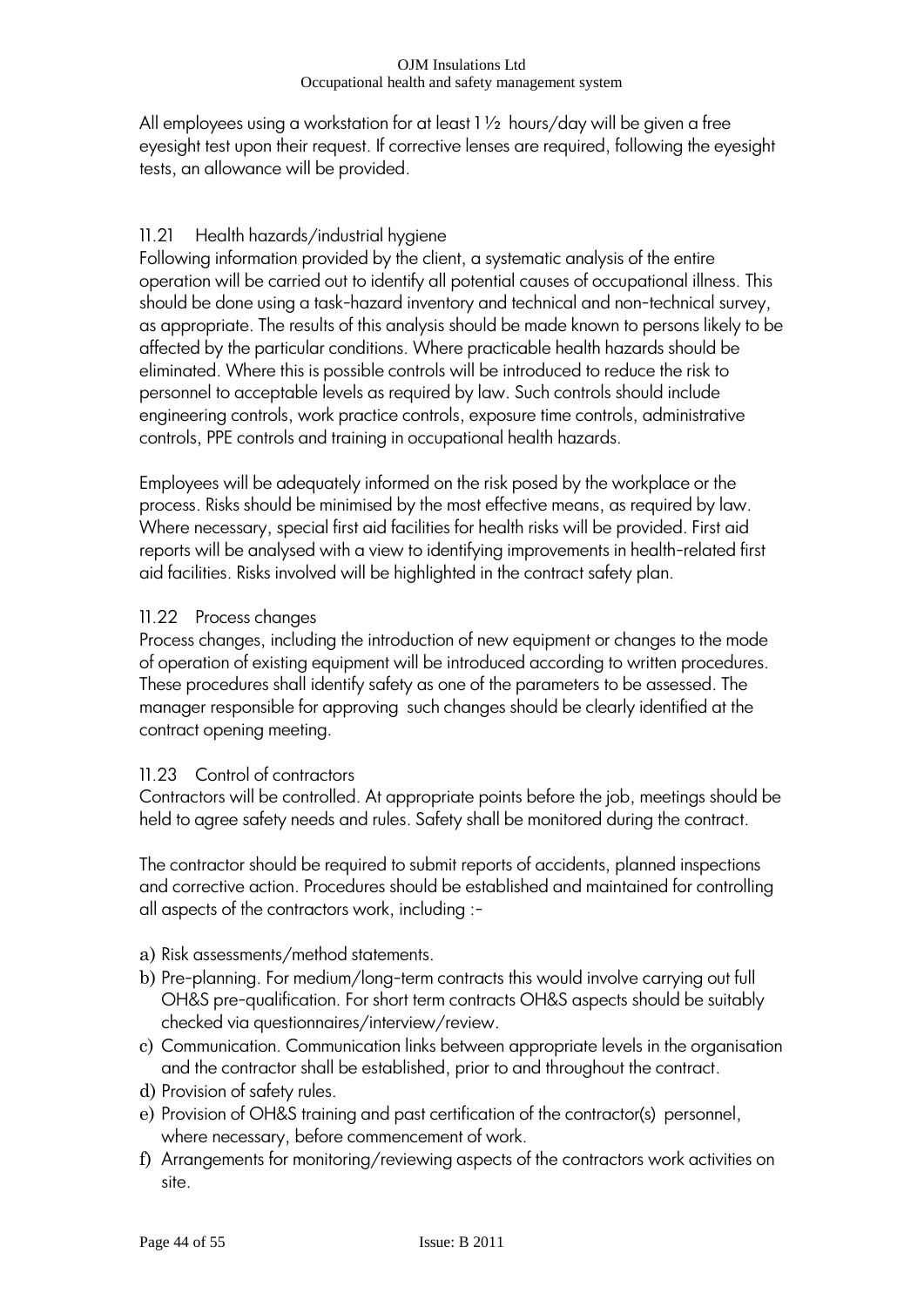All employees using a workstation for at least 1 ½ hours/day will be given a free eyesight test upon their request. If corrective lenses are required, following the eyesight tests, an allowance will be provided.

### 11.21 Health hazards/industrial hygiene

Following information provided by the client, a systematic analysis of the entire operation will be carried out to identify all potential causes of occupational illness. This should be done using a task-hazard inventory and technical and non-technical survey, as appropriate. The results of this analysis should be made known to persons likely to be affected by the particular conditions. Where practicable health hazards should be eliminated. Where this is possible controls will be introduced to reduce the risk to personnel to acceptable levels as required by law. Such controls should include engineering controls, work practice controls, exposure time controls, administrative controls, PPE controls and training in occupational health hazards.

Employees will be adequately informed on the risk posed by the workplace or the process. Risks should be minimised by the most effective means, as required by law. Where necessary, special first aid facilities for health risks will be provided. First aid reports will be analysed with a view to identifying improvements in health-related first aid facilities. Risks involved will be highlighted in the contract safety plan.

### 11.22 Process changes

Process changes, including the introduction of new equipment or changes to the mode of operation of existing equipment will be introduced according to written procedures. These procedures shall identify safety as one of the parameters to be assessed. The manager responsible for approving such changes should be clearly identified at the contract opening meeting.

### 11.23 Control of contractors

Contractors will be controlled. At appropriate points before the job, meetings should be held to agree safety needs and rules. Safety shall be monitored during the contract.

The contractor should be required to submit reports of accidents, planned inspections and corrective action. Procedures should be established and maintained for controlling all aspects of the contractors work, including :-

a) Risk assessments/method statements.
b) Pre-planning. For medium/long-term contracts this would involve carrying out full OH&S pre-qualification. For short term contracts OH&S aspects should be suitably checked via questionnaires/interview/review.
c) Communication. Communication links between appropriate levels in the organisation and the contractor shall be established, prior to and throughout the contract.
d) Provision of safety rules.
e) Provision of OH&S training and past certification of the contractor(s) personnel, where necessary, before commencement of work.
f) Arrangements for monitoring/reviewing aspects of the contractors work activities on site.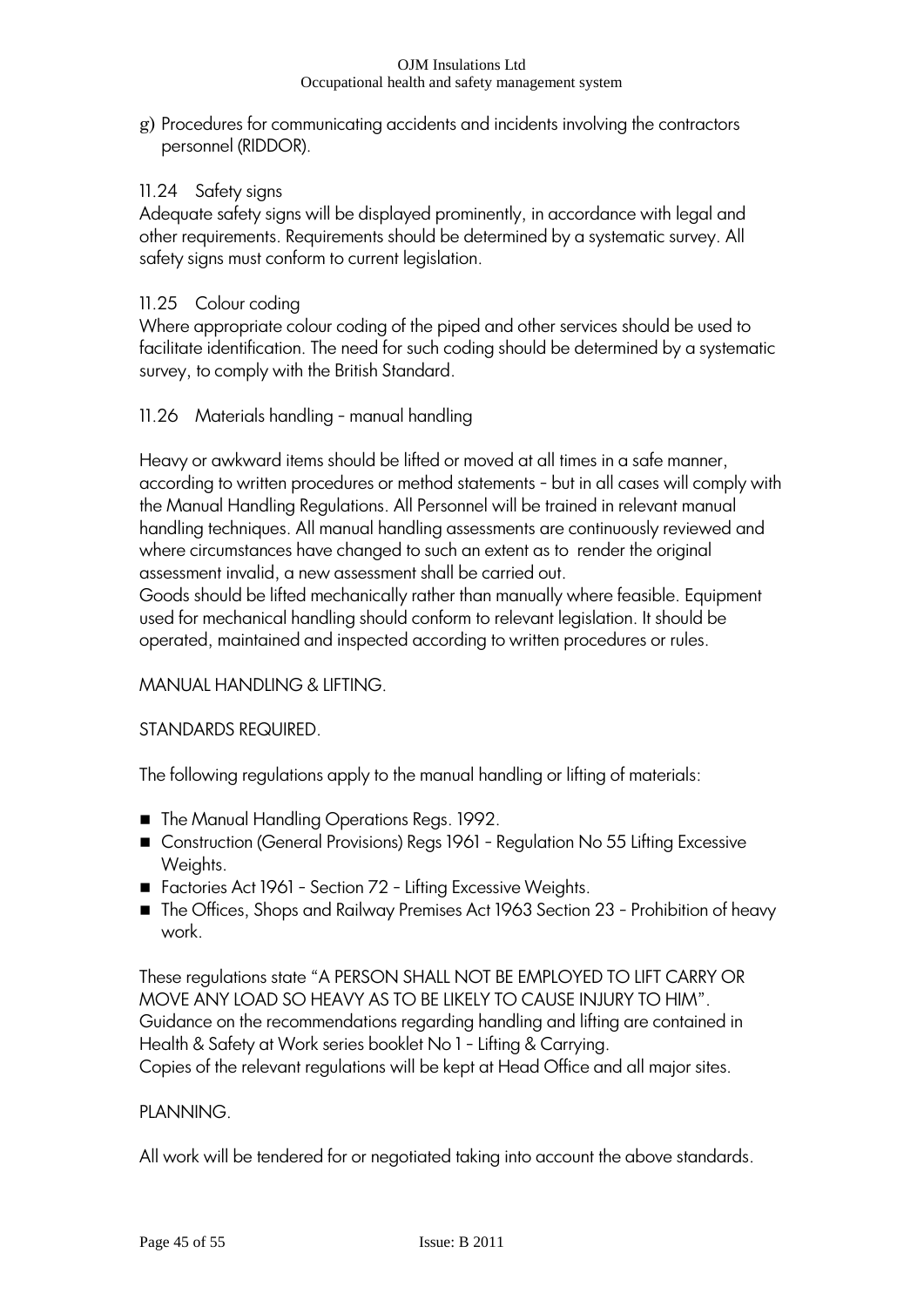g) Procedures for communicating accidents and incidents involving the contractors personnel (RIDDOR).

### 11.24 Safety signs

Adequate safety signs will be displayed prominently, in accordance with legal and other requirements. Requirements should be determined by a systematic survey. All safety signs must conform to current legislation.

### 11.25 Colour coding

Where appropriate colour coding of the piped and other services should be used to facilitate identification. The need for such coding should be determined by a systematic survey, to comply with the British Standard.

### 11.26 Materials handling - manual handling

Heavy or awkward items should be lifted or moved at all times in a safe manner, according to written procedures or method statements - but in all cases will comply with the Manual Handling Regulations. All Personnel will be trained in relevant manual handling techniques. All manual handling assessments are continuously reviewed and where circumstances have changed to such an extent as to render the original assessment invalid, a new assessment shall be carried out.
Goods should be lifted mechanically rather than manually where feasible. Equipment used for mechanical handling should conform to relevant legislation. It should be operated, maintained and inspected according to written procedures or rules.

MANUAL HANDLING & LIFTING.

STANDARDS REQUIRED.

The following regulations apply to the manual handling or lifting of materials:

- The Manual Handling Operations Regs. 1992.
- Construction (General Provisions) Regs 1961 - Regulation No 55 Lifting Excessive Weights.
- Factories Act 1961 - Section 72 - Lifting Excessive Weights.
- The Offices, Shops and Railway Premises Act 1963 Section 23 - Prohibition of heavy work.

These regulations state “A PERSON SHALL NOT BE EMPLOYED TO LIFT CARRY OR MOVE ANY LOAD SO HEAVY AS TO BE LIKELY TO CAUSE INJURY TO HIM”.
Guidance on the recommendations regarding handling and lifting are contained in Health & Safety at Work series booklet No 1 - Lifting & Carrying.
Copies of the relevant regulations will be kept at Head Office and all major sites.

PLANNING.

All work will be tendered for or negotiated taking into account the above standards.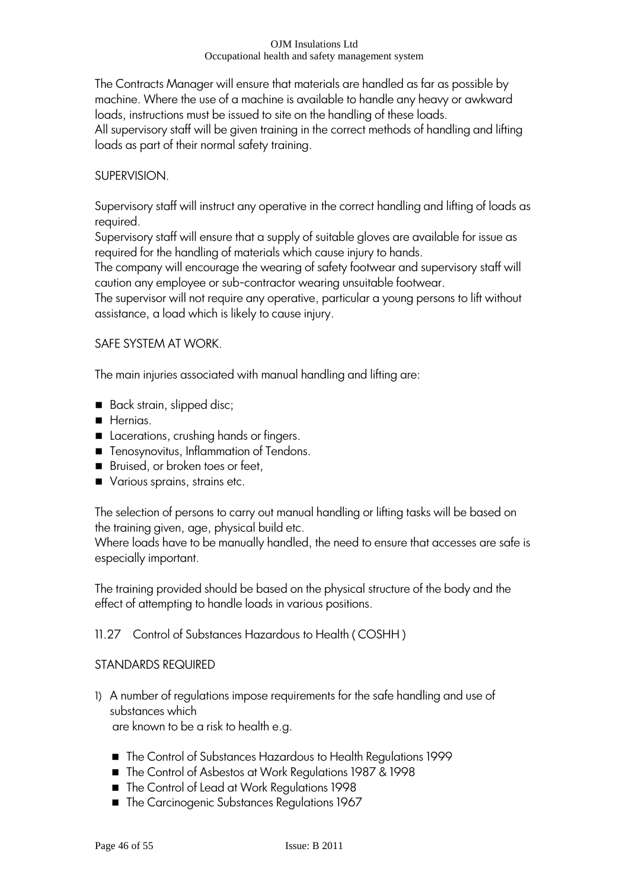The Contracts Manager will ensure that materials are handled as far as possible by machine. Where the use of a machine is available to handle any heavy or awkward loads, instructions must be issued to site on the handling of these loads.
All supervisory staff will be given training in the correct methods of handling and lifting loads as part of their normal safety training.

SUPERVISION.

Supervisory staff will instruct any operative in the correct handling and lifting of loads as required.
Supervisory staff will ensure that a supply of suitable gloves are available for issue as required for the handling of materials which cause injury to hands.
The company will encourage the wearing of safety footwear and supervisory staff will caution any employee or sub-contractor wearing unsuitable footwear.
The supervisor will not require any operative, particular a young persons to lift without assistance, a load which is likely to cause injury.

SAFE SYSTEM AT WORK.

The main injuries associated with manual handling and lifting are:

- Back strain, slipped disc;
- Hernias.
- Lacerations, crushing hands or fingers.
- Tenosynovitus, Inflammation of Tendons.
- Bruised, or broken toes or feet,
- Various sprains, strains etc.

The selection of persons to carry out manual handling or lifting tasks will be based on the training given, age, physical build etc.
Where loads have to be manually handled, the need to ensure that accesses are safe is especially important.

The training provided should be based on the physical structure of the body and the effect of attempting to handle loads in various positions.

11.27 Control of Substances Hazardous to Health ( COSHH )

STANDARDS REQUIRED

1) A number of regulations impose requirements for the safe handling and use of substances which
   are known to be a risk to health e.g.

   - The Control of Substances Hazardous to Health Regulations 1999
   - The Control of Asbestos at Work Regulations 1987 & 1998
   - The Control of Lead at Work Regulations 1998
   - The Carcinogenic Substances Regulations 1967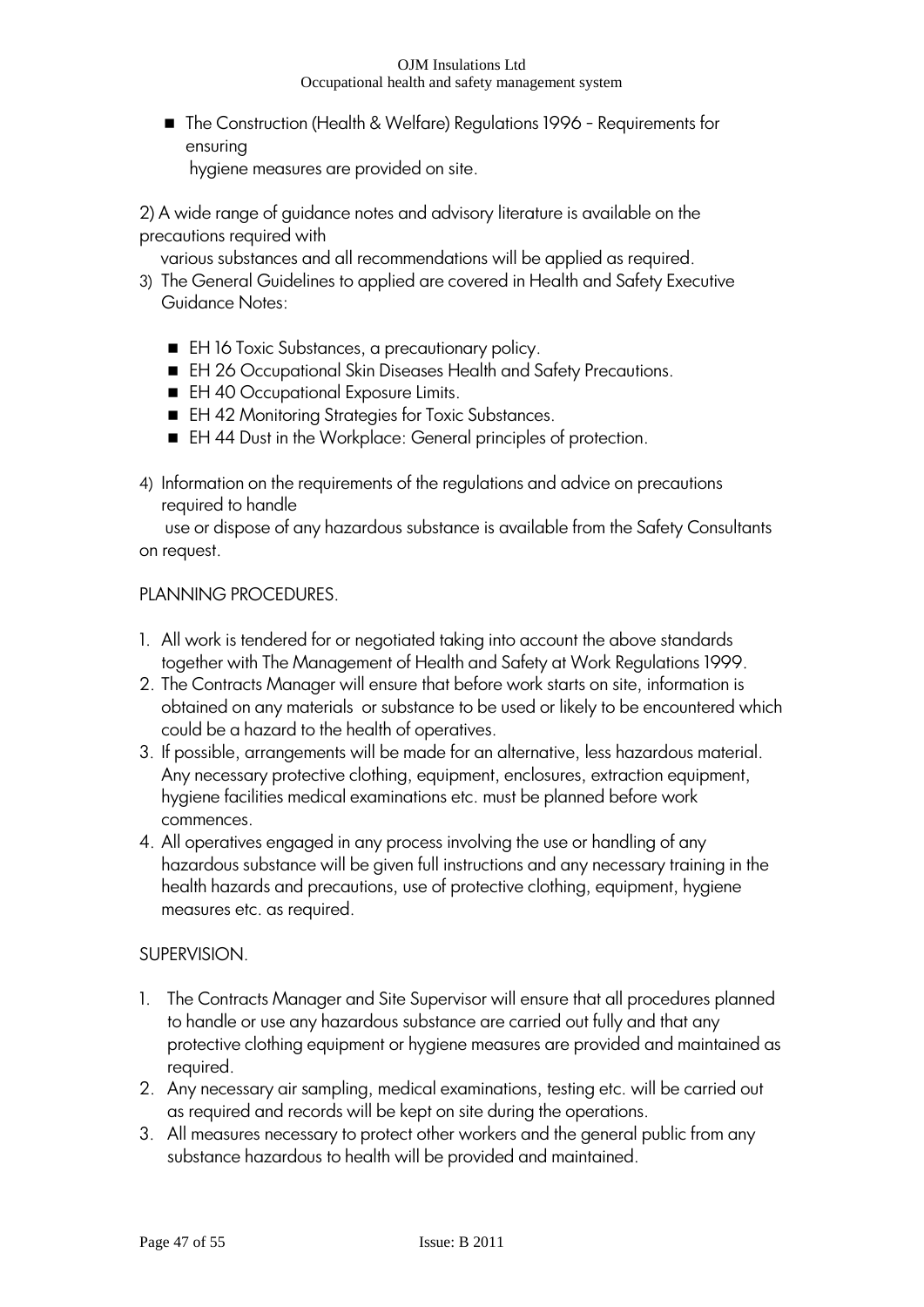- The Construction (Health & Welfare) Regulations 1996 - Requirements for ensuring hygiene measures are provided on site.

2) A wide range of guidance notes and advisory literature is available on the precautions required with various substances and all recommendations will be applied as required.

3) The General Guidelines to applied are covered in Health and Safety Executive Guidance Notes:

   - EH 16 Toxic Substances, a precautionary policy.
   - EH 26 Occupational Skin Diseases Health and Safety Precautions.
   - EH 40 Occupational Exposure Limits.
   - EH 42 Monitoring Strategies for Toxic Substances.
   - EH 44 Dust in the Workplace: General principles of protection.

4) Information on the requirements of the regulations and advice on precautions required to handle use or dispose of any hazardous substance is available from the Safety Consultants on request.

PLANNING PROCEDURES.

1. All work is tendered for or negotiated taking into account the above standards together with The Management of Health and Safety at Work Regulations 1999.
2. The Contracts Manager will ensure that before work starts on site, information is obtained on any materials or substance to be used or likely to be encountered which could be a hazard to the health of operatives.
3. If possible, arrangements will be made for an alternative, less hazardous material. Any necessary protective clothing, equipment, enclosures, extraction equipment, hygiene facilities medical examinations etc. must be planned before work commences.
4. All operatives engaged in any process involving the use or handling of any hazardous substance will be given full instructions and any necessary training in the health hazards and precautions, use of protective clothing, equipment, hygiene measures etc. as required.

SUPERVISION.

1. The Contracts Manager and Site Supervisor will ensure that all procedures planned to handle or use any hazardous substance are carried out fully and that any protective clothing equipment or hygiene measures are provided and maintained as required.
2. Any necessary air sampling, medical examinations, testing etc. will be carried out as required and records will be kept on site during the operations.
3. All measures necessary to protect other workers and the general public from any substance hazardous to health will be provided and maintained.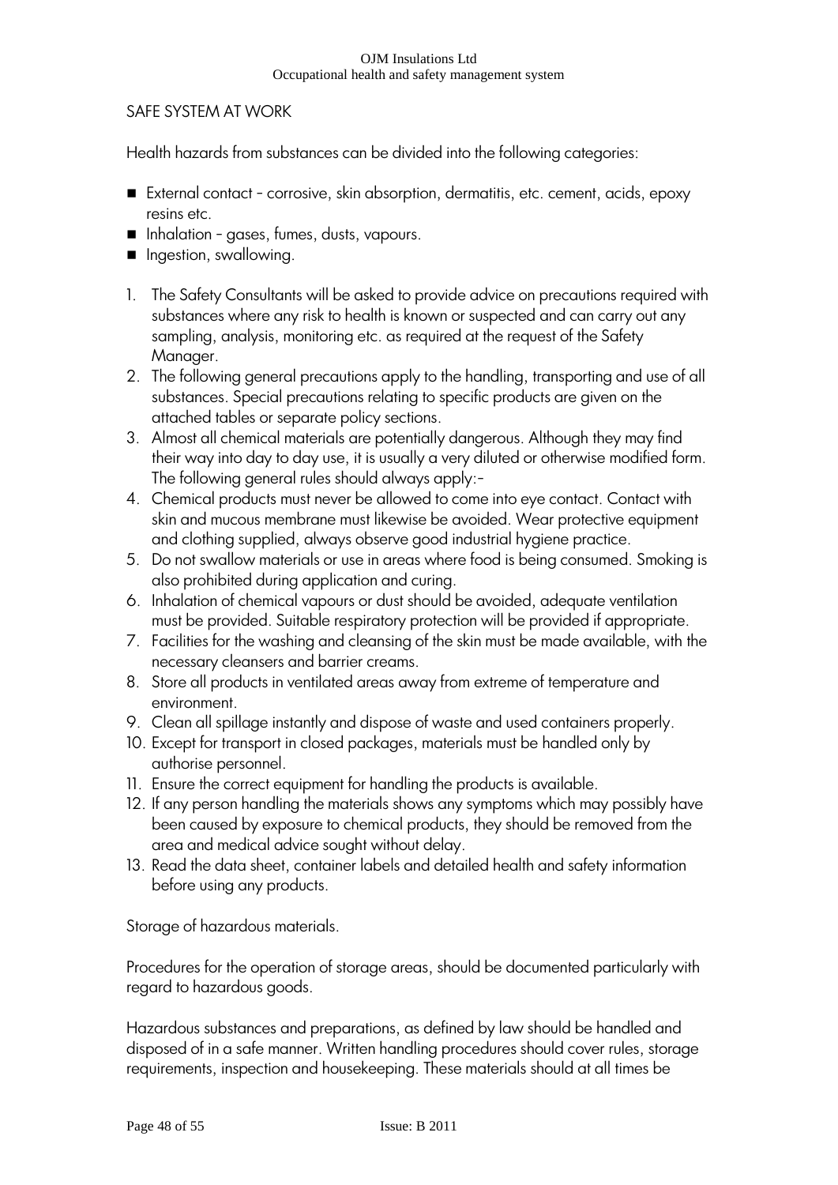## SAFE SYSTEM AT WORK

Health hazards from substances can be divided into the following categories:

- External contact – corrosive, skin absorption, dermatitis, etc. cement, acids, epoxy resins etc.
- Inhalation – gases, fumes, dusts, vapours.
- Ingestion, swallowing.

1. The Safety Consultants will be asked to provide advice on precautions required with substances where any risk to health is known or suspected and can carry out any sampling, analysis, monitoring etc. as required at the request of the Safety Manager.
2. The following general precautions apply to the handling, transporting and use of all substances. Special precautions relating to specific products are given on the attached tables or separate policy sections.
3. Almost all chemical materials are potentially dangerous. Although they may find their way into day to day use, it is usually a very diluted or otherwise modified form. The following general rules should always apply:-
4. Chemical products must never be allowed to come into eye contact. Contact with skin and mucous membrane must likewise be avoided. Wear protective equipment and clothing supplied, always observe good industrial hygiene practice.
5. Do not swallow materials or use in areas where food is being consumed. Smoking is also prohibited during application and curing.
6. Inhalation of chemical vapours or dust should be avoided, adequate ventilation must be provided. Suitable respiratory protection will be provided if appropriate.
7. Facilities for the washing and cleansing of the skin must be made available, with the necessary cleansers and barrier creams.
8. Store all products in ventilated areas away from extreme of temperature and environment.
9. Clean all spillage instantly and dispose of waste and used containers properly.
10. Except for transport in closed packages, materials must be handled only by authorise personnel.
11. Ensure the correct equipment for handling the products is available.
12. If any person handling the materials shows any symptoms which may possibly have been caused by exposure to chemical products, they should be removed from the area and medical advice sought without delay.
13. Read the data sheet, container labels and detailed health and safety information before using any products.

Storage of hazardous materials.

Procedures for the operation of storage areas, should be documented particularly with regard to hazardous goods.

Hazardous substances and preparations, as defined by law should be handled and disposed of in a safe manner. Written handling procedures should cover rules, storage requirements, inspection and housekeeping. These materials should at all times be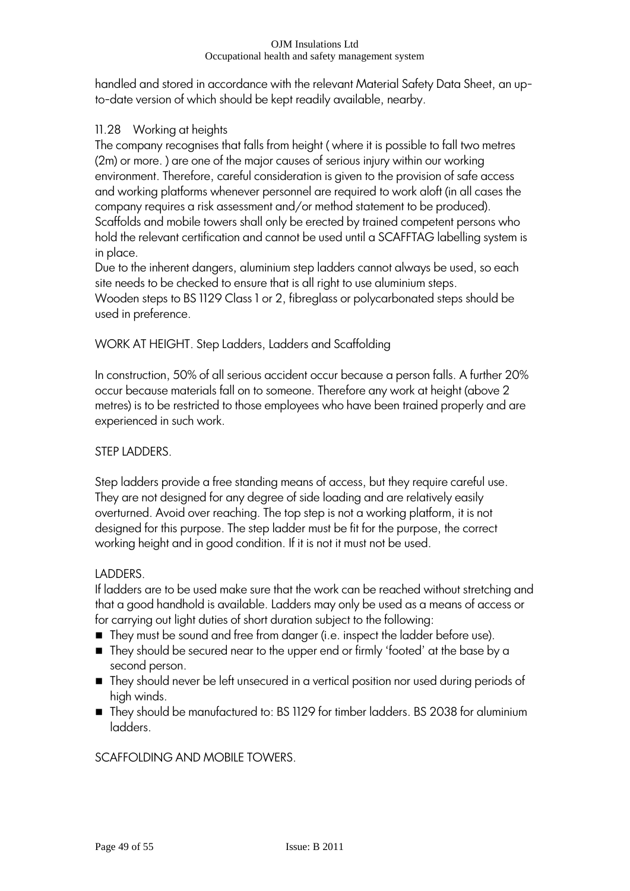handled and stored in accordance with the relevant Material Safety Data Sheet, an up-to-date version of which should be kept readily available, nearby.

### 11.28 Working at heights

The company recognises that falls from height ( where it is possible to fall two metres (2m) or more. ) are one of the major causes of serious injury within our working environment. Therefore, careful consideration is given to the provision of safe access and working platforms whenever personnel are required to work aloft (in all cases the company requires a risk assessment and/or method statement to be produced).
Scaffolds and mobile towers shall only be erected by trained competent persons who hold the relevant certification and cannot be used until a SCAFFTAG labelling system is in place.
Due to the inherent dangers, aluminium step ladders cannot always be used, so each site needs to be checked to ensure that is all right to use aluminium steps.
Wooden steps to BS 1129 Class 1 or 2, fibreglass or polycarbonated steps should be used in preference.

WORK AT HEIGHT. Step Ladders, Ladders and Scaffolding

In construction, 50% of all serious accident occur because a person falls. A further 20% occur because materials fall on to someone. Therefore any work at height (above 2 metres) is to be restricted to those employees who have been trained properly and are experienced in such work.

STEP LADDERS.

Step ladders provide a free standing means of access, but they require careful use. They are not designed for any degree of side loading and are relatively easily overturned. Avoid over reaching. The top step is not a working platform, it is not designed for this purpose. The step ladder must be fit for the purpose, the correct working height and in good condition. If it is not it must not be used.

LADDERS.

If ladders are to be used make sure that the work can be reached without stretching and that a good handhold is available. Ladders may only be used as a means of access or for carrying out light duties of short duration subject to the following:

- They must be sound and free from danger (i.e. inspect the ladder before use).
- They should be secured near to the upper end or firmly 'footed' at the base by a second person.
- They should never be left unsecured in a vertical position nor used during periods of high winds.
- They should be manufactured to: BS 1129 for timber ladders. BS 2038 for aluminium ladders.

SCAFFOLDING AND MOBILE TOWERS.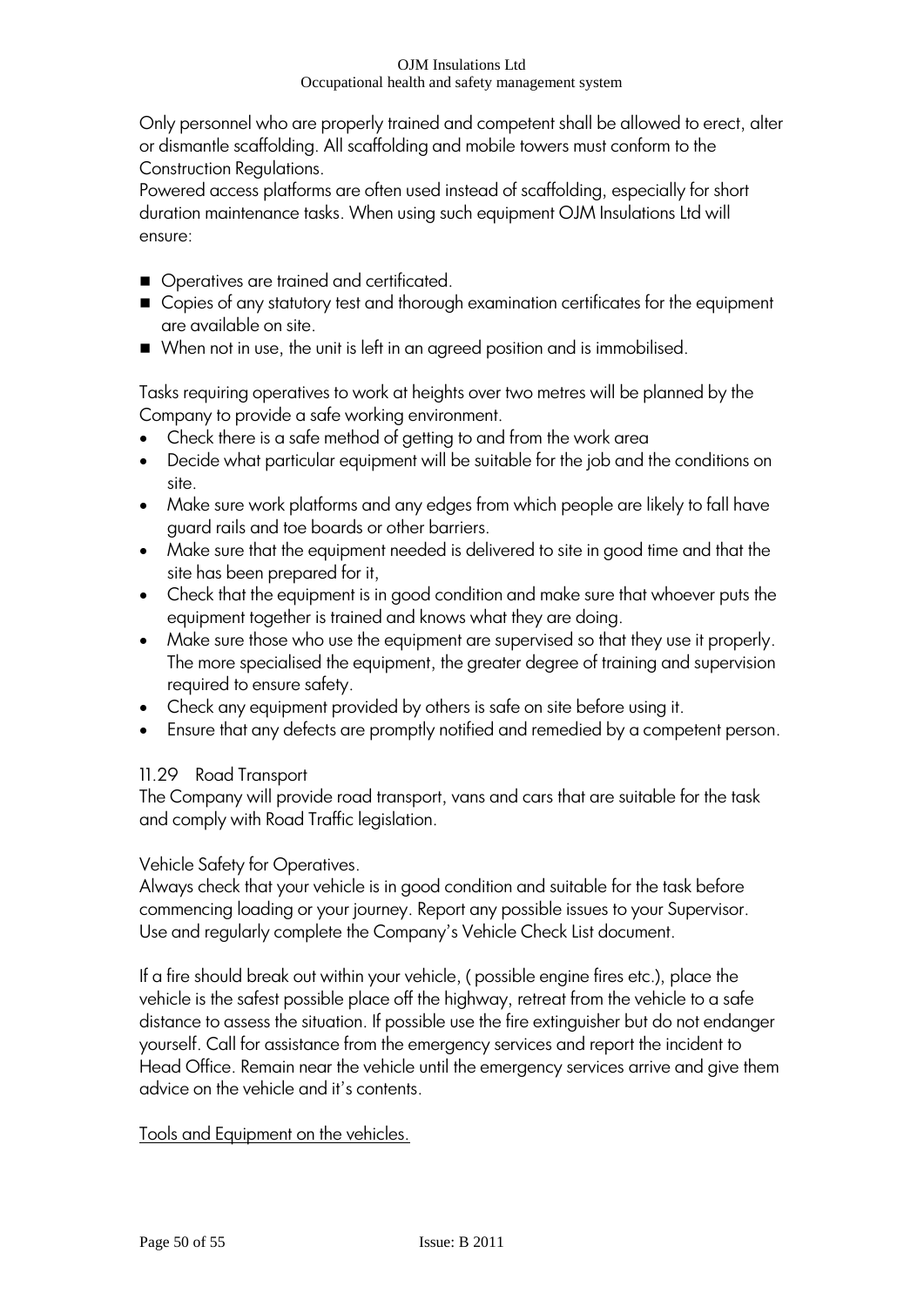Only personnel who are properly trained and competent shall be allowed to erect, alter or dismantle scaffolding. All scaffolding and mobile towers must conform to the Construction Regulations.
Powered access platforms are often used instead of scaffolding, especially for short duration maintenance tasks. When using such equipment OJM Insulations Ltd will ensure:

- Operatives are trained and certificated.
- Copies of any statutory test and thorough examination certificates for the equipment are available on site.
- When not in use, the unit is left in an agreed position and is immobilised.

Tasks requiring operatives to work at heights over two metres will be planned by the Company to provide a safe working environment.

- Check there is a safe method of getting to and from the work area
- Decide what particular equipment will be suitable for the job and the conditions on site.
- Make sure work platforms and any edges from which people are likely to fall have guard rails and toe boards or other barriers.
- Make sure that the equipment needed is delivered to site in good time and that the site has been prepared for it,
- Check that the equipment is in good condition and make sure that whoever puts the equipment together is trained and knows what they are doing.
- Make sure those who use the equipment are supervised so that they use it properly. The more specialised the equipment, the greater degree of training and supervision required to ensure safety.
- Check any equipment provided by others is safe on site before using it.
- Ensure that any defects are promptly notified and remedied by a competent person.

### 11.29 Road Transport

The Company will provide road transport, vans and cars that are suitable for the task and comply with Road Traffic legislation.

Vehicle Safety for Operatives.
Always check that your vehicle is in good condition and suitable for the task before commencing loading or your journey. Report any possible issues to your Supervisor. Use and regularly complete the Company's Vehicle Check List document.

If a fire should break out within your vehicle, ( possible engine fires etc.), place the vehicle is the safest possible place off the highway, retreat from the vehicle to a safe distance to assess the situation. If possible use the fire extinguisher but do not endanger yourself. Call for assistance from the emergency services and report the incident to Head Office. Remain near the vehicle until the emergency services arrive and give them advice on the vehicle and it's contents.

<u>Tools and Equipment on the vehicles.</u>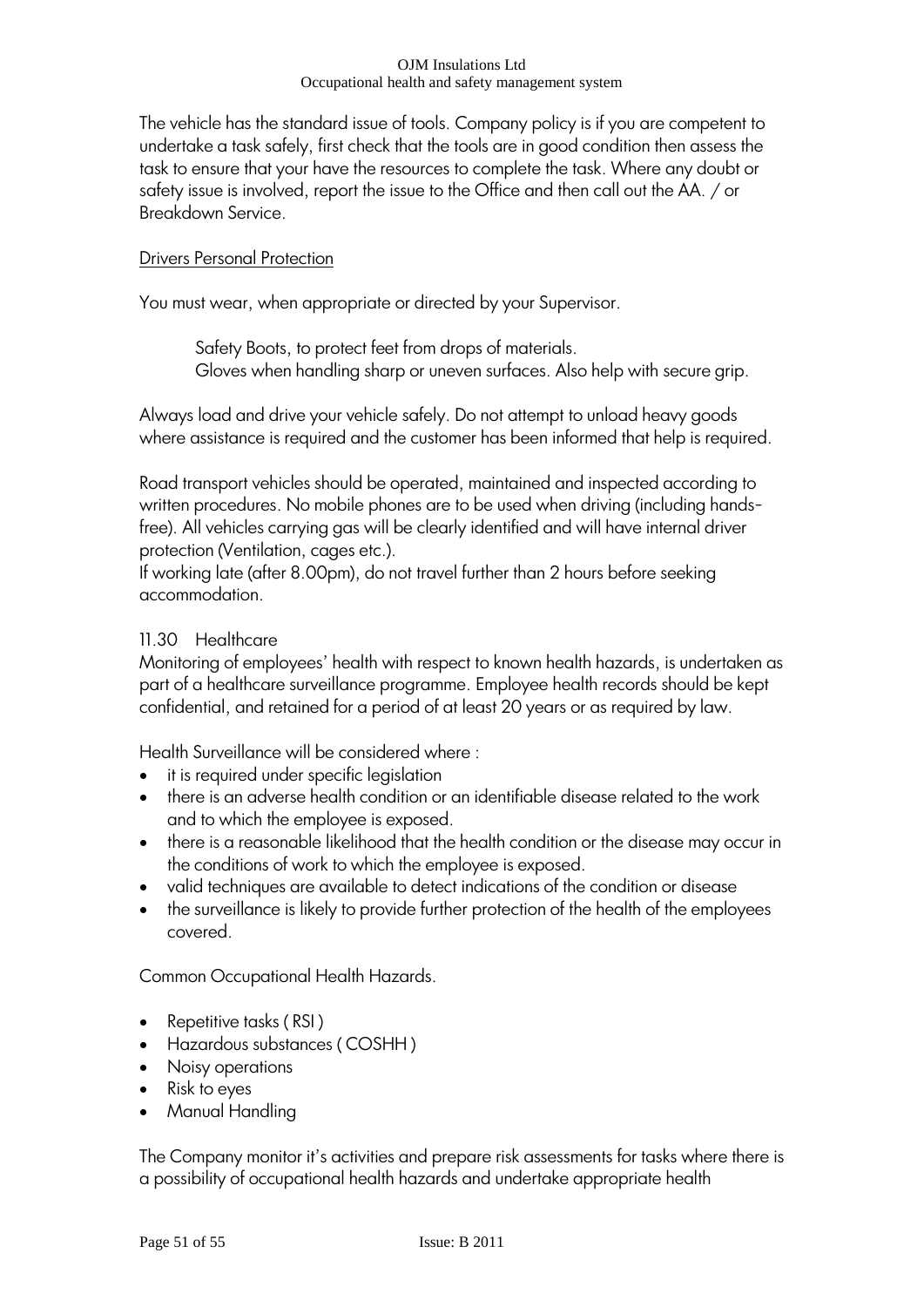The vehicle has the standard issue of tools. Company policy is if you are competent to undertake a task safely, first check that the tools are in good condition then assess the task to ensure that your have the resources to complete the task. Where any doubt or safety issue is involved, report the issue to the Office and then call out the AA. / or Breakdown Service.

<u>Drivers Personal Protection</u>

You must wear, when appropriate or directed by your Supervisor.

> Safety Boots, to protect feet from drops of materials.
> Gloves when handling sharp or uneven surfaces. Also help with secure grip.

Always load and drive your vehicle safely. Do not attempt to unload heavy goods where assistance is required and the customer has been informed that help is required.

Road transport vehicles should be operated, maintained and inspected according to written procedures. No mobile phones are to be used when driving (including hands-free). All vehicles carrying gas will be clearly identified and will have internal driver protection (Ventilation, cages etc.).
If working late (after 8.00pm), do not travel further than 2 hours before seeking accommodation.

11.30 Healthcare

Monitoring of employees' health with respect to known health hazards, is undertaken as part of a healthcare surveillance programme. Employee health records should be kept confidential, and retained for a period of at least 20 years or as required by law.

Health Surveillance will be considered where :

- it is required under specific legislation
- there is an adverse health condition or an identifiable disease related to the work and to which the employee is exposed.
- there is a reasonable likelihood that the health condition or the disease may occur in the conditions of work to which the employee is exposed.
- valid techniques are available to detect indications of the condition or disease
- the surveillance is likely to provide further protection of the health of the employees covered.

Common Occupational Health Hazards.

- Repetitive tasks ( RSI )
- Hazardous substances ( COSHH )
- Noisy operations
- Risk to eyes
- Manual Handling

The Company monitor it's activities and prepare risk assessments for tasks where there is a possibility of occupational health hazards and undertake appropriate health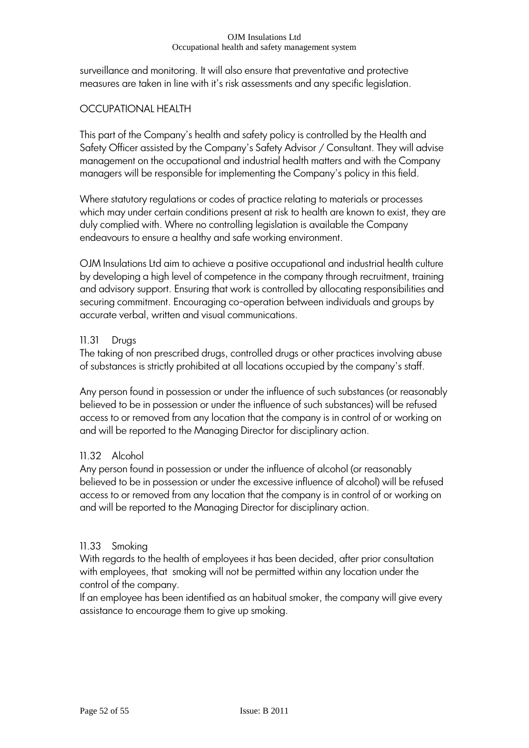surveillance and monitoring. It will also ensure that preventative and protective measures are taken in line with it's risk assessments and any specific legislation.

## OCCUPATIONAL HEALTH

This part of the Company's health and safety policy is controlled by the Health and Safety Officer assisted by the Company's Safety Advisor / Consultant. They will advise management on the occupational and industrial health matters and with the Company managers will be responsible for implementing the Company's policy in this field.

Where statutory regulations or codes of practice relating to materials or processes which may under certain conditions present at risk to health are known to exist, they are duly complied with. Where no controlling legislation is available the Company endeavours to ensure a healthy and safe working environment.

OJM Insulations Ltd aim to achieve a positive occupational and industrial health culture by developing a high level of competence in the company through recruitment, training and advisory support. Ensuring that work is controlled by allocating responsibilities and securing commitment. Encouraging co-operation between individuals and groups by accurate verbal, written and visual communications.

### 11.31 Drugs

The taking of non prescribed drugs, controlled drugs or other practices involving abuse of substances is strictly prohibited at all locations occupied by the company's staff.

Any person found in possession or under the influence of such substances (or reasonably believed to be in possession or under the influence of such substances) will be refused access to or removed from any location that the company is in control of or working on and will be reported to the Managing Director for disciplinary action.

### 11.32 Alcohol

Any person found in possession or under the influence of alcohol (or reasonably believed to be in possession or under the excessive influence of alcohol) will be refused access to or removed from any location that the company is in control of or working on and will be reported to the Managing Director for disciplinary action.

### 11.33 Smoking

With regards to the health of employees it has been decided, after prior consultation with employees, that smoking will not be permitted within any location under the control of the company.

If an employee has been identified as an habitual smoker, the company will give every assistance to encourage them to give up smoking.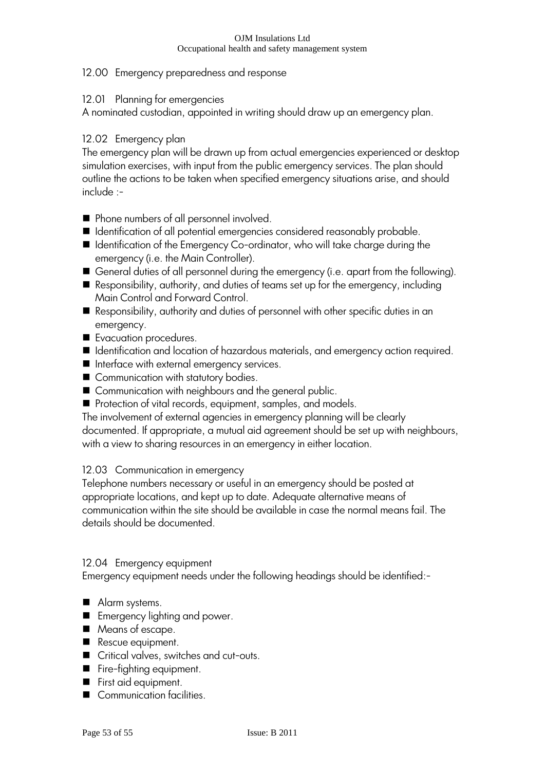## 12.00 Emergency preparedness and response

### 12.01 Planning for emergencies

A nominated custodian, appointed in writing should draw up an emergency plan.

### 12.02 Emergency plan

The emergency plan will be drawn up from actual emergencies experienced or desktop simulation exercises, with input from the public emergency services. The plan should outline the actions to be taken when specified emergency situations arise, and should include :-

- Phone numbers of all personnel involved.
- Identification of all potential emergencies considered reasonably probable.
- Identification of the Emergency Co-ordinator, who will take charge during the emergency (i.e. the Main Controller).
- General duties of all personnel during the emergency (i.e. apart from the following).
- Responsibility, authority, and duties of teams set up for the emergency, including Main Control and Forward Control.
- Responsibility, authority and duties of personnel with other specific duties in an emergency.
- Evacuation procedures.
- Identification and location of hazardous materials, and emergency action required.
- Interface with external emergency services.
- Communication with statutory bodies.
- Communication with neighbours and the general public.
- Protection of vital records, equipment, samples, and models.

The involvement of external agencies in emergency planning will be clearly documented. If appropriate, a mutual aid agreement should be set up with neighbours, with a view to sharing resources in an emergency in either location.

### 12.03 Communication in emergency

Telephone numbers necessary or useful in an emergency should be posted at appropriate locations, and kept up to date. Adequate alternative means of communication within the site should be available in case the normal means fail. The details should be documented.

### 12.04 Emergency equipment

Emergency equipment needs under the following headings should be identified:-

- Alarm systems.
- Emergency lighting and power.
- Means of escape.
- Rescue equipment.
- Critical valves, switches and cut-outs.
- Fire-fighting equipment.
- First aid equipment.
- Communication facilities.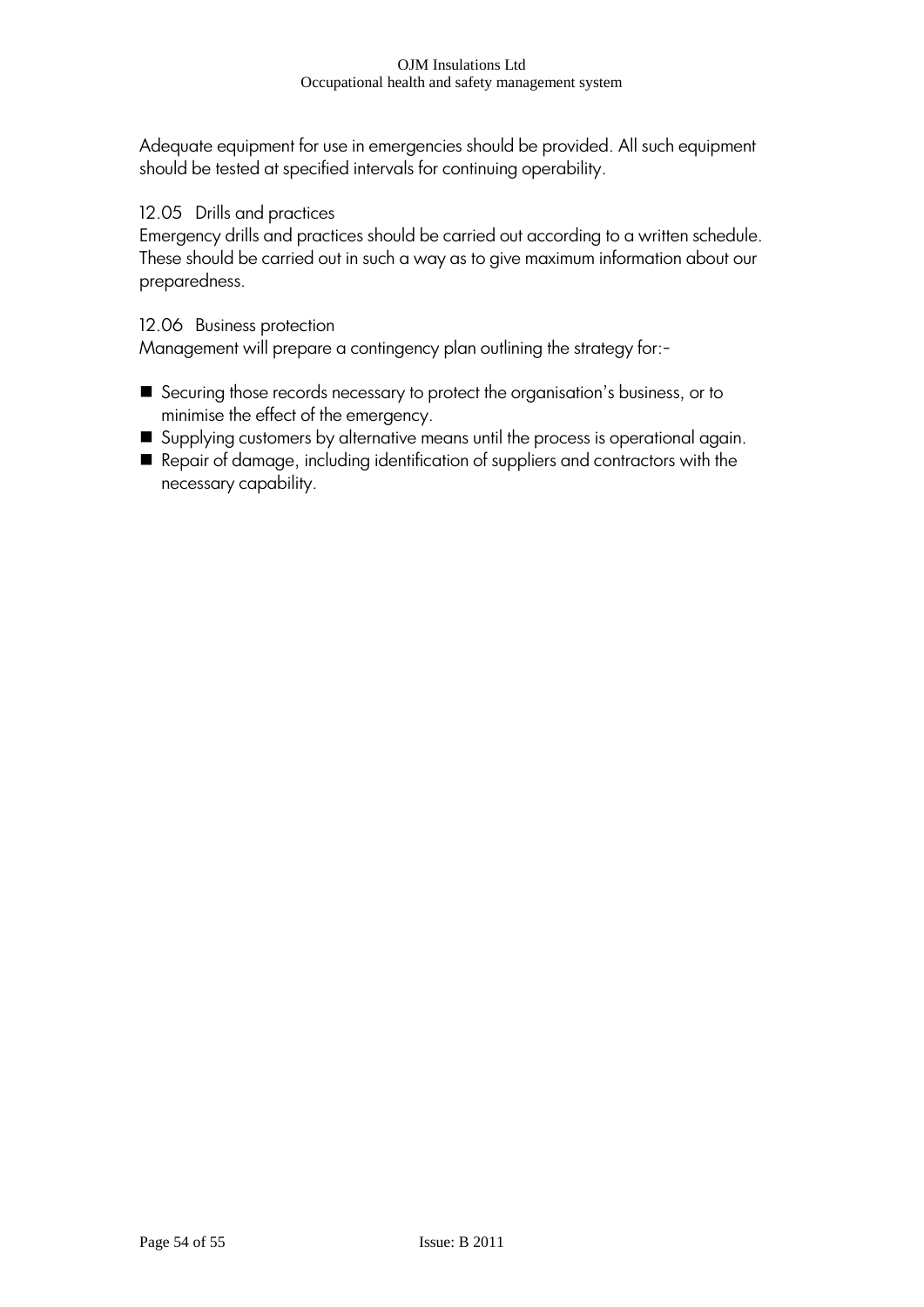Adequate equipment for use in emergencies should be provided. All such equipment should be tested at specified intervals for continuing operability.

12.05 Drills and practices

Emergency drills and practices should be carried out according to a written schedule. These should be carried out in such a way as to give maximum information about our preparedness.

12.06 Business protection

Management will prepare a contingency plan outlining the strategy for:-

- Securing those records necessary to protect the organisation's business, or to minimise the effect of the emergency.
- Supplying customers by alternative means until the process is operational again.
- Repair of damage, including identification of suppliers and contractors with the necessary capability.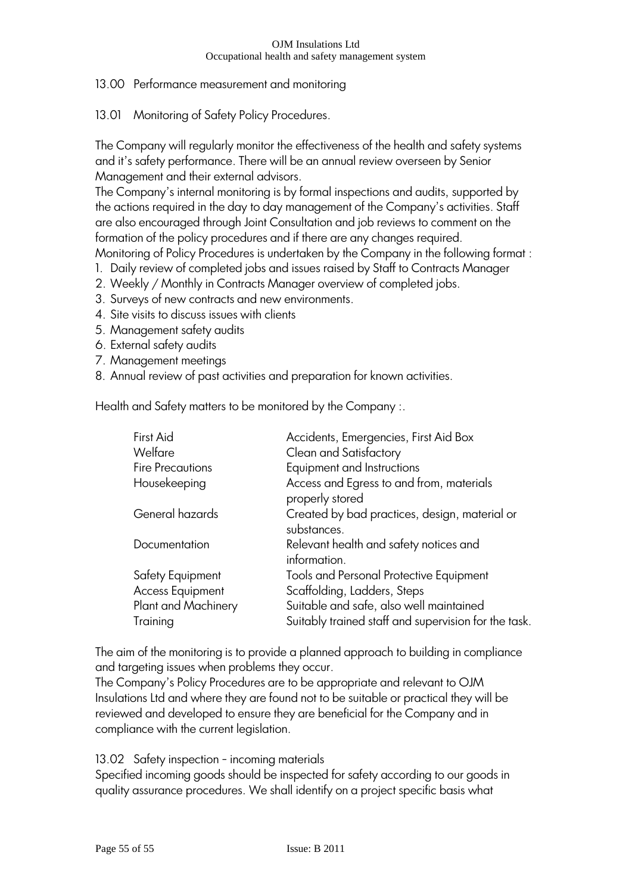## 13.00 Performance measurement and monitoring

### 13.01 Monitoring of Safety Policy Procedures.

The Company will regularly monitor the effectiveness of the health and safety systems and it's safety performance. There will be an annual review overseen by Senior Management and their external advisors.

The Company's internal monitoring is by formal inspections and audits, supported by the actions required in the day to day management of the Company's activities. Staff are also encouraged through Joint Consultation and job reviews to comment on the formation of the policy procedures and if there are any changes required.

Monitoring of Policy Procedures is undertaken by the Company in the following format :

1. Daily review of completed jobs and issues raised by Staff to Contracts Manager
2. Weekly / Monthly in Contracts Manager overview of completed jobs.
3. Surveys of new contracts and new environments.
4. Site visits to discuss issues with clients
5. Management safety audits
6. External safety audits
7. Management meetings
8. Annual review of past activities and preparation for known activities.

Health and Safety matters to be monitored by the Company :.

| | |
|---|---|
| First Aid | Accidents, Emergencies, First Aid Box |
| Welfare | Clean and Satisfactory |
| Fire Precautions | Equipment and Instructions |
| Housekeeping | Access and Egress to and from, materials properly stored |
| General hazards | Created by bad practices, design, material or substances. |
| Documentation | Relevant health and safety notices and information. |
| Safety Equipment | Tools and Personal Protective Equipment |
| Access Equipment | Scaffolding, Ladders, Steps |
| Plant and Machinery | Suitable and safe, also well maintained |
| Training | Suitably trained staff and supervision for the task. |

The aim of the monitoring is to provide a planned approach to building in compliance and targeting issues when problems they occur.

The Company's Policy Procedures are to be appropriate and relevant to OJM Insulations Ltd and where they are found not to be suitable or practical they will be reviewed and developed to ensure they are beneficial for the Company and in compliance with the current legislation.

### 13.02 Safety inspection – incoming materials

Specified incoming goods should be inspected for safety according to our goods in quality assurance procedures. We shall identify on a project specific basis what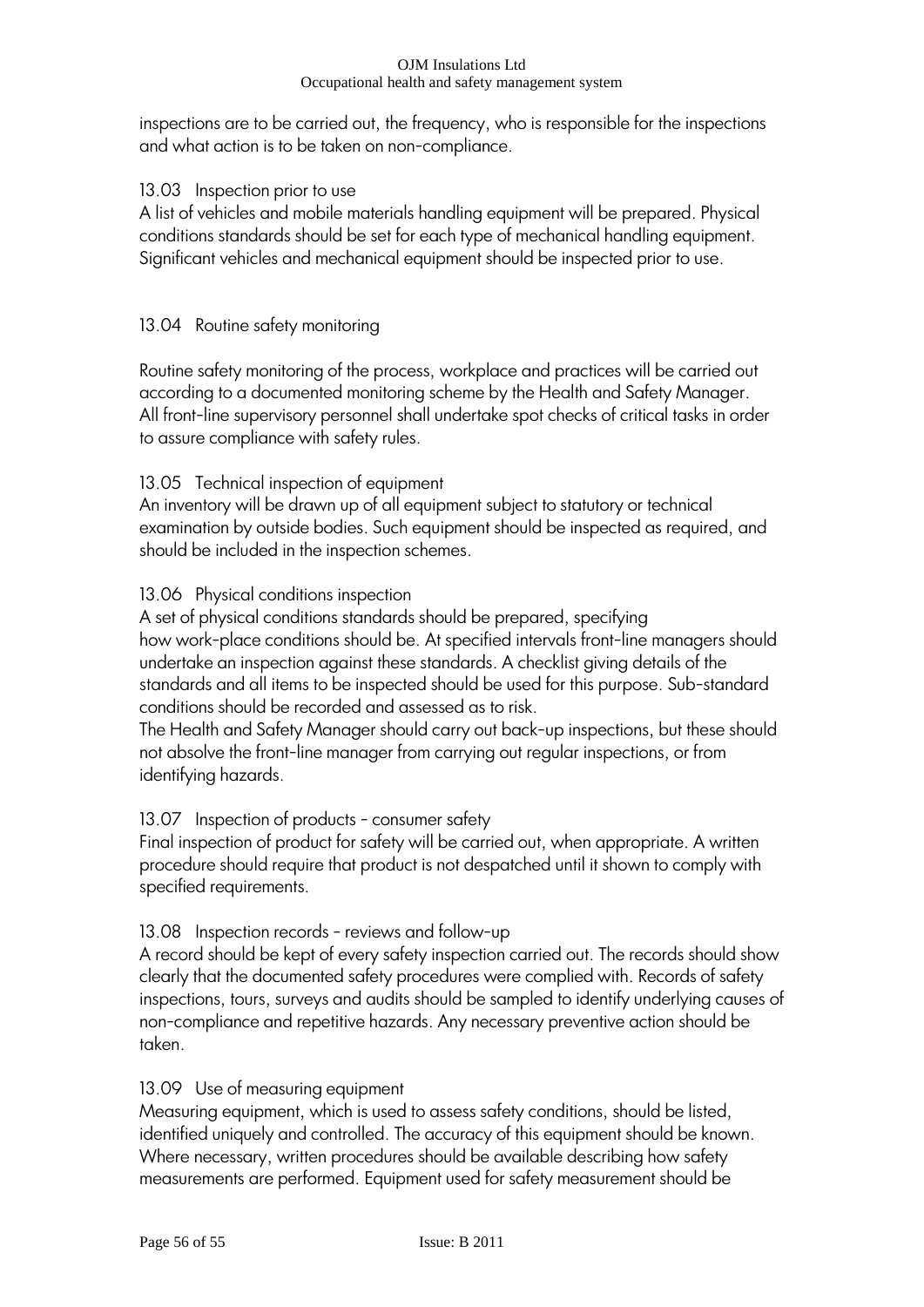inspections are to be carried out, the frequency, who is responsible for the inspections and what action is to be taken on non-compliance.

### 13.03 Inspection prior to use

A list of vehicles and mobile materials handling equipment will be prepared. Physical conditions standards should be set for each type of mechanical handling equipment. Significant vehicles and mechanical equipment should be inspected prior to use.

### 13.04 Routine safety monitoring

Routine safety monitoring of the process, workplace and practices will be carried out according to a documented monitoring scheme by the Health and Safety Manager. All front-line supervisory personnel shall undertake spot checks of critical tasks in order to assure compliance with safety rules.

### 13.05 Technical inspection of equipment

An inventory will be drawn up of all equipment subject to statutory or technical examination by outside bodies. Such equipment should be inspected as required, and should be included in the inspection schemes.

### 13.06 Physical conditions inspection

A set of physical conditions standards should be prepared, specifying how work-place conditions should be. At specified intervals front-line managers should undertake an inspection against these standards. A checklist giving details of the standards and all items to be inspected should be used for this purpose. Sub-standard conditions should be recorded and assessed as to risk.

The Health and Safety Manager should carry out back-up inspections, but these should not absolve the front-line manager from carrying out regular inspections, or from identifying hazards.

### 13.07 Inspection of products - consumer safety

Final inspection of product for safety will be carried out, when appropriate. A written procedure should require that product is not despatched until it shown to comply with specified requirements.

### 13.08 Inspection records - reviews and follow-up

A record should be kept of every safety inspection carried out. The records should show clearly that the documented safety procedures were complied with. Records of safety inspections, tours, surveys and audits should be sampled to identify underlying causes of non-compliance and repetitive hazards. Any necessary preventive action should be taken.

### 13.09 Use of measuring equipment

Measuring equipment, which is used to assess safety conditions, should be listed, identified uniquely and controlled. The accuracy of this equipment should be known. Where necessary, written procedures should be available describing how safety measurements are performed. Equipment used for safety measurement should be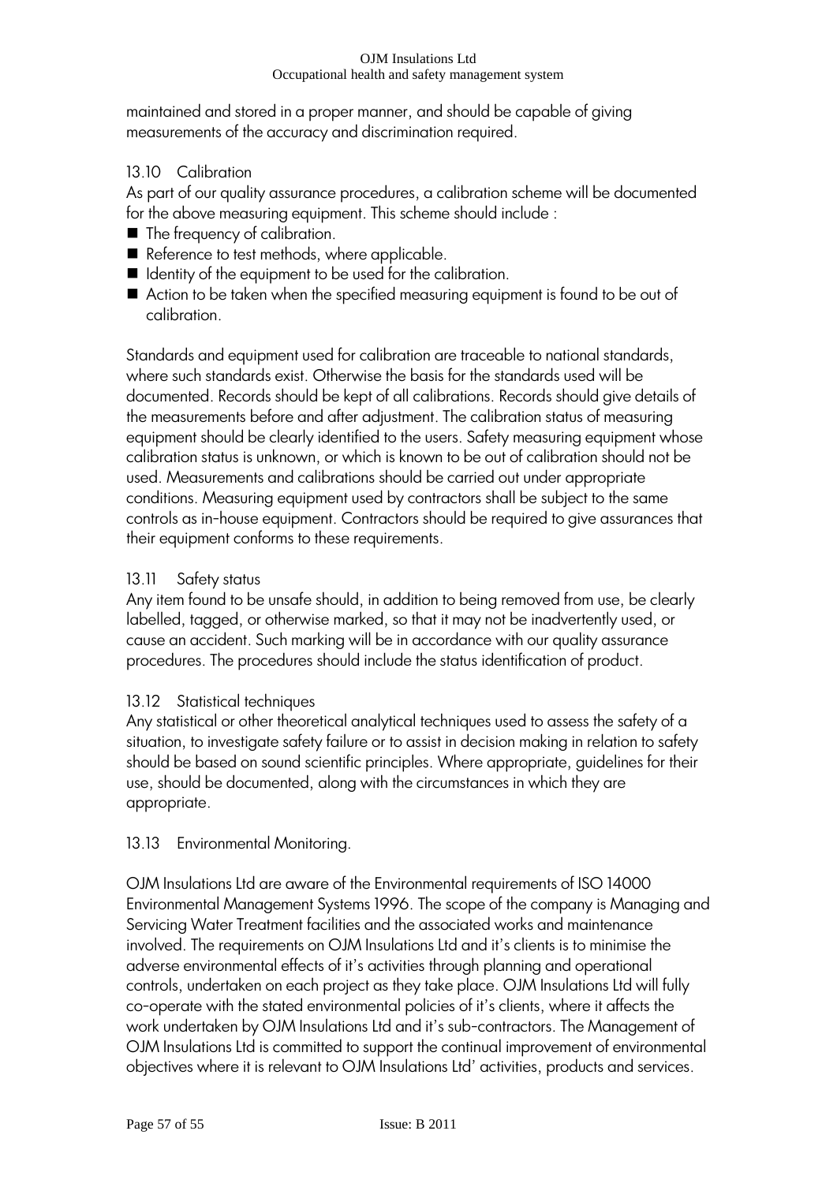maintained and stored in a proper manner, and should be capable of giving measurements of the accuracy and discrimination required.

### 13.10 Calibration

As part of our quality assurance procedures, a calibration scheme will be documented for the above measuring equipment. This scheme should include :

- The frequency of calibration.
- Reference to test methods, where applicable.
- Identity of the equipment to be used for the calibration.
- Action to be taken when the specified measuring equipment is found to be out of calibration.

Standards and equipment used for calibration are traceable to national standards, where such standards exist. Otherwise the basis for the standards used will be documented. Records should be kept of all calibrations. Records should give details of the measurements before and after adjustment. The calibration status of measuring equipment should be clearly identified to the users. Safety measuring equipment whose calibration status is unknown, or which is known to be out of calibration should not be used. Measurements and calibrations should be carried out under appropriate conditions. Measuring equipment used by contractors shall be subject to the same controls as in-house equipment. Contractors should be required to give assurances that their equipment conforms to these requirements.

### 13.11 Safety status

Any item found to be unsafe should, in addition to being removed from use, be clearly labelled, tagged, or otherwise marked, so that it may not be inadvertently used, or cause an accident. Such marking will be in accordance with our quality assurance procedures. The procedures should include the status identification of product.

### 13.12 Statistical techniques

Any statistical or other theoretical analytical techniques used to assess the safety of a situation, to investigate safety failure or to assist in decision making in relation to safety should be based on sound scientific principles. Where appropriate, guidelines for their use, should be documented, along with the circumstances in which they are appropriate.

### 13.13 Environmental Monitoring.

OJM Insulations Ltd are aware of the Environmental requirements of ISO 14000 Environmental Management Systems 1996. The scope of the company is Managing and Servicing Water Treatment facilities and the associated works and maintenance involved. The requirements on OJM Insulations Ltd and it's clients is to minimise the adverse environmental effects of it's activities through planning and operational controls, undertaken on each project as they take place. OJM Insulations Ltd will fully co-operate with the stated environmental policies of it's clients, where it affects the work undertaken by OJM Insulations Ltd and it's sub-contractors. The Management of OJM Insulations Ltd is committed to support the continual improvement of environmental objectives where it is relevant to OJM Insulations Ltd' activities, products and services.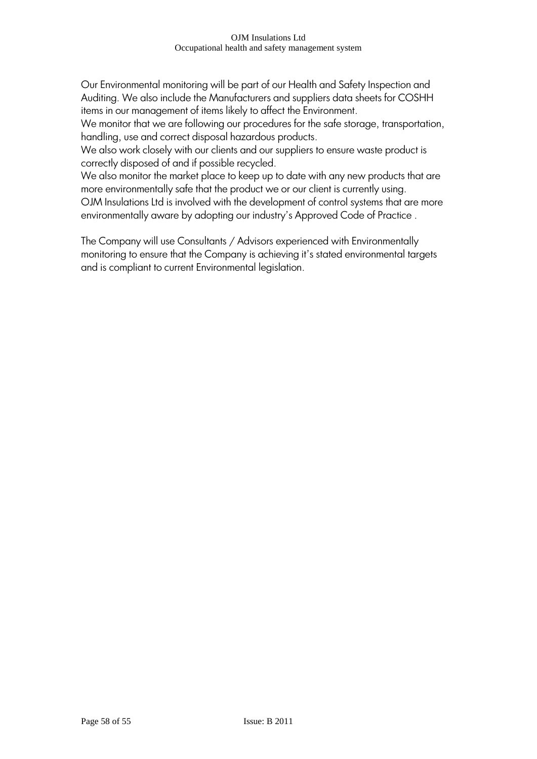Our Environmental monitoring will be part of our Health and Safety Inspection and Auditing. We also include the Manufacturers and suppliers data sheets for COSHH items in our management of items likely to affect the Environment.
We monitor that we are following our procedures for the safe storage, transportation, handling, use and correct disposal hazardous products.
We also work closely with our clients and our suppliers to ensure waste product is correctly disposed of and if possible recycled.
We also monitor the market place to keep up to date with any new products that are more environmentally safe that the product we or our client is currently using.
OJM Insulations Ltd is involved with the development of control systems that are more environmentally aware by adopting our industry's Approved Code of Practice .

The Company will use Consultants / Advisors experienced with Environmentally monitoring to ensure that the Company is achieving it's stated environmental targets and is compliant to current Environmental legislation.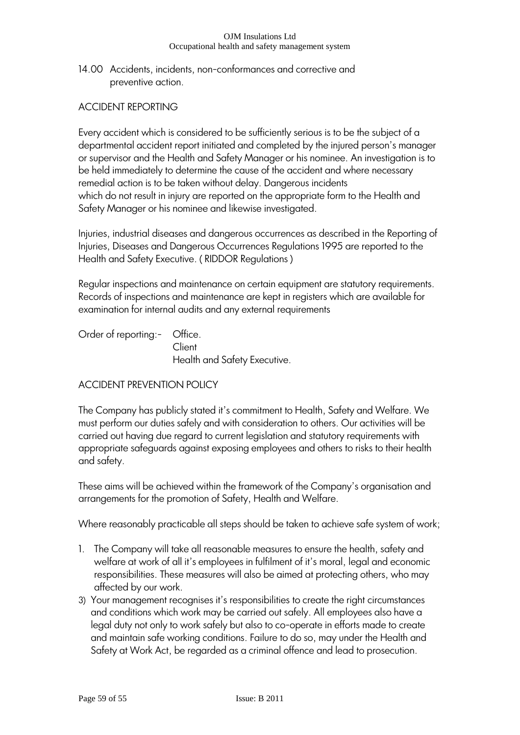## 14.00 Accidents, incidents, non-conformances and corrective and preventive action.

### ACCIDENT REPORTING

Every accident which is considered to be sufficiently serious is to be the subject of a departmental accident report initiated and completed by the injured person's manager or supervisor and the Health and Safety Manager or his nominee. An investigation is to be held immediately to determine the cause of the accident and where necessary remedial action is to be taken without delay. Dangerous incidents which do not result in injury are reported on the appropriate form to the Health and Safety Manager or his nominee and likewise investigated.

Injuries, industrial diseases and dangerous occurrences as described in the Reporting of Injuries, Diseases and Dangerous Occurrences Regulations 1995 are reported to the Health and Safety Executive. ( RIDDOR Regulations )

Regular inspections and maintenance on certain equipment are statutory requirements. Records of inspections and maintenance are kept in registers which are available for examination for internal audits and any external requirements

Order of reporting:- Office.
Client
Health and Safety Executive.

### ACCIDENT PREVENTION POLICY

The Company has publicly stated it's commitment to Health, Safety and Welfare. We must perform our duties safely and with consideration to others. Our activities will be carried out having due regard to current legislation and statutory requirements with appropriate safeguards against exposing employees and others to risks to their health and safety.

These aims will be achieved within the framework of the Company's organisation and arrangements for the promotion of Safety, Health and Welfare.

Where reasonably practicable all steps should be taken to achieve safe system of work;

1. The Company will take all reasonable measures to ensure the health, safety and welfare at work of all it's employees in fulfilment of it's moral, legal and economic responsibilities. These measures will also be aimed at protecting others, who may affected by our work.

3) Your management recognises it's responsibilities to create the right circumstances and conditions which work may be carried out safely. All employees also have a legal duty not only to work safely but also to co-operate in efforts made to create and maintain safe working conditions. Failure to do so, may under the Health and Safety at Work Act, be regarded as a criminal offence and lead to prosecution.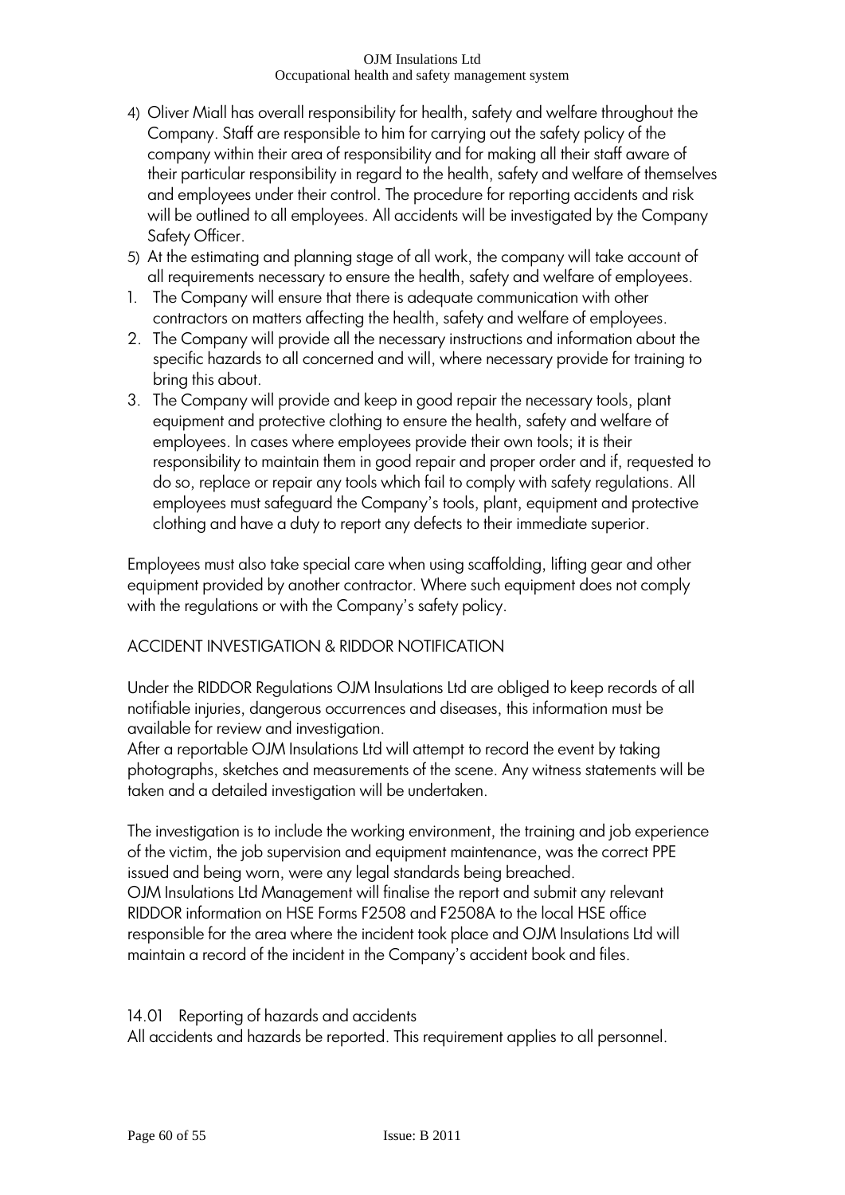4) Oliver Miall has overall responsibility for health, safety and welfare throughout the Company. Staff are responsible to him for carrying out the safety policy of the company within their area of responsibility and for making all their staff aware of their particular responsibility in regard to the health, safety and welfare of themselves and employees under their control. The procedure for reporting accidents and risk will be outlined to all employees. All accidents will be investigated by the Company Safety Officer.
5) At the estimating and planning stage of all work, the company will take account of all requirements necessary to ensure the health, safety and welfare of employees.

1. The Company will ensure that there is adequate communication with other contractors on matters affecting the health, safety and welfare of employees.
2. The Company will provide all the necessary instructions and information about the specific hazards to all concerned and will, where necessary provide for training to bring this about.
3. The Company will provide and keep in good repair the necessary tools, plant equipment and protective clothing to ensure the health, safety and welfare of employees. In cases where employees provide their own tools; it is their responsibility to maintain them in good repair and proper order and if, requested to do so, replace or repair any tools which fail to comply with safety regulations. All employees must safeguard the Company's tools, plant, equipment and protective clothing and have a duty to report any defects to their immediate superior.

Employees must also take special care when using scaffolding, lifting gear and other equipment provided by another contractor. Where such equipment does not comply with the regulations or with the Company's safety policy.

## ACCIDENT INVESTIGATION & RIDDOR NOTIFICATION

Under the RIDDOR Regulations OJM Insulations Ltd are obliged to keep records of all notifiable injuries, dangerous occurrences and diseases, this information must be available for review and investigation.
After a reportable OJM Insulations Ltd will attempt to record the event by taking photographs, sketches and measurements of the scene. Any witness statements will be taken and a detailed investigation will be undertaken.

The investigation is to include the working environment, the training and job experience of the victim, the job supervision and equipment maintenance, was the correct PPE issued and being worn, were any legal standards being breached.
OJM Insulations Ltd Management will finalise the report and submit any relevant RIDDOR information on HSE Forms F2508 and F2508A to the local HSE office responsible for the area where the incident took place and OJM Insulations Ltd will maintain a record of the incident in the Company's accident book and files.

### 14.01 Reporting of hazards and accidents

All accidents and hazards be reported. This requirement applies to all personnel.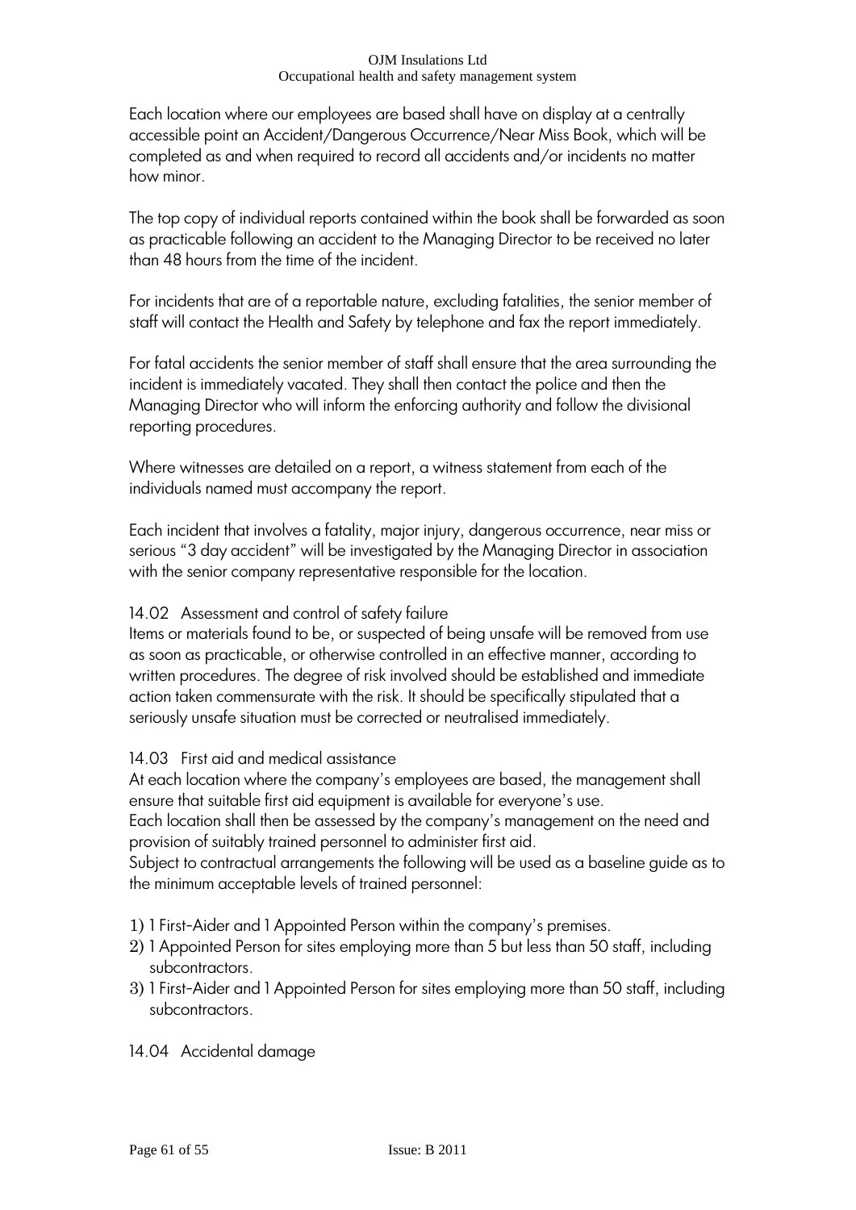Each location where our employees are based shall have on display at a centrally accessible point an Accident/Dangerous Occurrence/Near Miss Book, which will be completed as and when required to record all accidents and/or incidents no matter how minor.

The top copy of individual reports contained within the book shall be forwarded as soon as practicable following an accident to the Managing Director to be received no later than 48 hours from the time of the incident.

For incidents that are of a reportable nature, excluding fatalities, the senior member of staff will contact the Health and Safety by telephone and fax the report immediately.

For fatal accidents the senior member of staff shall ensure that the area surrounding the incident is immediately vacated. They shall then contact the police and then the Managing Director who will inform the enforcing authority and follow the divisional reporting procedures.

Where witnesses are detailed on a report, a witness statement from each of the individuals named must accompany the report.

Each incident that involves a fatality, major injury, dangerous occurrence, near miss or serious "3 day accident" will be investigated by the Managing Director in association with the senior company representative responsible for the location.

### 14.02 Assessment and control of safety failure

Items or materials found to be, or suspected of being unsafe will be removed from use as soon as practicable, or otherwise controlled in an effective manner, according to written procedures. The degree of risk involved should be established and immediate action taken commensurate with the risk. It should be specifically stipulated that a seriously unsafe situation must be corrected or neutralised immediately.

### 14.03 First aid and medical assistance

At each location where the company's employees are based, the management shall ensure that suitable first aid equipment is available for everyone's use.
Each location shall then be assessed by the company's management on the need and provision of suitably trained personnel to administer first aid.
Subject to contractual arrangements the following will be used as a baseline guide as to the minimum acceptable levels of trained personnel:

1) 1 First-Aider and 1 Appointed Person within the company's premises.
2) 1 Appointed Person for sites employing more than 5 but less than 50 staff, including subcontractors.
3) 1 First-Aider and 1 Appointed Person for sites employing more than 50 staff, including subcontractors.

### 14.04 Accidental damage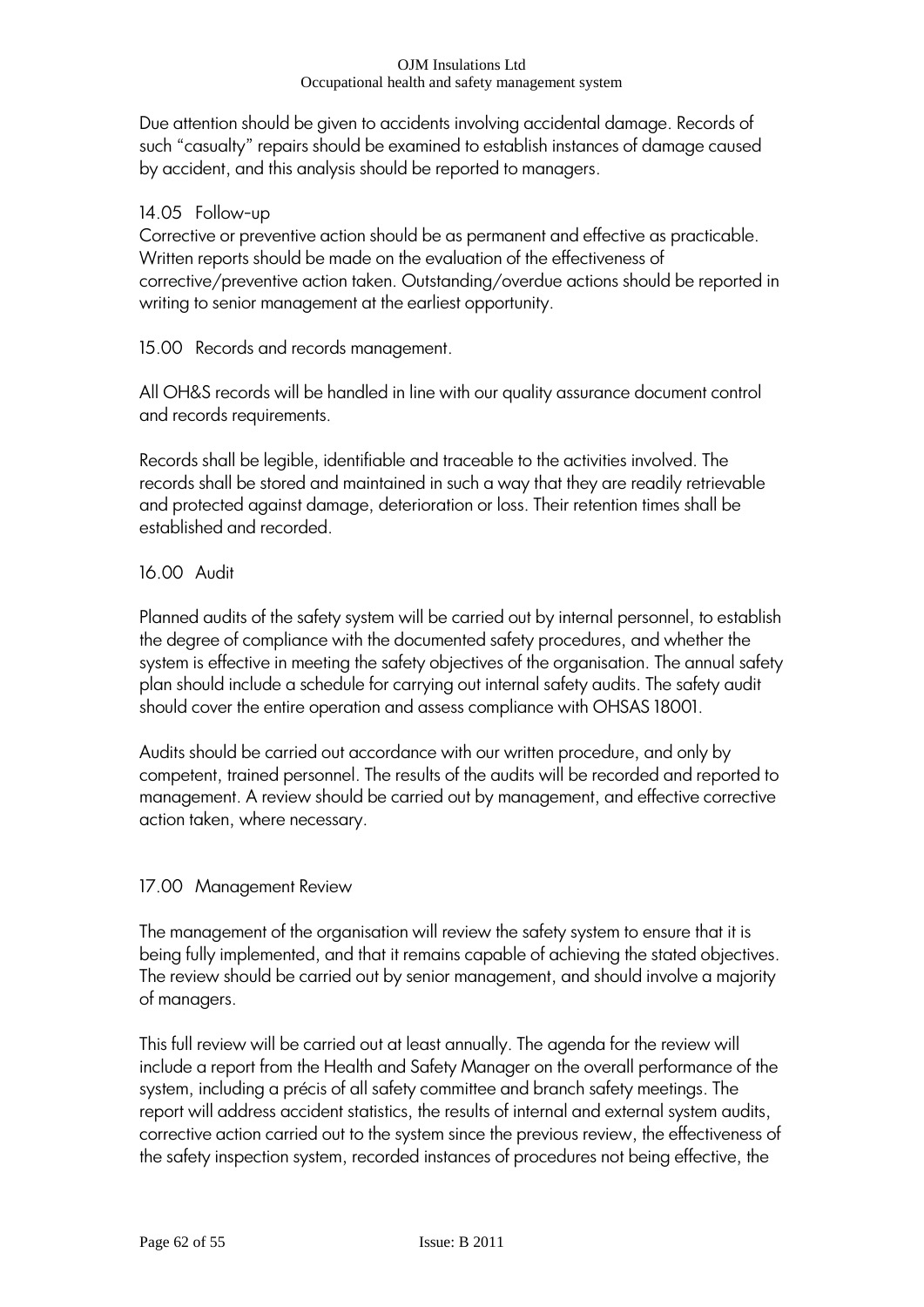Due attention should be given to accidents involving accidental damage. Records of such "casualty" repairs should be examined to establish instances of damage caused by accident, and this analysis should be reported to managers.

### 14.05 Follow-up

Corrective or preventive action should be as permanent and effective as practicable. Written reports should be made on the evaluation of the effectiveness of corrective/preventive action taken. Outstanding/overdue actions should be reported in writing to senior management at the earliest opportunity.

## 15.00 Records and records management.

All OH&S records will be handled in line with our quality assurance document control and records requirements.

Records shall be legible, identifiable and traceable to the activities involved. The records shall be stored and maintained in such a way that they are readily retrievable and protected against damage, deterioration or loss. Their retention times shall be established and recorded.

## 16.00 Audit

Planned audits of the safety system will be carried out by internal personnel, to establish the degree of compliance with the documented safety procedures, and whether the system is effective in meeting the safety objectives of the organisation. The annual safety plan should include a schedule for carrying out internal safety audits. The safety audit should cover the entire operation and assess compliance with OHSAS 18001.

Audits should be carried out accordance with our written procedure, and only by competent, trained personnel. The results of the audits will be recorded and reported to management. A review should be carried out by management, and effective corrective action taken, where necessary.

## 17.00 Management Review

The management of the organisation will review the safety system to ensure that it is being fully implemented, and that it remains capable of achieving the stated objectives. The review should be carried out by senior management, and should involve a majority of managers.

This full review will be carried out at least annually. The agenda for the review will include a report from the Health and Safety Manager on the overall performance of the system, including a précis of all safety committee and branch safety meetings. The report will address accident statistics, the results of internal and external system audits, corrective action carried out to the system since the previous review, the effectiveness of the safety inspection system, recorded instances of procedures not being effective, the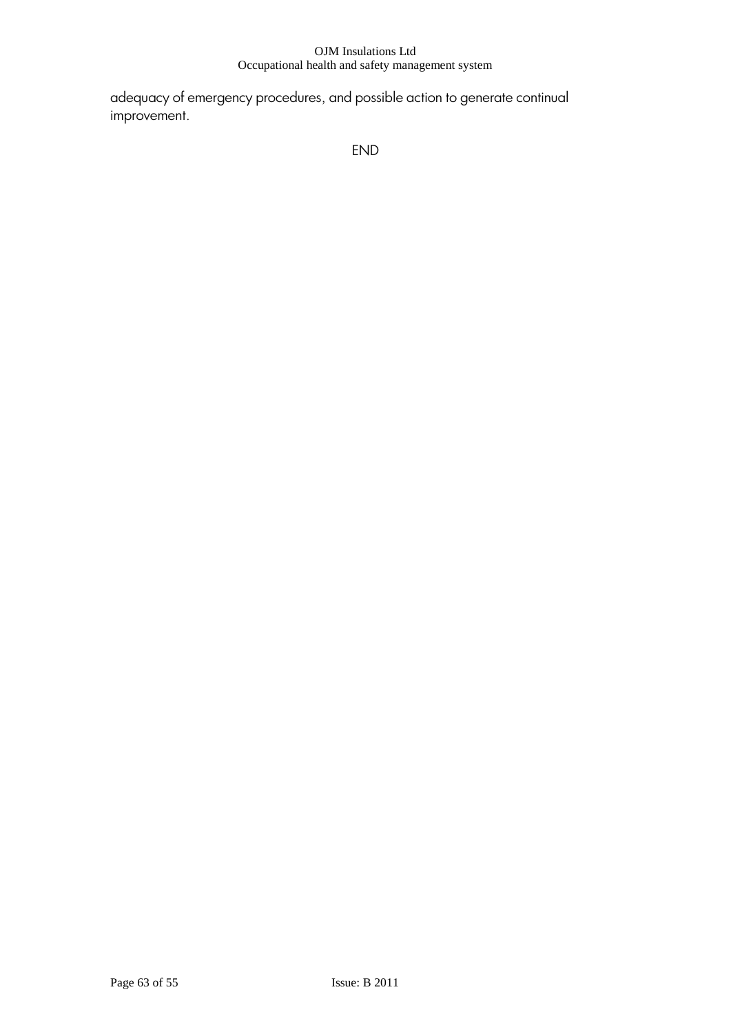adequacy of emergency procedures, and possible action to generate continual improvement.

END